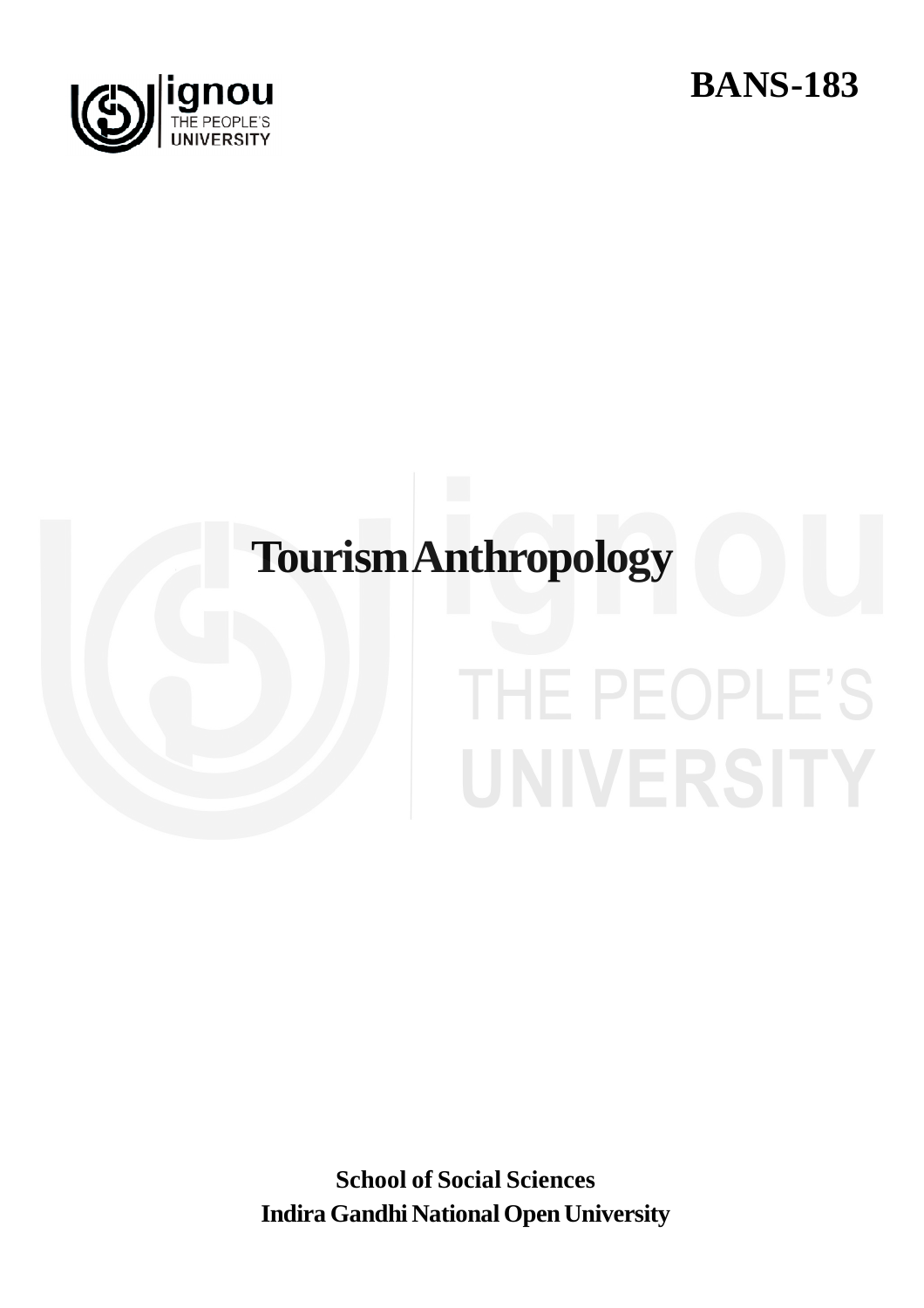BANS-183

# Tourism Anthropology

**School of Social Sciences**
**Indira Gandhi National Open University**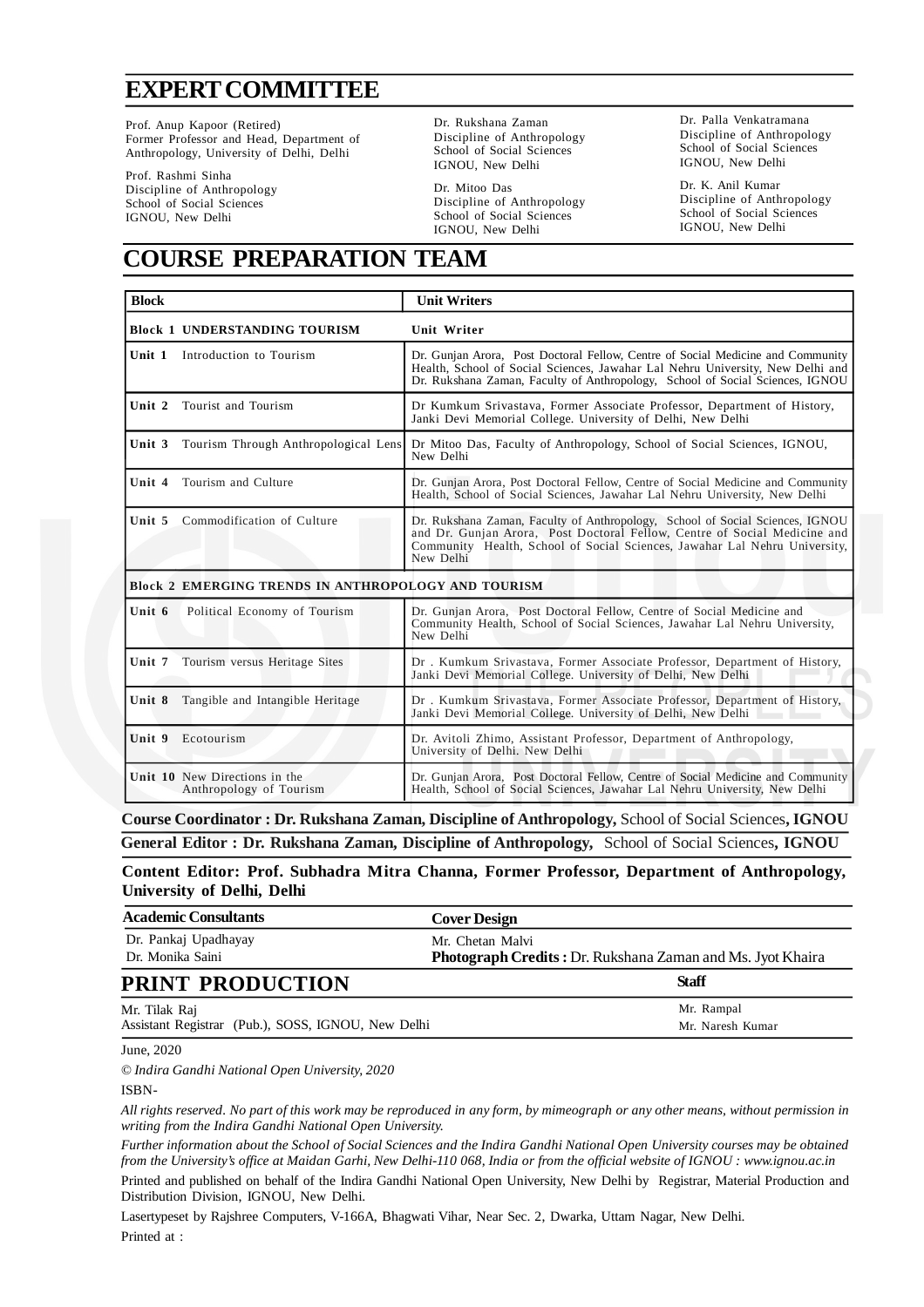# EXPERT COMMITTEE

Prof. Anup Kapoor (Retired)
Former Professor and Head, Department of Anthropology, University of Delhi, Delhi

Prof. Rashmi Sinha
Discipline of Anthropology
School of Social Sciences
IGNOU, New Delhi

Dr. Rukshana Zaman
Discipline of Anthropology
School of Social Sciences
IGNOU, New Delhi

Dr. Mitoo Das
Discipline of Anthropology
School of Social Sciences
IGNOU, New Delhi

Dr. Palla Venkatramana
Discipline of Anthropology
School of Social Sciences
IGNOU, New Delhi

Dr. K. Anil Kumar
Discipline of Anthropology
School of Social Sciences
IGNOU, New Delhi

# COURSE PREPARATION TEAM

| Block | Unit Writers |
|---|---|
| **Block 1 UNDERSTANDING TOURISM** | **Unit Writer** |
| **Unit 1** Introduction to Tourism | Dr. Gunjan Arora, Post Doctoral Fellow, Centre of Social Medicine and Community Health, School of Social Sciences, Jawahar Lal Nehru University, New Delhi and Dr. Rukshana Zaman, Faculty of Anthropology, School of Social Sciences, IGNOU |
| **Unit 2** Tourist and Tourism | Dr Kumkum Srivastava, Former Associate Professor, Department of History, Janki Devi Memorial College. University of Delhi, New Delhi |
| **Unit 3** Tourism Through Anthropological Lens | Dr Mitoo Das, Faculty of Anthropology, School of Social Sciences, IGNOU, New Delhi |
| **Unit 4** Tourism and Culture | Dr. Gunjan Arora, Post Doctoral Fellow, Centre of Social Medicine and Community Health, School of Social Sciences, Jawahar Lal Nehru University, New Delhi |
| **Unit 5** Commodification of Culture | Dr. Rukshana Zaman, Faculty of Anthropology, School of Social Sciences, IGNOU and Dr. Gunjan Arora, Post Doctoral Fellow, Centre of Social Medicine and Community Health, School of Social Sciences, Jawahar Lal Nehru University, New Delhi |
| **Block 2 EMERGING TRENDS IN ANTHROPOLOGY AND TOURISM** | |
| **Unit 6** Political Economy of Tourism | Dr. Gunjan Arora, Post Doctoral Fellow, Centre of Social Medicine and Community Health, School of Social Sciences, Jawahar Lal Nehru University, New Delhi |
| **Unit 7** Tourism versus Heritage Sites | Dr . Kumkum Srivastava, Former Associate Professor, Department of History, Janki Devi Memorial College. University of Delhi, New Delhi |
| **Unit 8** Tangible and Intangible Heritage | Dr . Kumkum Srivastava, Former Associate Professor, Department of History, Janki Devi Memorial College. University of Delhi, New Delhi |
| **Unit 9** Ecotourism | Dr. Avitoli Zhimo, Assistant Professor, Department of Anthropology, University of Delhi. New Delhi |
| **Unit 10** New Directions in the Anthropology of Tourism | Dr. Gunjan Arora, Post Doctoral Fellow, Centre of Social Medicine and Community Health, School of Social Sciences, Jawahar Lal Nehru University, New Delhi |

**Course Coordinator : Dr. Rukshana Zaman, Discipline of Anthropology,** School of Social Sciences**, IGNOU**

**General Editor : Dr. Rukshana Zaman, Discipline of Anthropology,** School of Social Sciences**, IGNOU**

**Content Editor: Prof. Subhadra Mitra Channa, Former Professor, Department of Anthropology, University of Delhi, Delhi**

| Academic Consultants | Cover Design |
|---|---|
| Dr. Pankaj Upadhayay | Mr. Chetan Malvi |
| Dr. Monika Saini | **Photograph Credits :** Dr. Rukshana Zaman and Ms. Jyot Khaira |

## PRINT PRODUCTION

| | Staff |
|---|---|
| Mr. Tilak Raj | Mr. Rampal |
| Assistant Registrar (Pub.), SOSS, IGNOU, New Delhi | Mr. Naresh Kumar |

June, 2020

*© Indira Gandhi National Open University, 2020*

ISBN-

*All rights reserved. No part of this work may be reproduced in any form, by mimeograph or any other means, without permission in writing from the Indira Gandhi National Open University.*

*Further information about the School of Social Sciences and the Indira Gandhi National Open University courses may be obtained from the University's office at Maidan Garhi, New Delhi-110 068, India or from the official website of IGNOU : www.ignou.ac.in*

Printed and published on behalf of the Indira Gandhi National Open University, New Delhi by Registrar, Material Production and Distribution Division, IGNOU, New Delhi.

Lasertypeset by Rajshree Computers, V-166A, Bhagwati Vihar, Near Sec. 2, Dwarka, Uttam Nagar, New Delhi.

Printed at :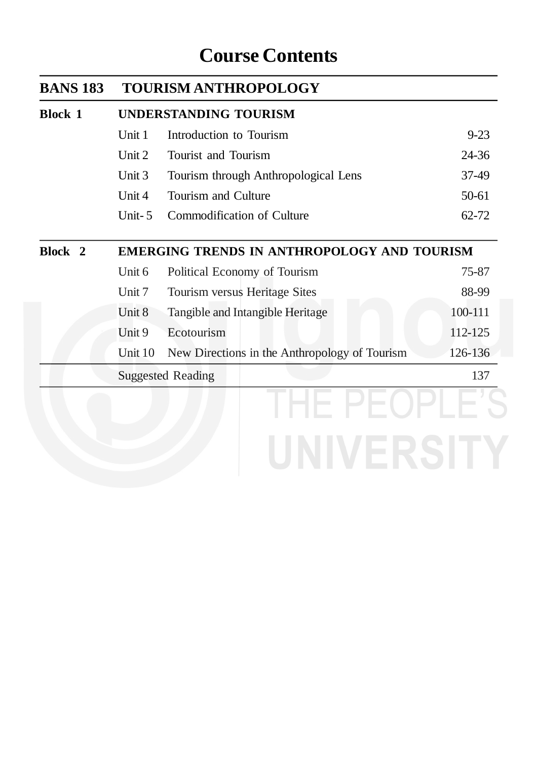# Course Contents

| BANS 183 | TOURISM ANTHROPOLOGY | | |
|---|---|---|---|
| **Block 1** | **UNDERSTANDING TOURISM** | | |
| | Unit 1 | Introduction to Tourism | 9-23 |
| | Unit 2 | Tourist and Tourism | 24-36 |
| | Unit 3 | Tourism through Anthropological Lens | 37-49 |
| | Unit 4 | Tourism and Culture | 50-61 |
| | Unit- 5 | Commodification of Culture | 62-72 |
| **Block 2** | **EMERGING TRENDS IN ANTHROPOLOGY AND TOURISM** | | |
| | Unit 6 | Political Economy of Tourism | 75-87 |
| | Unit 7 | Tourism versus Heritage Sites | 88-99 |
| | Unit 8 | Tangible and Intangible Heritage | 100-111 |
| | Unit 9 | Ecotourism | 112-125 |
| | Unit 10 | New Directions in the Anthropology of Tourism | 126-136 |
| | Suggested Reading | | 137 |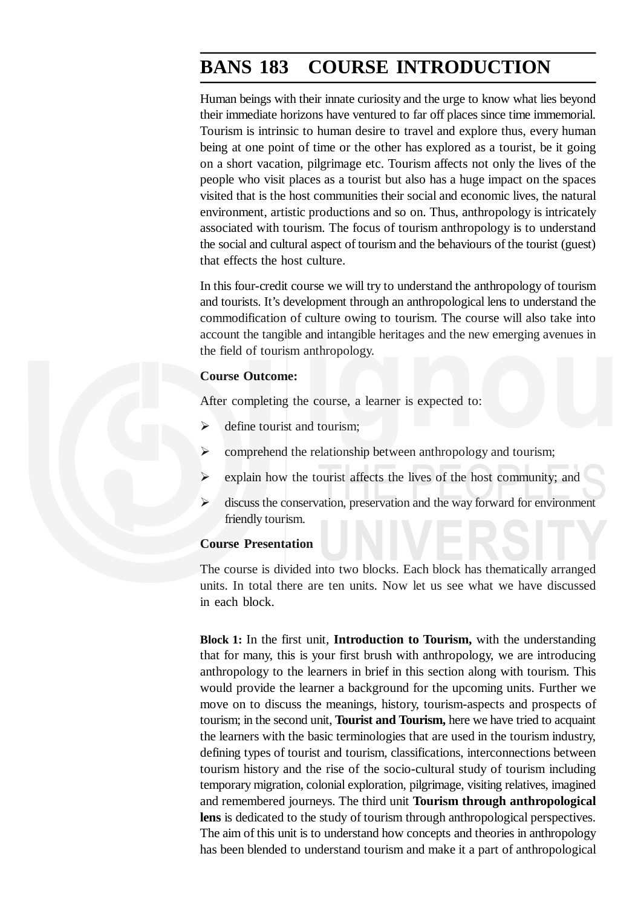# BANS 183 COURSE INTRODUCTION

Human beings with their innate curiosity and the urge to know what lies beyond their immediate horizons have ventured to far off places since time immemorial. Tourism is intrinsic to human desire to travel and explore thus, every human being at one point of time or the other has explored as a tourist, be it going on a short vacation, pilgrimage etc. Tourism affects not only the lives of the people who visit places as a tourist but also has a huge impact on the spaces visited that is the host communities their social and economic lives, the natural environment, artistic productions and so on. Thus, anthropology is intricately associated with tourism. The focus of tourism anthropology is to understand the social and cultural aspect of tourism and the behaviours of the tourist (guest) that effects the host culture.

In this four-credit course we will try to understand the anthropology of tourism and tourists. It's development through an anthropological lens to understand the commodification of culture owing to tourism. The course will also take into account the tangible and intangible heritages and the new emerging avenues in the field of tourism anthropology.

**Course Outcome:**

After completing the course, a learner is expected to:

- define tourist and tourism;
- comprehend the relationship between anthropology and tourism;
- explain how the tourist affects the lives of the host community; and
- discuss the conservation, preservation and the way forward for environment friendly tourism.

**Course Presentation**

The course is divided into two blocks. Each block has thematically arranged units. In total there are ten units. Now let us see what we have discussed in each block.

**Block 1:** In the first unit, **Introduction to Tourism,** with the understanding that for many, this is your first brush with anthropology, we are introducing anthropology to the learners in brief in this section along with tourism. This would provide the learner a background for the upcoming units. Further we move on to discuss the meanings, history, tourism-aspects and prospects of tourism; in the second unit, **Tourist and Tourism,** here we have tried to acquaint the learners with the basic terminologies that are used in the tourism industry, defining types of tourist and tourism, classifications, interconnections between tourism history and the rise of the socio-cultural study of tourism including temporary migration, colonial exploration, pilgrimage, visiting relatives, imagined and remembered journeys. The third unit **Tourism through anthropological lens** is dedicated to the study of tourism through anthropological perspectives. The aim of this unit is to understand how concepts and theories in anthropology has been blended to understand tourism and make it a part of anthropological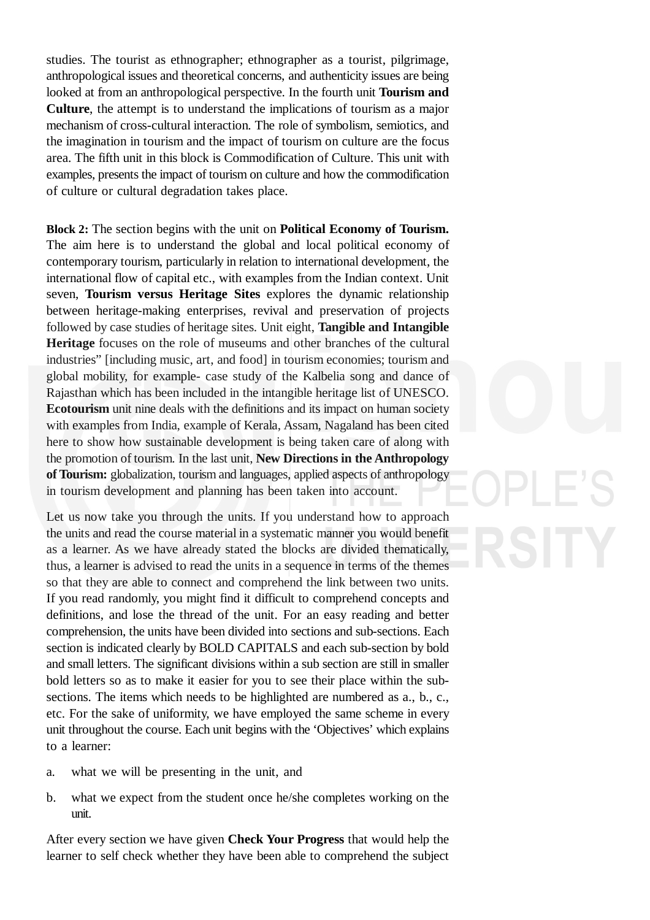studies. The tourist as ethnographer; ethnographer as a tourist, pilgrimage, anthropological issues and theoretical concerns, and authenticity issues are being looked at from an anthropological perspective. In the fourth unit **Tourism and Culture**, the attempt is to understand the implications of tourism as a major mechanism of cross-cultural interaction. The role of symbolism, semiotics, and the imagination in tourism and the impact of tourism on culture are the focus area. The fifth unit in this block is Commodification of Culture. This unit with examples, presents the impact of tourism on culture and how the commodification of culture or cultural degradation takes place.

**Block 2:** The section begins with the unit on **Political Economy of Tourism.** The aim here is to understand the global and local political economy of contemporary tourism, particularly in relation to international development, the international flow of capital etc., with examples from the Indian context. Unit seven, **Tourism versus Heritage Sites** explores the dynamic relationship between heritage-making enterprises, revival and preservation of projects followed by case studies of heritage sites. Unit eight, **Tangible and Intangible Heritage** focuses on the role of museums and other branches of the cultural industries" [including music, art, and food] in tourism economies; tourism and global mobility, for example- case study of the Kalbelia song and dance of Rajasthan which has been included in the intangible heritage list of UNESCO. **Ecotourism** unit nine deals with the definitions and its impact on human society with examples from India, example of Kerala, Assam, Nagaland has been cited here to show how sustainable development is being taken care of along with the promotion of tourism. In the last unit, **New Directions in the Anthropology of Tourism:** globalization, tourism and languages, applied aspects of anthropology in tourism development and planning has been taken into account.

Let us now take you through the units. If you understand how to approach the units and read the course material in a systematic manner you would benefit as a learner. As we have already stated the blocks are divided thematically, thus, a learner is advised to read the units in a sequence in terms of the themes so that they are able to connect and comprehend the link between two units. If you read randomly, you might find it difficult to comprehend concepts and definitions, and lose the thread of the unit. For an easy reading and better comprehension, the units have been divided into sections and sub-sections. Each section is indicated clearly by BOLD CAPITALS and each sub-section by bold and small letters. The significant divisions within a sub section are still in smaller bold letters so as to make it easier for you to see their place within the sub-sections. The items which needs to be highlighted are numbered as a., b., c., etc. For the sake of uniformity, we have employed the same scheme in every unit throughout the course. Each unit begins with the 'Objectives' which explains to a learner:

a. what we will be presenting in the unit, and

b. what we expect from the student once he/she completes working on the unit.

After every section we have given **Check Your Progress** that would help the learner to self check whether they have been able to comprehend the subject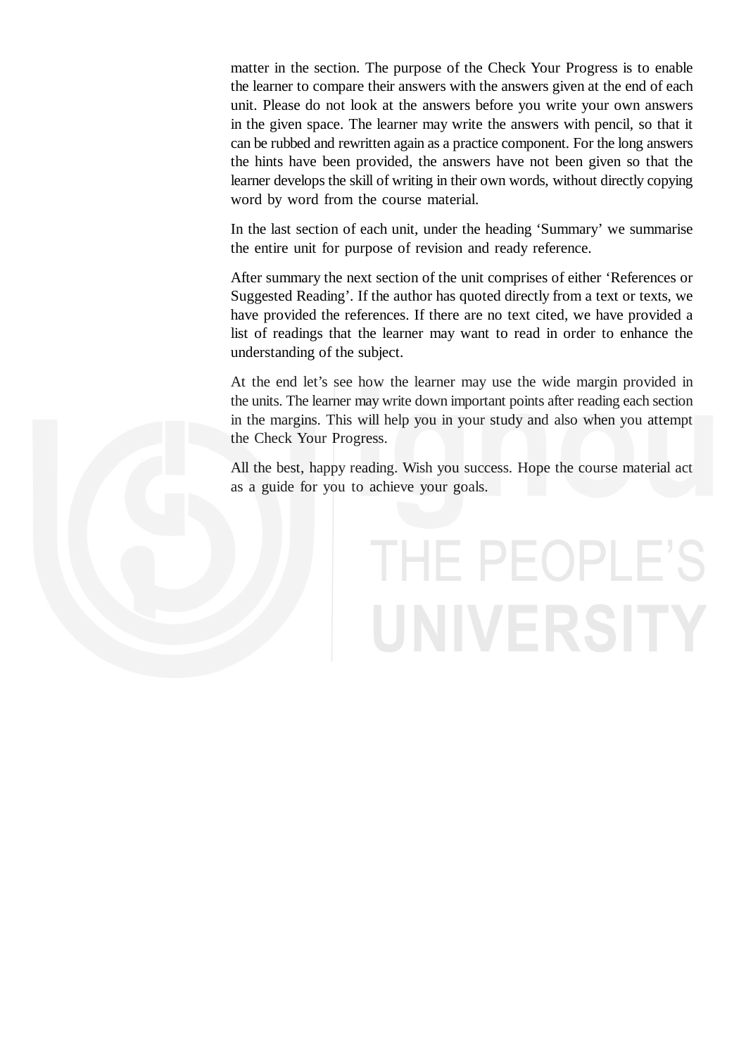matter in the section. The purpose of the Check Your Progress is to enable the learner to compare their answers with the answers given at the end of each unit. Please do not look at the answers before you write your own answers in the given space. The learner may write the answers with pencil, so that it can be rubbed and rewritten again as a practice component. For the long answers the hints have been provided, the answers have not been given so that the learner develops the skill of writing in their own words, without directly copying word by word from the course material.

In the last section of each unit, under the heading 'Summary' we summarise the entire unit for purpose of revision and ready reference.

After summary the next section of the unit comprises of either 'References or Suggested Reading'. If the author has quoted directly from a text or texts, we have provided the references. If there are no text cited, we have provided a list of readings that the learner may want to read in order to enhance the understanding of the subject.

At the end let's see how the learner may use the wide margin provided in the units. The learner may write down important points after reading each section in the margins. This will help you in your study and also when you attempt the Check Your Progress.

All the best, happy reading. Wish you success. Hope the course material act as a guide for you to achieve your goals.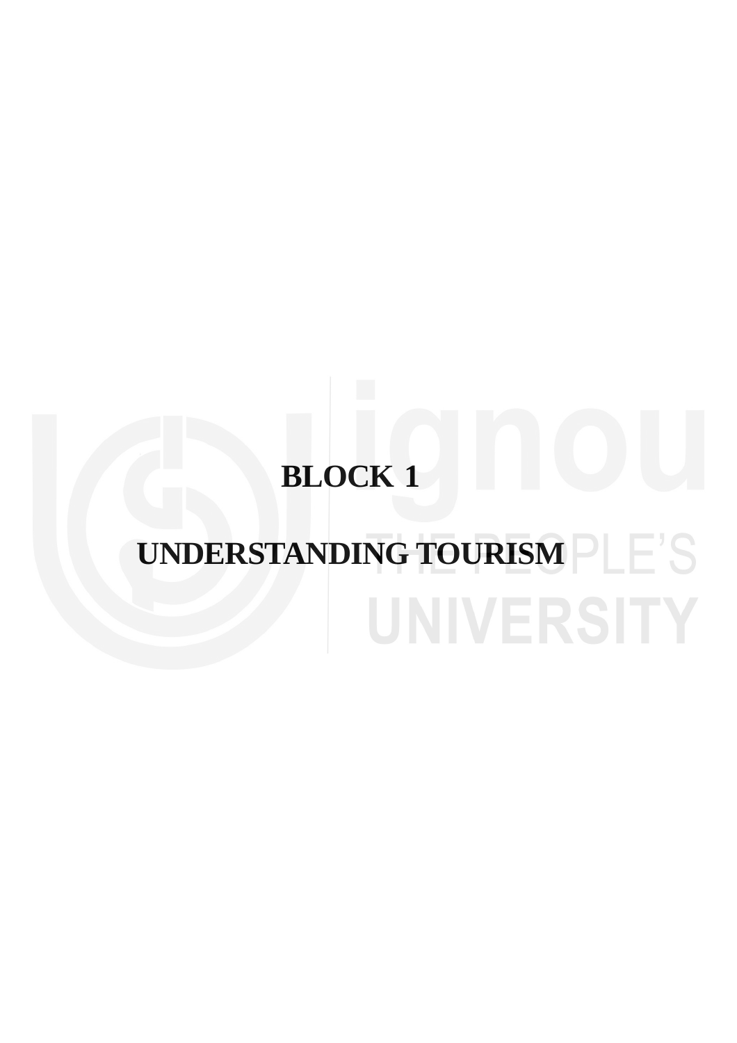# BLOCK 1

# UNDERSTANDING TOURISM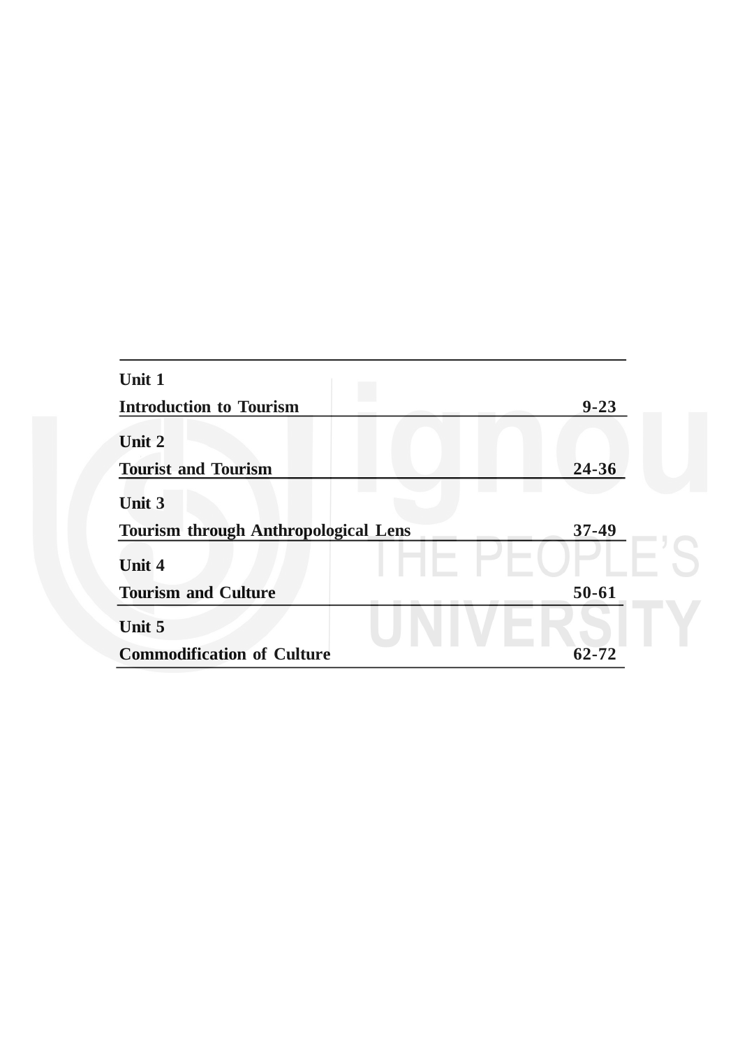| | |
|---|---|
| **Unit 1** | |
| **Introduction to Tourism** | **9-23** |
| **Unit 2** | |
| **Tourist and Tourism** | **24-36** |
| **Unit 3** | |
| **Tourism through Anthropological Lens** | **37-49** |
| **Unit 4** | |
| **Tourism and Culture** | **50-61** |
| **Unit 5** | |
| **Commodification of Culture** | **62-72** |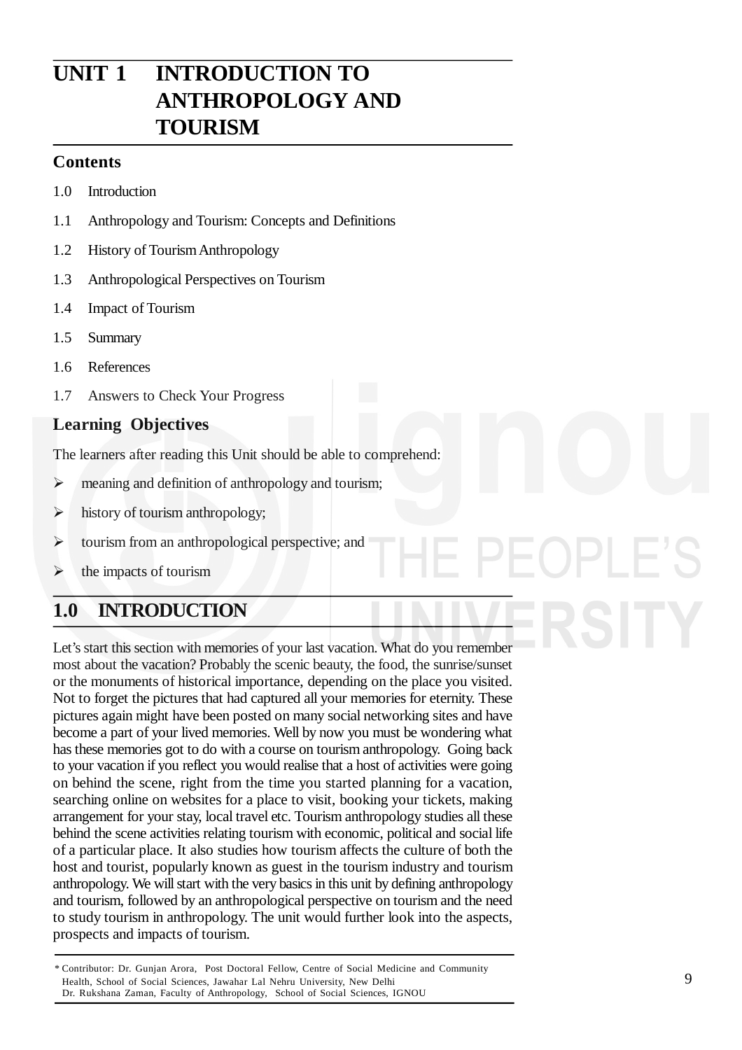# UNIT 1 INTRODUCTION TO ANTHROPOLOGY AND TOURISM

### Contents

1.0 Introduction

1.1 Anthropology and Tourism: Concepts and Definitions

1.2 History of Tourism Anthropology

1.3 Anthropological Perspectives on Tourism

1.4 Impact of Tourism

1.5 Summary

1.6 References

1.7 Answers to Check Your Progress

### Learning Objectives

The learners after reading this Unit should be able to comprehend:

- meaning and definition of anthropology and tourism;
- history of tourism anthropology;
- tourism from an anthropological perspective; and
- the impacts of tourism

## 1.0 INTRODUCTION

Let's start this section with memories of your last vacation. What do you remember most about the vacation? Probably the scenic beauty, the food, the sunrise/sunset or the monuments of historical importance, depending on the place you visited. Not to forget the pictures that had captured all your memories for eternity. These pictures again might have been posted on many social networking sites and have become a part of your lived memories. Well by now you must be wondering what has these memories got to do with a course on tourism anthropology. Going back to your vacation if you reflect you would realise that a host of activities were going on behind the scene, right from the time you started planning for a vacation, searching online on websites for a place to visit, booking your tickets, making arrangement for your stay, local travel etc. Tourism anthropology studies all these behind the scene activities relating tourism with economic, political and social life of a particular place. It also studies how tourism affects the culture of both the host and tourist, popularly known as guest in the tourism industry and tourism anthropology. We will start with the very basics in this unit by defining anthropology and tourism, followed by an anthropological perspective on tourism and the need to study tourism in anthropology. The unit would further look into the aspects, prospects and impacts of tourism.

---

\* Contributor: Dr. Gunjan Arora, Post Doctoral Fellow, Centre of Social Medicine and Community Health, School of Social Sciences, Jawahar Lal Nehru University, New Delhi
Dr. Rukshana Zaman, Faculty of Anthropology, School of Social Sciences, IGNOU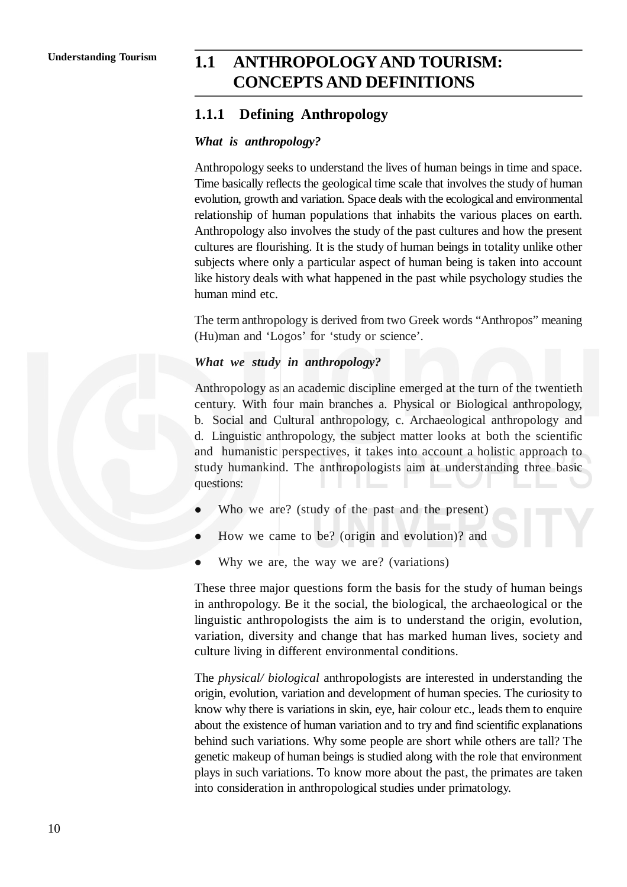## 1.1 ANTHROPOLOGY AND TOURISM: CONCEPTS AND DEFINITIONS

### 1.1.1 Defining Anthropology

***What is anthropology?***

Anthropology seeks to understand the lives of human beings in time and space. Time basically reflects the geological time scale that involves the study of human evolution, growth and variation. Space deals with the ecological and environmental relationship of human populations that inhabits the various places on earth. Anthropology also involves the study of the past cultures and how the present cultures are flourishing. It is the study of human beings in totality unlike other subjects where only a particular aspect of human being is taken into account like history deals with what happened in the past while psychology studies the human mind etc.

The term anthropology is derived from two Greek words "Anthropos" meaning (Hu)man and 'Logos' for 'study or science'.

***What we study in anthropology?***

Anthropology as an academic discipline emerged at the turn of the twentieth century. With four main branches a. Physical or Biological anthropology, b. Social and Cultural anthropology, c. Archaeological anthropology and d. Linguistic anthropology, the subject matter looks at both the scientific and humanistic perspectives, it takes into account a holistic approach to study humankind. The anthropologists aim at understanding three basic questions:

- Who we are? (study of the past and the present)
- How we came to be? (origin and evolution)? and
- Why we are, the way we are? (variations)

These three major questions form the basis for the study of human beings in anthropology. Be it the social, the biological, the archaeological or the linguistic anthropologists the aim is to understand the origin, evolution, variation, diversity and change that has marked human lives, society and culture living in different environmental conditions.

The *physical/ biological* anthropologists are interested in understanding the origin, evolution, variation and development of human species. The curiosity to know why there is variations in skin, eye, hair colour etc., leads them to enquire about the existence of human variation and to try and find scientific explanations behind such variations. Why some people are short while others are tall? The genetic makeup of human beings is studied along with the role that environment plays in such variations. To know more about the past, the primates are taken into consideration in anthropological studies under primatology.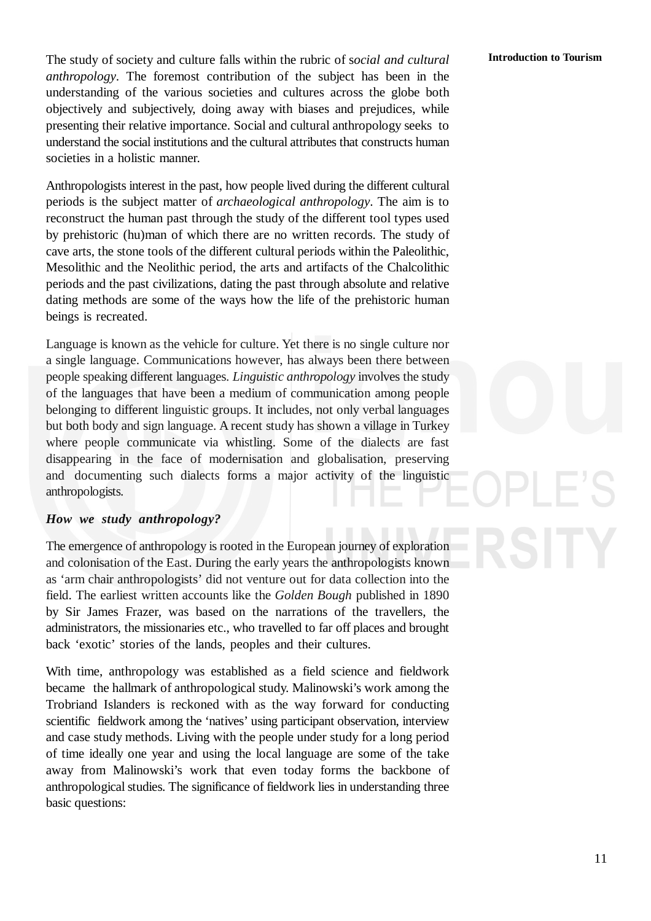The study of society and culture falls within the rubric of s*ocial and cultural anthropology*. The foremost contribution of the subject has been in the understanding of the various societies and cultures across the globe both objectively and subjectively, doing away with biases and prejudices, while presenting their relative importance. Social and cultural anthropology seeks to understand the social institutions and the cultural attributes that constructs human societies in a holistic manner.

Anthropologists interest in the past, how people lived during the different cultural periods is the subject matter of *archaeological anthropology*. The aim is to reconstruct the human past through the study of the different tool types used by prehistoric (hu)man of which there are no written records. The study of cave arts, the stone tools of the different cultural periods within the Paleolithic, Mesolithic and the Neolithic period, the arts and artifacts of the Chalcolithic periods and the past civilizations, dating the past through absolute and relative dating methods are some of the ways how the life of the prehistoric human beings is recreated.

Language is known as the vehicle for culture. Yet there is no single culture nor a single language. Communications however, has always been there between people speaking different languages. *Linguistic anthropology* involves the study of the languages that have been a medium of communication among people belonging to different linguistic groups. It includes, not only verbal languages but both body and sign language. A recent study has shown a village in Turkey where people communicate via whistling. Some of the dialects are fast disappearing in the face of modernisation and globalisation, preserving and documenting such dialects forms a major activity of the linguistic anthropologists.

### *How we study anthropology?*

The emergence of anthropology is rooted in the European journey of exploration and colonisation of the East. During the early years the anthropologists known as 'arm chair anthropologists' did not venture out for data collection into the field. The earliest written accounts like the *Golden Bough* published in 1890 by Sir James Frazer, was based on the narrations of the travellers, the administrators, the missionaries etc., who travelled to far off places and brought back 'exotic' stories of the lands, peoples and their cultures.

With time, anthropology was established as a field science and fieldwork became the hallmark of anthropological study. Malinowski's work among the Trobriand Islanders is reckoned with as the way forward for conducting scientific fieldwork among the 'natives' using participant observation, interview and case study methods. Living with the people under study for a long period of time ideally one year and using the local language are some of the take away from Malinowski's work that even today forms the backbone of anthropological studies. The significance of fieldwork lies in understanding three basic questions: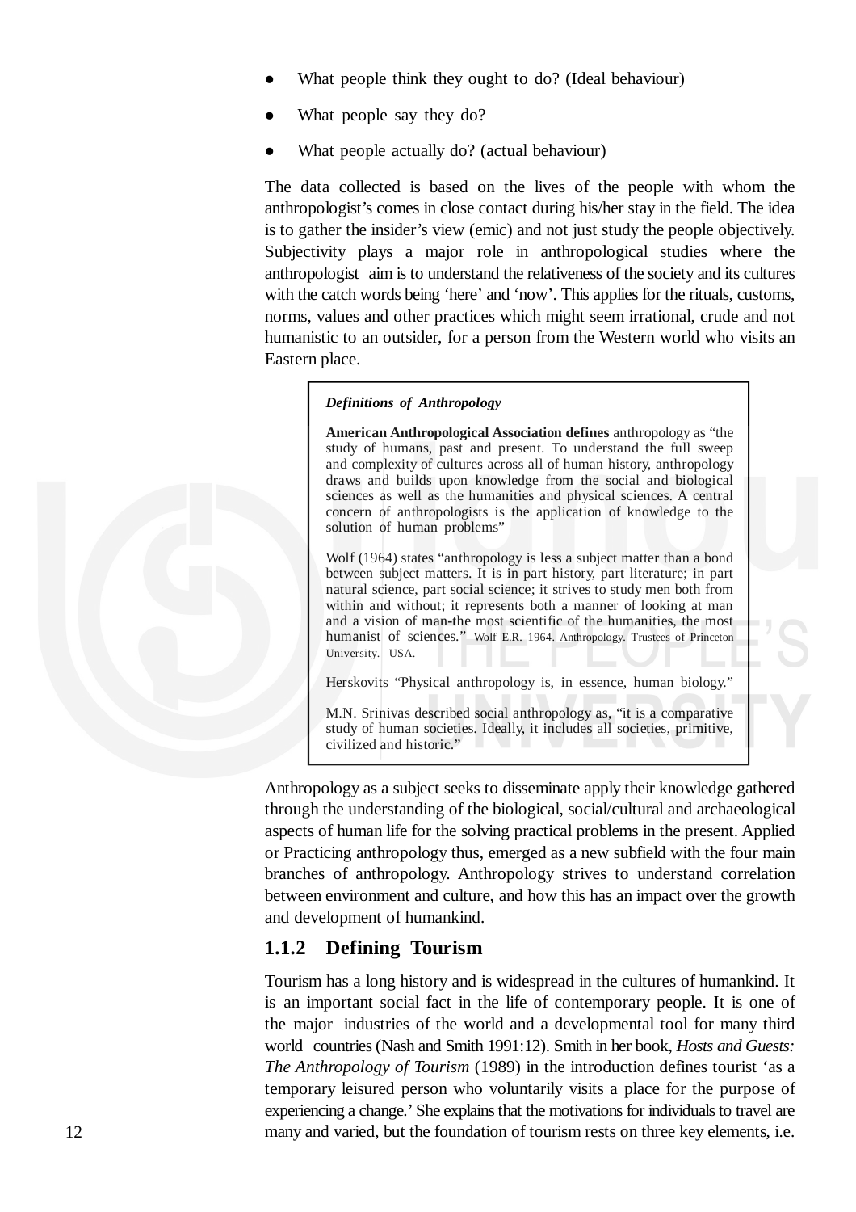- What people think they ought to do? (Ideal behaviour)
- What people say they do?
- What people actually do? (actual behaviour)

The data collected is based on the lives of the people with whom the anthropologist's comes in close contact during his/her stay in the field. The idea is to gather the insider's view (emic) and not just study the people objectively. Subjectivity plays a major role in anthropological studies where the anthropologist aim is to understand the relativeness of the society and its cultures with the catch words being 'here' and 'now'. This applies for the rituals, customs, norms, values and other practices which might seem irrational, crude and not humanistic to an outsider, for a person from the Western world who visits an Eastern place.

> ***Definitions of Anthropology***
>
> **American Anthropological Association defines** anthropology as "the study of humans, past and present. To understand the full sweep and complexity of cultures across all of human history, anthropology draws and builds upon knowledge from the social and biological sciences as well as the humanities and physical sciences. A central concern of anthropologists is the application of knowledge to the solution of human problems"
>
> Wolf (1964) states "anthropology is less a subject matter than a bond between subject matters. It is in part history, part literature; in part natural science, part social science; it strives to study men both from within and without; it represents both a manner of looking at man and a vision of man-the most scientific of the humanities, the most humanist of sciences." Wolf E.R. 1964. Anthropology. Trustees of Princeton University. USA.
>
> Herskovits "Physical anthropology is, in essence, human biology."
>
> M.N. Srinivas described social anthropology as, "it is a comparative study of human societies. Ideally, it includes all societies, primitive, civilized and historic."

Anthropology as a subject seeks to disseminate apply their knowledge gathered through the understanding of the biological, social/cultural and archaeological aspects of human life for the solving practical problems in the present. Applied or Practicing anthropology thus, emerged as a new subfield with the four main branches of anthropology. Anthropology strives to understand correlation between environment and culture, and how this has an impact over the growth and development of humankind.

### 1.1.2 Defining Tourism

Tourism has a long history and is widespread in the cultures of humankind. It is an important social fact in the life of contemporary people. It is one of the major industries of the world and a developmental tool for many third world countries (Nash and Smith 1991:12). Smith in her book, *Hosts and Guests: The Anthropology of Tourism* (1989) in the introduction defines tourist 'as a temporary leisured person who voluntarily visits a place for the purpose of experiencing a change.' She explains that the motivations for individuals to travel are many and varied, but the foundation of tourism rests on three key elements, i.e.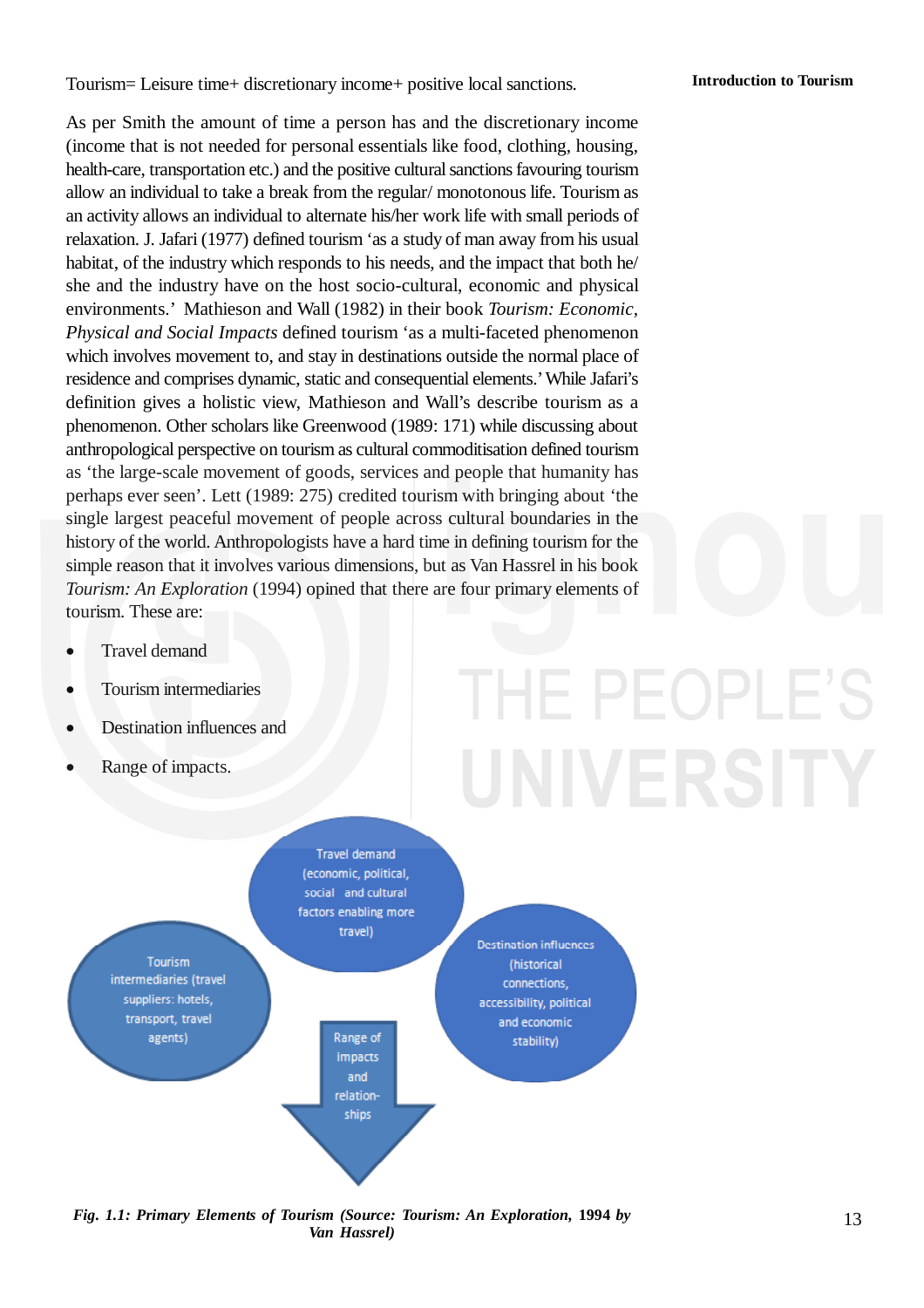Tourism= Leisure time+ discretionary income+ positive local sanctions.

As per Smith the amount of time a person has and the discretionary income (income that is not needed for personal essentials like food, clothing, housing, health-care, transportation etc.) and the positive cultural sanctions favouring tourism allow an individual to take a break from the regular/ monotonous life. Tourism as an activity allows an individual to alternate his/her work life with small periods of relaxation. J. Jafari (1977) defined tourism 'as a study of man away from his usual habitat, of the industry which responds to his needs, and the impact that both he/ she and the industry have on the host socio-cultural, economic and physical environments.' Mathieson and Wall (1982) in their book *Tourism: Economic, Physical and Social Impacts* defined tourism 'as a multi-faceted phenomenon which involves movement to, and stay in destinations outside the normal place of residence and comprises dynamic, static and consequential elements.' While Jafari's definition gives a holistic view, Mathieson and Wall's describe tourism as a phenomenon. Other scholars like Greenwood (1989: 171) while discussing about anthropological perspective on tourism as cultural commoditisation defined tourism as 'the large-scale movement of goods, services and people that humanity has perhaps ever seen'. Lett (1989: 275) credited tourism with bringing about 'the single largest peaceful movement of people across cultural boundaries in the history of the world. Anthropologists have a hard time in defining tourism for the simple reason that it involves various dimensions, but as Van Hassrel in his book *Tourism: An Exploration* (1994) opined that there are four primary elements of tourism. These are:

- Travel demand
- Tourism intermediaries
- Destination influences and
- Range of impacts.

Travel demand (economic, political, social and cultural factors enabling more travel)

Tourism intermediaries (travel suppliers: hotels, transport, travel agents)

Destination influences (historical connections, accessibility, political and economic stability)

Range of impacts and relation-ships

***Fig. 1.1: Primary Elements of Tourism (Source: Tourism: An Exploration, 1994 by Van Hassrel)***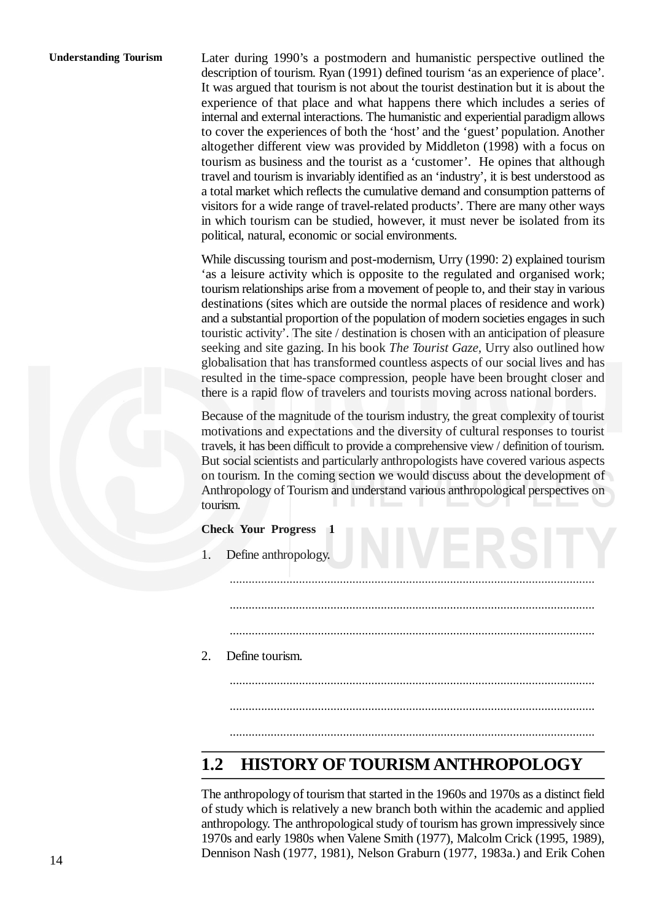Later during 1990's a postmodern and humanistic perspective outlined the description of tourism. Ryan (1991) defined tourism 'as an experience of place'. It was argued that tourism is not about the tourist destination but it is about the experience of that place and what happens there which includes a series of internal and external interactions. The humanistic and experiential paradigm allows to cover the experiences of both the 'host' and the 'guest' population. Another altogether different view was provided by Middleton (1998) with a focus on tourism as business and the tourist as a 'customer'. He opines that although travel and tourism is invariably identified as an 'industry', it is best understood as a total market which reflects the cumulative demand and consumption patterns of visitors for a wide range of travel-related products'. There are many other ways in which tourism can be studied, however, it must never be isolated from its political, natural, economic or social environments.

While discussing tourism and post-modernism, Urry (1990: 2) explained tourism 'as a leisure activity which is opposite to the regulated and organised work; tourism relationships arise from a movement of people to, and their stay in various destinations (sites which are outside the normal places of residence and work) and a substantial proportion of the population of modern societies engages in such touristic activity'. The site / destination is chosen with an anticipation of pleasure seeking and site gazing. In his book *The Tourist Gaze,* Urry also outlined how globalisation that has transformed countless aspects of our social lives and has resulted in the time-space compression, people have been brought closer and there is a rapid flow of travelers and tourists moving across national borders.

Because of the magnitude of the tourism industry, the great complexity of tourist motivations and expectations and the diversity of cultural responses to tourist travels, it has been difficult to provide a comprehensive view / definition of tourism. But social scientists and particularly anthropologists have covered various aspects on tourism. In the coming section we would discuss about the development of Anthropology of Tourism and understand various anthropological perspectives on tourism.

**Check Your Progress 1**

1. Define anthropology.

   ...................................................................................................................

   ...................................................................................................................

   ...................................................................................................................

2. Define tourism.

   ...................................................................................................................

   ...................................................................................................................

   ...................................................................................................................

## 1.2 HISTORY OF TOURISM ANTHROPOLOGY

The anthropology of tourism that started in the 1960s and 1970s as a distinct field of study which is relatively a new branch both within the academic and applied anthropology. The anthropological study of tourism has grown impressively since 1970s and early 1980s when Valene Smith (1977), Malcolm Crick (1995, 1989), Dennison Nash (1977, 1981), Nelson Graburn (1977, 1983a.) and Erik Cohen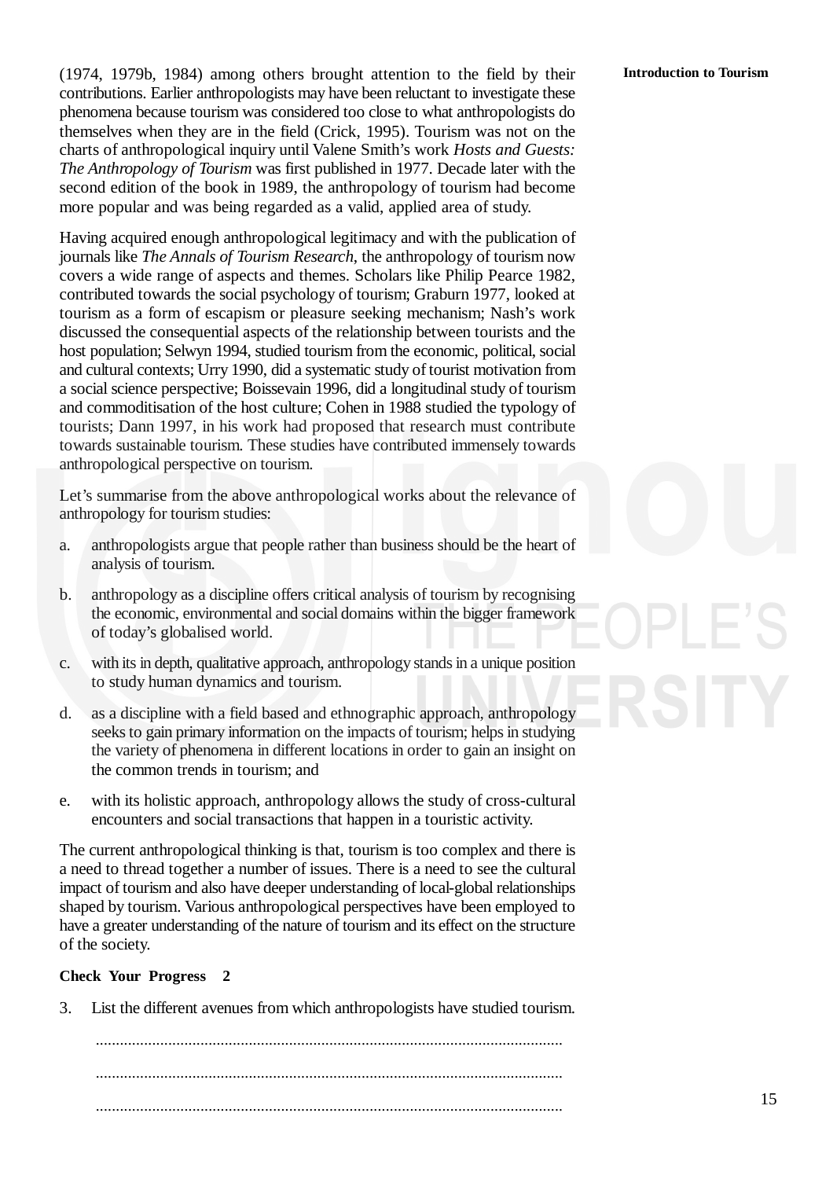(1974, 1979b, 1984) among others brought attention to the field by their contributions. Earlier anthropologists may have been reluctant to investigate these phenomena because tourism was considered too close to what anthropologists do themselves when they are in the field (Crick, 1995). Tourism was not on the charts of anthropological inquiry until Valene Smith's work *Hosts and Guests: The Anthropology of Tourism* was first published in 1977. Decade later with the second edition of the book in 1989, the anthropology of tourism had become more popular and was being regarded as a valid, applied area of study.

Having acquired enough anthropological legitimacy and with the publication of journals like *The Annals of Tourism Research*, the anthropology of tourism now covers a wide range of aspects and themes. Scholars like Philip Pearce 1982, contributed towards the social psychology of tourism; Graburn 1977, looked at tourism as a form of escapism or pleasure seeking mechanism; Nash's work discussed the consequential aspects of the relationship between tourists and the host population; Selwyn 1994, studied tourism from the economic, political, social and cultural contexts; Urry 1990, did a systematic study of tourist motivation from a social science perspective; Boissevain 1996, did a longitudinal study of tourism and commoditisation of the host culture; Cohen in 1988 studied the typology of tourists; Dann 1997, in his work had proposed that research must contribute towards sustainable tourism. These studies have contributed immensely towards anthropological perspective on tourism.

Let's summarise from the above anthropological works about the relevance of anthropology for tourism studies:

a. anthropologists argue that people rather than business should be the heart of analysis of tourism.

b. anthropology as a discipline offers critical analysis of tourism by recognising the economic, environmental and social domains within the bigger framework of today's globalised world.

c. with its in depth, qualitative approach, anthropology stands in a unique position to study human dynamics and tourism.

d. as a discipline with a field based and ethnographic approach, anthropology seeks to gain primary information on the impacts of tourism; helps in studying the variety of phenomena in different locations in order to gain an insight on the common trends in tourism; and

e. with its holistic approach, anthropology allows the study of cross-cultural encounters and social transactions that happen in a touristic activity.

The current anthropological thinking is that, tourism is too complex and there is a need to thread together a number of issues. There is a need to see the cultural impact of tourism and also have deeper understanding of local-global relationships shaped by tourism. Various anthropological perspectives have been employed to have a greater understanding of the nature of tourism and its effect on the structure of the society.

**Check Your Progress 2**

3. List the different avenues from which anthropologists have studied tourism.

...................................................................................................................

...................................................................................................................

...................................................................................................................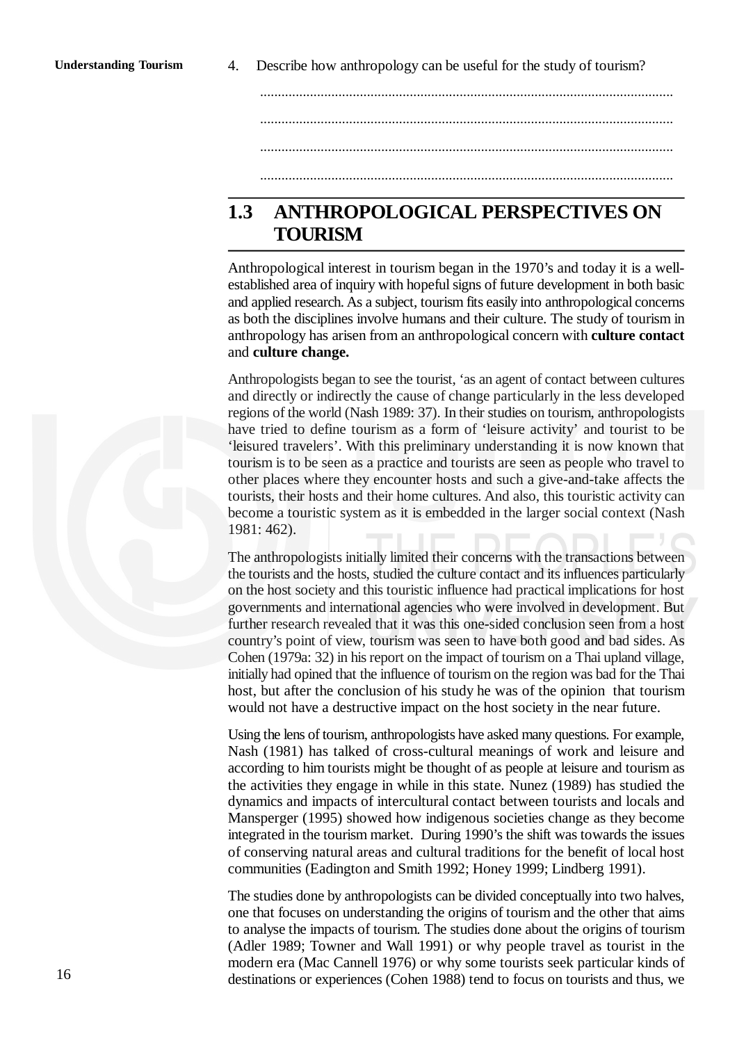4. Describe how anthropology can be useful for the study of tourism?

...................................................................................................................

...................................................................................................................

...................................................................................................................

...................................................................................................................

## 1.3 ANTHROPOLOGICAL PERSPECTIVES ON TOURISM

Anthropological interest in tourism began in the 1970's and today it is a well-established area of inquiry with hopeful signs of future development in both basic and applied research. As a subject, tourism fits easily into anthropological concerns as both the disciplines involve humans and their culture. The study of tourism in anthropology has arisen from an anthropological concern with **culture contact** and **culture change.**

Anthropologists began to see the tourist, 'as an agent of contact between cultures and directly or indirectly the cause of change particularly in the less developed regions of the world (Nash 1989: 37). In their studies on tourism, anthropologists have tried to define tourism as a form of 'leisure activity' and tourist to be 'leisured travelers'. With this preliminary understanding it is now known that tourism is to be seen as a practice and tourists are seen as people who travel to other places where they encounter hosts and such a give-and-take affects the tourists, their hosts and their home cultures. And also, this touristic activity can become a touristic system as it is embedded in the larger social context (Nash 1981: 462).

The anthropologists initially limited their concerns with the transactions between the tourists and the hosts, studied the culture contact and its influences particularly on the host society and this touristic influence had practical implications for host governments and international agencies who were involved in development. But further research revealed that it was this one-sided conclusion seen from a host country's point of view, tourism was seen to have both good and bad sides. As Cohen (1979a: 32) in his report on the impact of tourism on a Thai upland village, initially had opined that the influence of tourism on the region was bad for the Thai host, but after the conclusion of his study he was of the opinion that tourism would not have a destructive impact on the host society in the near future.

Using the lens of tourism, anthropologists have asked many questions. For example, Nash (1981) has talked of cross-cultural meanings of work and leisure and according to him tourists might be thought of as people at leisure and tourism as the activities they engage in while in this state. Nunez (1989) has studied the dynamics and impacts of intercultural contact between tourists and locals and Mansperger (1995) showed how indigenous societies change as they become integrated in the tourism market. During 1990's the shift was towards the issues of conserving natural areas and cultural traditions for the benefit of local host communities (Eadington and Smith 1992; Honey 1999; Lindberg 1991).

The studies done by anthropologists can be divided conceptually into two halves, one that focuses on understanding the origins of tourism and the other that aims to analyse the impacts of tourism. The studies done about the origins of tourism (Adler 1989; Towner and Wall 1991) or why people travel as tourist in the modern era (Mac Cannell 1976) or why some tourists seek particular kinds of destinations or experiences (Cohen 1988) tend to focus on tourists and thus, we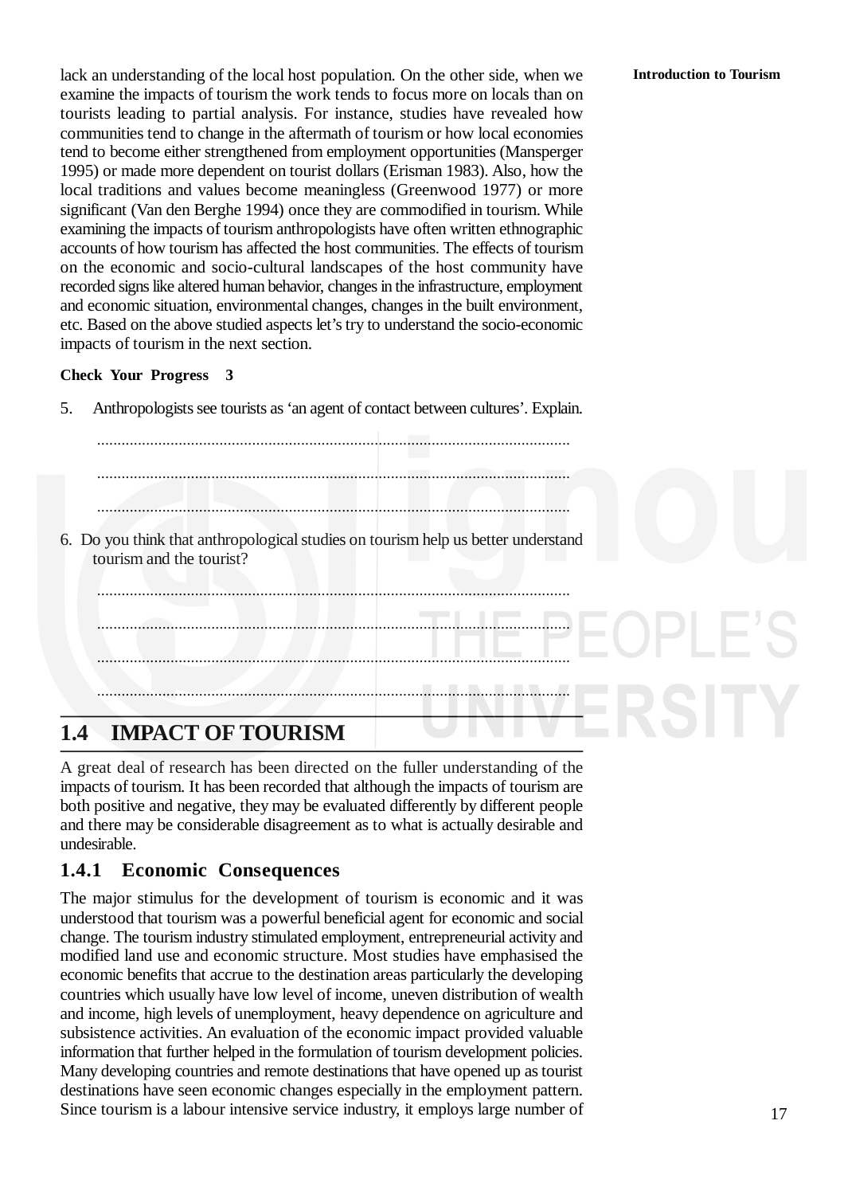lack an understanding of the local host population. On the other side, when we examine the impacts of tourism the work tends to focus more on locals than on tourists leading to partial analysis. For instance, studies have revealed how communities tend to change in the aftermath of tourism or how local economies tend to become either strengthened from employment opportunities (Mansperger 1995) or made more dependent on tourist dollars (Erisman 1983). Also, how the local traditions and values become meaningless (Greenwood 1977) or more significant (Van den Berghe 1994) once they are commodified in tourism. While examining the impacts of tourism anthropologists have often written ethnographic accounts of how tourism has affected the host communities. The effects of tourism on the economic and socio-cultural landscapes of the host community have recorded signs like altered human behavior, changes in the infrastructure, employment and economic situation, environmental changes, changes in the built environment, etc. Based on the above studied aspects let's try to understand the socio-economic impacts of tourism in the next section.

**Check Your Progress 3**

5. Anthropologists see tourists as 'an agent of contact between cultures'. Explain.

   ...................................................................................................................

   ...................................................................................................................

   ...................................................................................................................

6. Do you think that anthropological studies on tourism help us better understand tourism and the tourist?

   ...................................................................................................................

   ...................................................................................................................

   ...................................................................................................................

   ...................................................................................................................

## 1.4 IMPACT OF TOURISM

A great deal of research has been directed on the fuller understanding of the impacts of tourism. It has been recorded that although the impacts of tourism are both positive and negative, they may be evaluated differently by different people and there may be considerable disagreement as to what is actually desirable and undesirable.

### 1.4.1 Economic Consequences

The major stimulus for the development of tourism is economic and it was understood that tourism was a powerful beneficial agent for economic and social change. The tourism industry stimulated employment, entrepreneurial activity and modified land use and economic structure. Most studies have emphasised the economic benefits that accrue to the destination areas particularly the developing countries which usually have low level of income, uneven distribution of wealth and income, high levels of unemployment, heavy dependence on agriculture and subsistence activities. An evaluation of the economic impact provided valuable information that further helped in the formulation of tourism development policies. Many developing countries and remote destinations that have opened up as tourist destinations have seen economic changes especially in the employment pattern. Since tourism is a labour intensive service industry, it employs large number of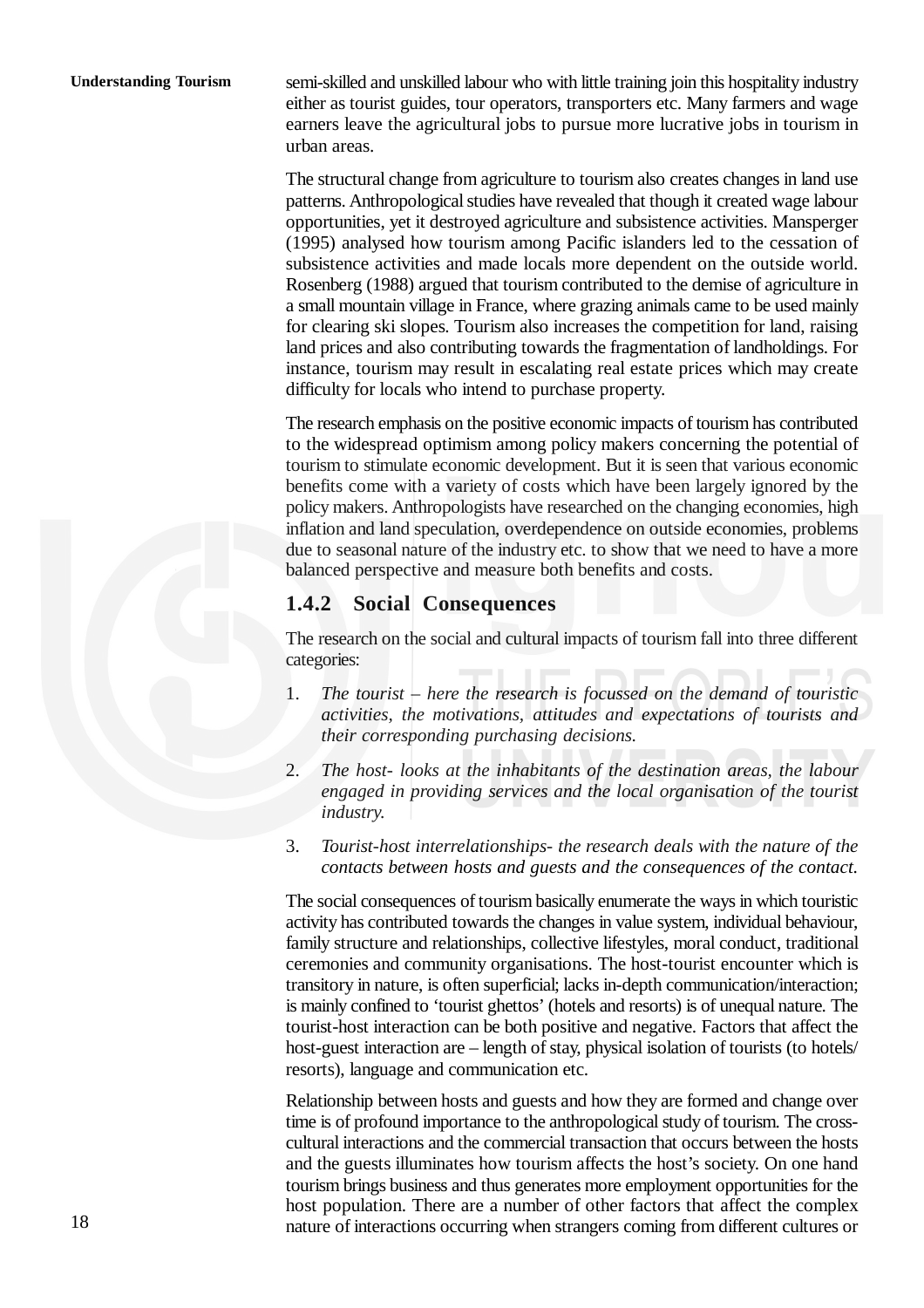semi-skilled and unskilled labour who with little training join this hospitality industry either as tourist guides, tour operators, transporters etc. Many farmers and wage earners leave the agricultural jobs to pursue more lucrative jobs in tourism in urban areas.

The structural change from agriculture to tourism also creates changes in land use patterns. Anthropological studies have revealed that though it created wage labour opportunities, yet it destroyed agriculture and subsistence activities. Mansperger (1995) analysed how tourism among Pacific islanders led to the cessation of subsistence activities and made locals more dependent on the outside world. Rosenberg (1988) argued that tourism contributed to the demise of agriculture in a small mountain village in France, where grazing animals came to be used mainly for clearing ski slopes. Tourism also increases the competition for land, raising land prices and also contributing towards the fragmentation of landholdings. For instance, tourism may result in escalating real estate prices which may create difficulty for locals who intend to purchase property.

The research emphasis on the positive economic impacts of tourism has contributed to the widespread optimism among policy makers concerning the potential of tourism to stimulate economic development. But it is seen that various economic benefits come with a variety of costs which have been largely ignored by the policy makers. Anthropologists have researched on the changing economies, high inflation and land speculation, overdependence on outside economies, problems due to seasonal nature of the industry etc. to show that we need to have a more balanced perspective and measure both benefits and costs.

### 1.4.2 Social Consequences

The research on the social and cultural impacts of tourism fall into three different categories:

1. *The tourist – here the research is focussed on the demand of touristic activities, the motivations, attitudes and expectations of tourists and their corresponding purchasing decisions.*
2. *The host- looks at the inhabitants of the destination areas, the labour engaged in providing services and the local organisation of the tourist industry.*
3. *Tourist-host interrelationships- the research deals with the nature of the contacts between hosts and guests and the consequences of the contact.*

The social consequences of tourism basically enumerate the ways in which touristic activity has contributed towards the changes in value system, individual behaviour, family structure and relationships, collective lifestyles, moral conduct, traditional ceremonies and community organisations. The host-tourist encounter which is transitory in nature, is often superficial; lacks in-depth communication/interaction; is mainly confined to 'tourist ghettos' (hotels and resorts) is of unequal nature. The tourist-host interaction can be both positive and negative. Factors that affect the host-guest interaction are – length of stay, physical isolation of tourists (to hotels/ resorts), language and communication etc.

Relationship between hosts and guests and how they are formed and change over time is of profound importance to the anthropological study of tourism. The cross-cultural interactions and the commercial transaction that occurs between the hosts and the guests illuminates how tourism affects the host's society. On one hand tourism brings business and thus generates more employment opportunities for the host population. There are a number of other factors that affect the complex nature of interactions occurring when strangers coming from different cultures or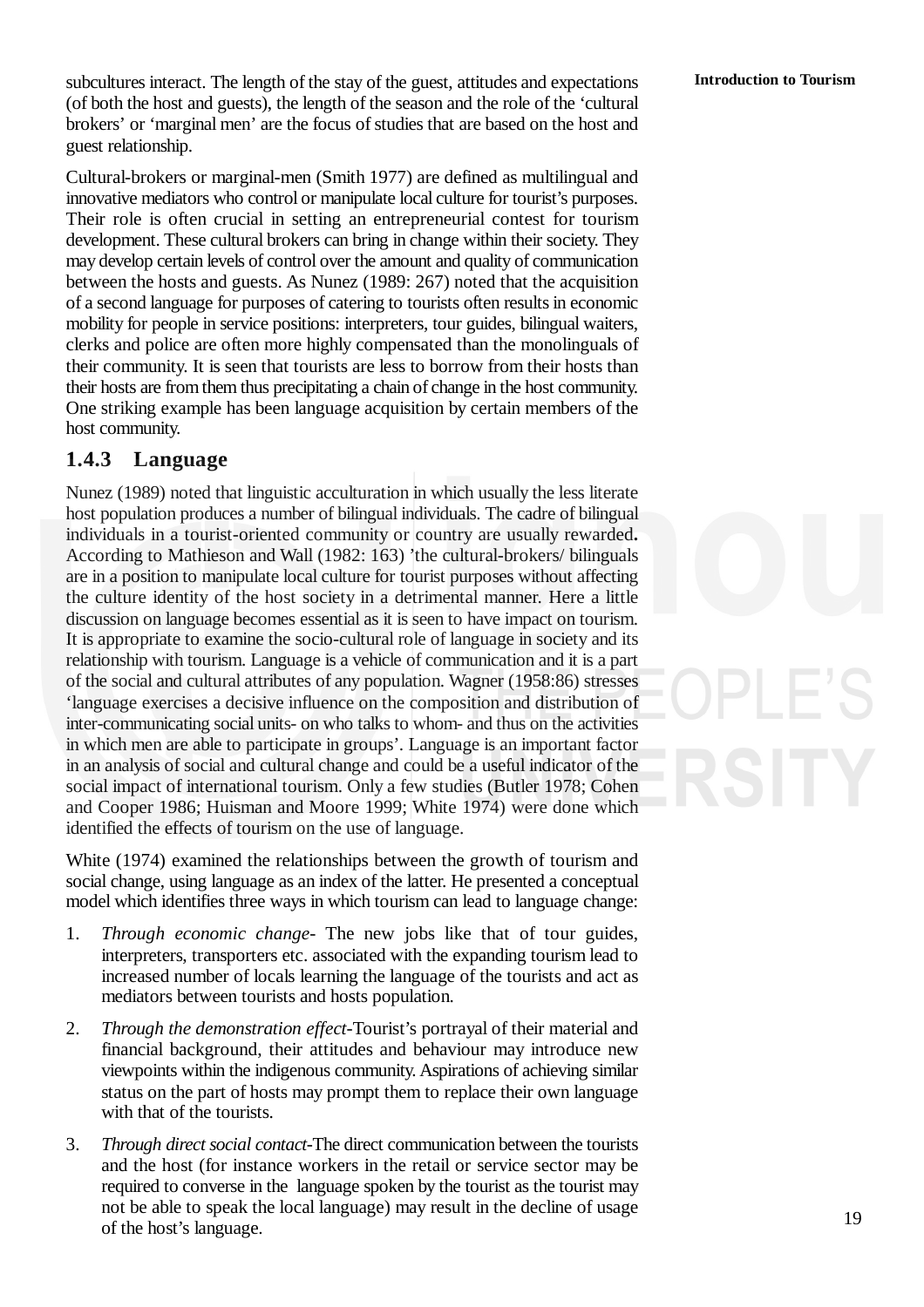subcultures interact. The length of the stay of the guest, attitudes and expectations (of both the host and guests), the length of the season and the role of the 'cultural brokers' or 'marginal men' are the focus of studies that are based on the host and guest relationship.

Cultural-brokers or marginal-men (Smith 1977) are defined as multilingual and innovative mediators who control or manipulate local culture for tourist's purposes. Their role is often crucial in setting an entrepreneurial contest for tourism development. These cultural brokers can bring in change within their society. They may develop certain levels of control over the amount and quality of communication between the hosts and guests. As Nunez (1989: 267) noted that the acquisition of a second language for purposes of catering to tourists often results in economic mobility for people in service positions: interpreters, tour guides, bilingual waiters, clerks and police are often more highly compensated than the monolinguals of their community. It is seen that tourists are less to borrow from their hosts than their hosts are from them thus precipitating a chain of change in the host community. One striking example has been language acquisition by certain members of the host community.

### 1.4.3 Language

Nunez (1989) noted that linguistic acculturation in which usually the less literate host population produces a number of bilingual individuals. The cadre of bilingual individuals in a tourist-oriented community or country are usually rewarded**.** According to Mathieson and Wall (1982: 163) 'the cultural-brokers/ bilinguals are in a position to manipulate local culture for tourist purposes without affecting the culture identity of the host society in a detrimental manner. Here a little discussion on language becomes essential as it is seen to have impact on tourism. It is appropriate to examine the socio-cultural role of language in society and its relationship with tourism. Language is a vehicle of communication and it is a part of the social and cultural attributes of any population. Wagner (1958:86) stresses 'language exercises a decisive influence on the composition and distribution of inter-communicating social units- on who talks to whom- and thus on the activities in which men are able to participate in groups'. Language is an important factor in an analysis of social and cultural change and could be a useful indicator of the social impact of international tourism. Only a few studies (Butler 1978; Cohen and Cooper 1986; Huisman and Moore 1999; White 1974) were done which identified the effects of tourism on the use of language.

White (1974) examined the relationships between the growth of tourism and social change, using language as an index of the latter. He presented a conceptual model which identifies three ways in which tourism can lead to language change:

1. *Through economic change*- The new jobs like that of tour guides, interpreters, transporters etc. associated with the expanding tourism lead to increased number of locals learning the language of the tourists and act as mediators between tourists and hosts population.

2. *Through the demonstration effect*-Tourist's portrayal of their material and financial background, their attitudes and behaviour may introduce new viewpoints within the indigenous community. Aspirations of achieving similar status on the part of hosts may prompt them to replace their own language with that of the tourists.

3. *Through direct social contact*-The direct communication between the tourists and the host (for instance workers in the retail or service sector may be required to converse in the language spoken by the tourist as the tourist may not be able to speak the local language) may result in the decline of usage of the host's language.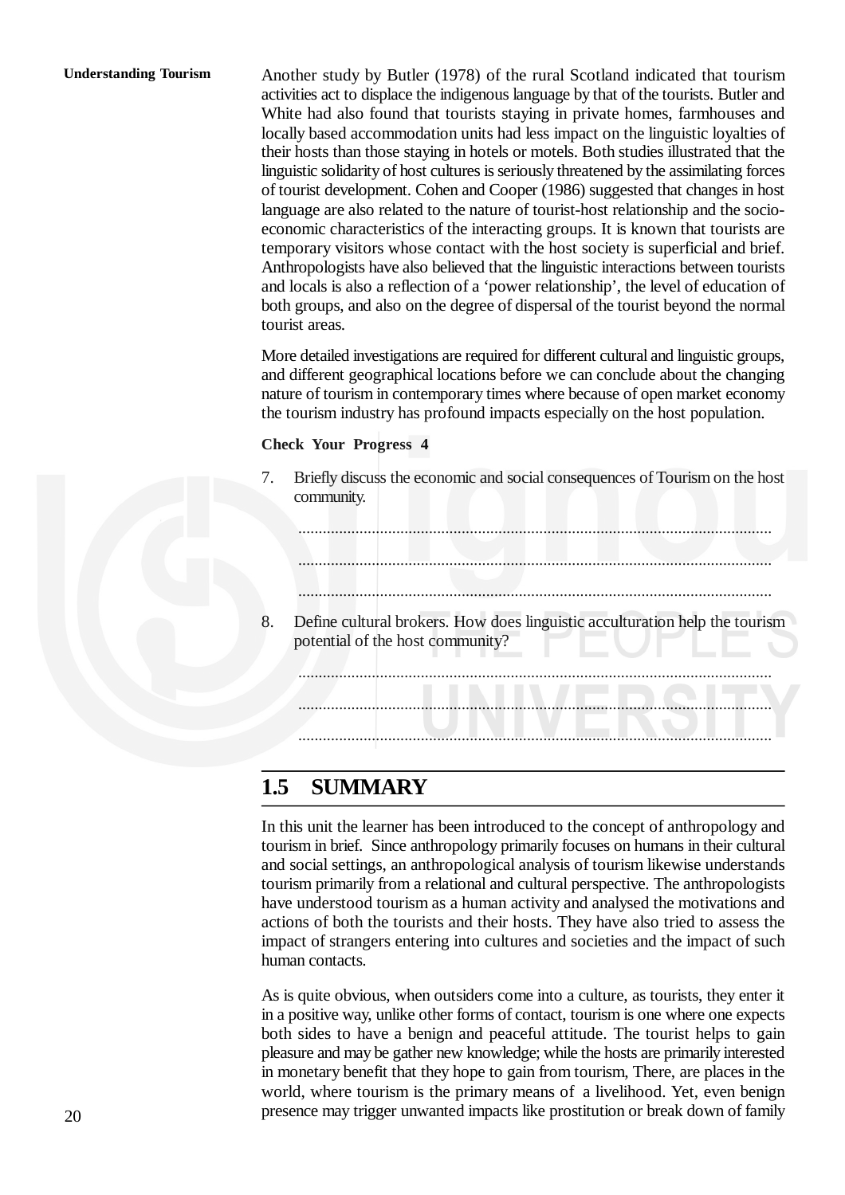Another study by Butler (1978) of the rural Scotland indicated that tourism activities act to displace the indigenous language by that of the tourists. Butler and White had also found that tourists staying in private homes, farmhouses and locally based accommodation units had less impact on the linguistic loyalties of their hosts than those staying in hotels or motels. Both studies illustrated that the linguistic solidarity of host cultures is seriously threatened by the assimilating forces of tourist development. Cohen and Cooper (1986) suggested that changes in host language are also related to the nature of tourist-host relationship and the socio-economic characteristics of the interacting groups. It is known that tourists are temporary visitors whose contact with the host society is superficial and brief. Anthropologists have also believed that the linguistic interactions between tourists and locals is also a reflection of a 'power relationship', the level of education of both groups, and also on the degree of dispersal of the tourist beyond the normal tourist areas.

More detailed investigations are required for different cultural and linguistic groups, and different geographical locations before we can conclude about the changing nature of tourism in contemporary times where because of open market economy the tourism industry has profound impacts especially on the host population.

**Check Your Progress 4**

7. Briefly discuss the economic and social consequences of Tourism on the host community.

   ..................................................................................................................

   ..................................................................................................................

   ..................................................................................................................

8. Define cultural brokers. How does linguistic acculturation help the tourism potential of the host community?

   ..................................................................................................................

   ..................................................................................................................

   ..................................................................................................................

## 1.5 SUMMARY

In this unit the learner has been introduced to the concept of anthropology and tourism in brief. Since anthropology primarily focuses on humans in their cultural and social settings, an anthropological analysis of tourism likewise understands tourism primarily from a relational and cultural perspective. The anthropologists have understood tourism as a human activity and analysed the motivations and actions of both the tourists and their hosts. They have also tried to assess the impact of strangers entering into cultures and societies and the impact of such human contacts.

As is quite obvious, when outsiders come into a culture, as tourists, they enter it in a positive way, unlike other forms of contact, tourism is one where one expects both sides to have a benign and peaceful attitude. The tourist helps to gain pleasure and may be gather new knowledge; while the hosts are primarily interested in monetary benefit that they hope to gain from tourism, There, are places in the world, where tourism is the primary means of a livelihood. Yet, even benign presence may trigger unwanted impacts like prostitution or break down of family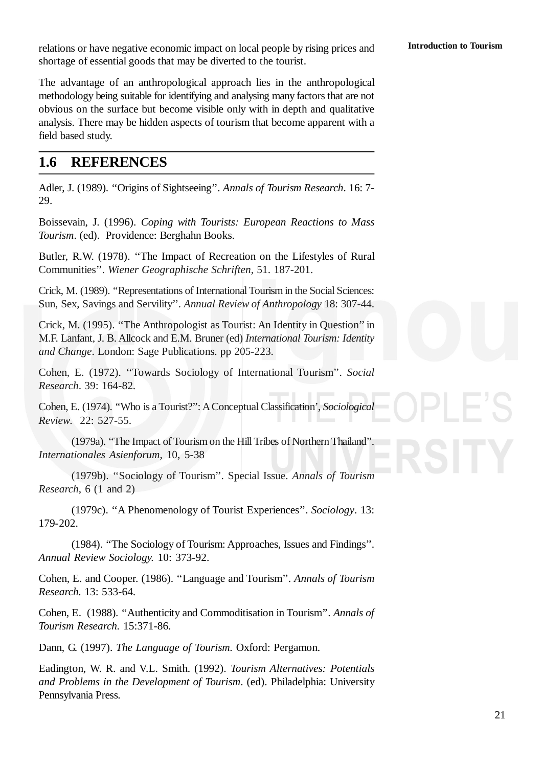relations or have negative economic impact on local people by rising prices and shortage of essential goods that may be diverted to the tourist.

The advantage of an anthropological approach lies in the anthropological methodology being suitable for identifying and analysing many factors that are not obvious on the surface but become visible only with in depth and qualitative analysis. There may be hidden aspects of tourism that become apparent with a field based study.

## 1.6 REFERENCES

Adler, J. (1989). "Origins of Sightseeing". *Annals of Tourism Research*. 16: 7-29.

Boissevain, J. (1996). *Coping with Tourists: European Reactions to Mass Tourism*. (ed). Providence: Berghahn Books.

Butler, R.W. (1978). "The Impact of Recreation on the Lifestyles of Rural Communities". *Wiener Geographische Schriften,* 51. 187-201.

Crick, M. (1989). "Representations of International Tourism in the Social Sciences: Sun, Sex, Savings and Servility". *Annual Review of Anthropology* 18: 307-44.

Crick, M. (1995). "The Anthropologist as Tourist: An Identity in Question" in M.F. Lanfant, J. B. Allcock and E.M. Bruner (ed) *International Tourism: Identity and Change*. London: Sage Publications. pp 205-223.

Cohen, E. (1972). "Towards Sociology of International Tourism". *Social Research*. 39: 164-82.

Cohen, E. (1974). "Who is a Tourist?": A Conceptual Classification', *Sociological Review.* 22: 527-55.

(1979a). "The Impact of Tourism on the Hill Tribes of Northern Thailand". *Internationales Asienforum*, 10, 5-38

(1979b). "Sociology of Tourism". Special Issue. *Annals of Tourism Research*, 6 (1 and 2)

(1979c). "A Phenomenology of Tourist Experiences". *Sociology*. 13: 179-202.

(1984). "The Sociology of Tourism: Approaches, Issues and Findings". *Annual Review Sociology.* 10: 373-92.

Cohen, E. and Cooper. (1986). "Language and Tourism". *Annals of Tourism Research.* 13: 533-64.

Cohen, E. (1988). "Authenticity and Commoditisation in Tourism". *Annals of Tourism Research.* 15:371-86.

Dann, G. (1997). *The Language of Tourism.* Oxford: Pergamon.

Eadington, W. R. and V.L. Smith. (1992). *Tourism Alternatives: Potentials and Problems in the Development of Tourism*. (ed). Philadelphia: University Pennsylvania Press.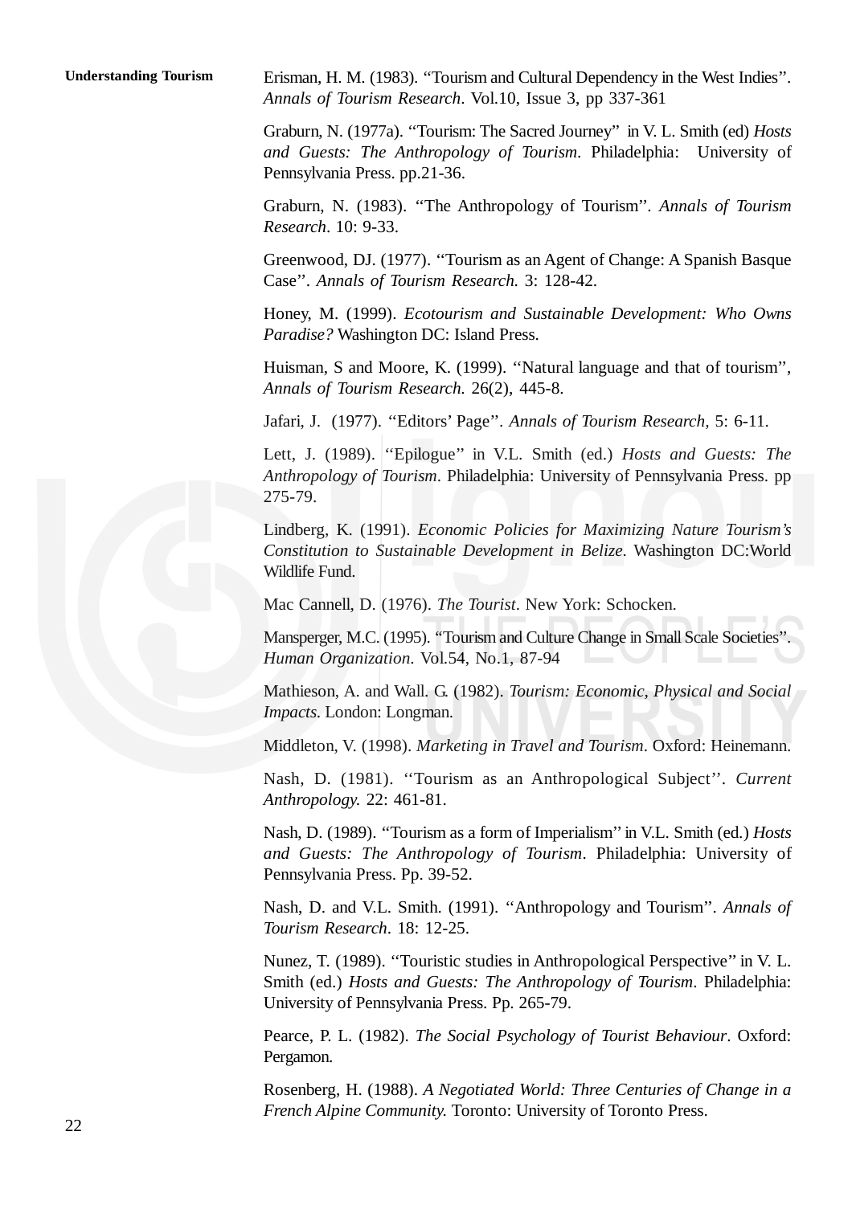Erisman, H. M. (1983). "Tourism and Cultural Dependency in the West Indies". *Annals of Tourism Research*. Vol.10, Issue 3, pp 337-361

Graburn, N. (1977a). "Tourism: The Sacred Journey" in V. L. Smith (ed) *Hosts and Guests: The Anthropology of Tourism*. Philadelphia: University of Pennsylvania Press. pp.21-36.

Graburn, N. (1983). "The Anthropology of Tourism". *Annals of Tourism Research*. 10: 9-33.

Greenwood, DJ. (1977). "Tourism as an Agent of Change: A Spanish Basque Case". *Annals of Tourism Research.* 3: 128-42.

Honey, M. (1999). *Ecotourism and Sustainable Development: Who Owns Paradise?* Washington DC: Island Press.

Huisman, S and Moore, K. (1999). "Natural language and that of tourism", *Annals of Tourism Research.* 26(2), 445-8.

Jafari, J. (1977). "Editors' Page". *Annals of Tourism Research*, 5: 6-11.

Lett, J. (1989). "Epilogue" in V.L. Smith (ed.) *Hosts and Guests: The Anthropology of Tourism*. Philadelphia: University of Pennsylvania Press. pp 275-79.

Lindberg, K. (1991). *Economic Policies for Maximizing Nature Tourism's Constitution to Sustainable Development in Belize*. Washington DC:World Wildlife Fund.

Mac Cannell, D. (1976). *The Tourist*. New York: Schocken.

Mansperger, M.C. (1995). "Tourism and Culture Change in Small Scale Societies". *Human Organization*. Vol.54, No.1, 87-94

Mathieson, A. and Wall. G. (1982). *Tourism: Economic, Physical and Social Impacts*. London: Longman.

Middleton, V. (1998). *Marketing in Travel and Tourism*. Oxford: Heinemann.

Nash, D. (1981). "Tourism as an Anthropological Subject". *Current Anthropology.* 22: 461-81.

Nash, D. (1989). "Tourism as a form of Imperialism" in V.L. Smith (ed.) *Hosts and Guests: The Anthropology of Tourism*. Philadelphia: University of Pennsylvania Press. Pp. 39-52.

Nash, D. and V.L. Smith. (1991). "Anthropology and Tourism". *Annals of Tourism Research*. 18: 12-25.

Nunez, T. (1989). "Touristic studies in Anthropological Perspective" in V. L. Smith (ed.) *Hosts and Guests: The Anthropology of Tourism*. Philadelphia: University of Pennsylvania Press. Pp. 265-79.

Pearce, P. L. (1982). *The Social Psychology of Tourist Behaviour*. Oxford: Pergamon.

Rosenberg, H. (1988). *A Negotiated World: Three Centuries of Change in a French Alpine Community.* Toronto: University of Toronto Press.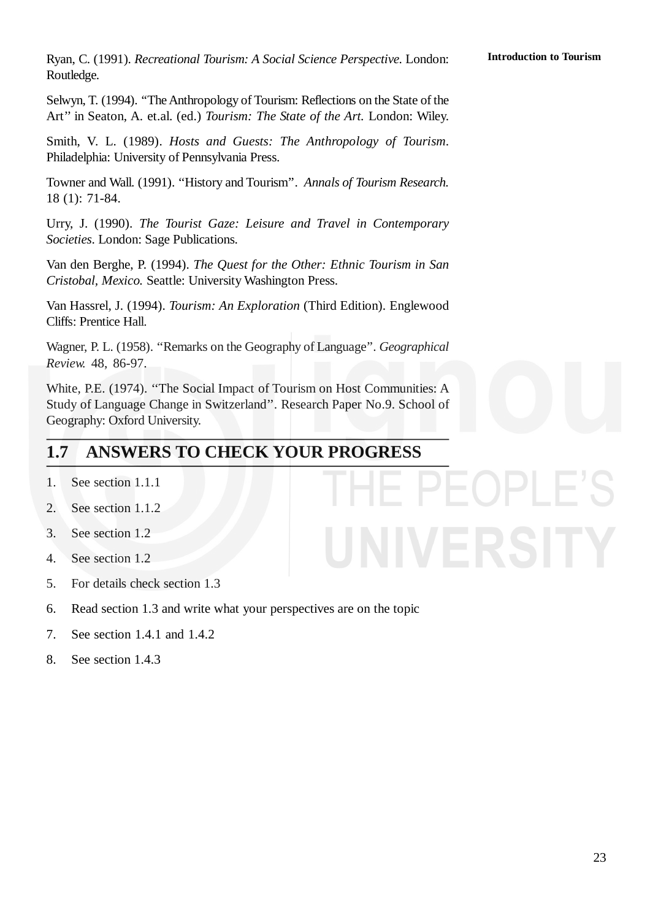Ryan, C. (1991). *Recreational Tourism: A Social Science Perspective*. London: Routledge.

Selwyn, T. (1994). "The Anthropology of Tourism: Reflections on the State of the Art" in Seaton, A. et.al. (ed.) *Tourism: The State of the Art*. London: Wiley.

Smith, V. L. (1989). *Hosts and Guests: The Anthropology of Tourism*. Philadelphia: University of Pennsylvania Press.

Towner and Wall. (1991). "History and Tourism". *Annals of Tourism Research*. 18 (1): 71-84.

Urry, J. (1990). *The Tourist Gaze: Leisure and Travel in Contemporary Societies*. London: Sage Publications.

Van den Berghe, P. (1994). *The Quest for the Other: Ethnic Tourism in San Cristobal, Mexico.* Seattle: University Washington Press.

Van Hassrel, J. (1994). *Tourism: An Exploration* (Third Edition). Englewood Cliffs: Prentice Hall.

Wagner, P. L. (1958). "Remarks on the Geography of Language". *Geographical Review.* 48, 86-97.

White, P.E. (1974). "The Social Impact of Tourism on Host Communities: A Study of Language Change in Switzerland". Research Paper No.9. School of Geography: Oxford University.

## 1.7 ANSWERS TO CHECK YOUR PROGRESS

1. See section 1.1.1
2. See section 1.1.2
3. See section 1.2
4. See section 1.2
5. For details check section 1.3
6. Read section 1.3 and write what your perspectives are on the topic
7. See section 1.4.1 and 1.4.2
8. See section 1.4.3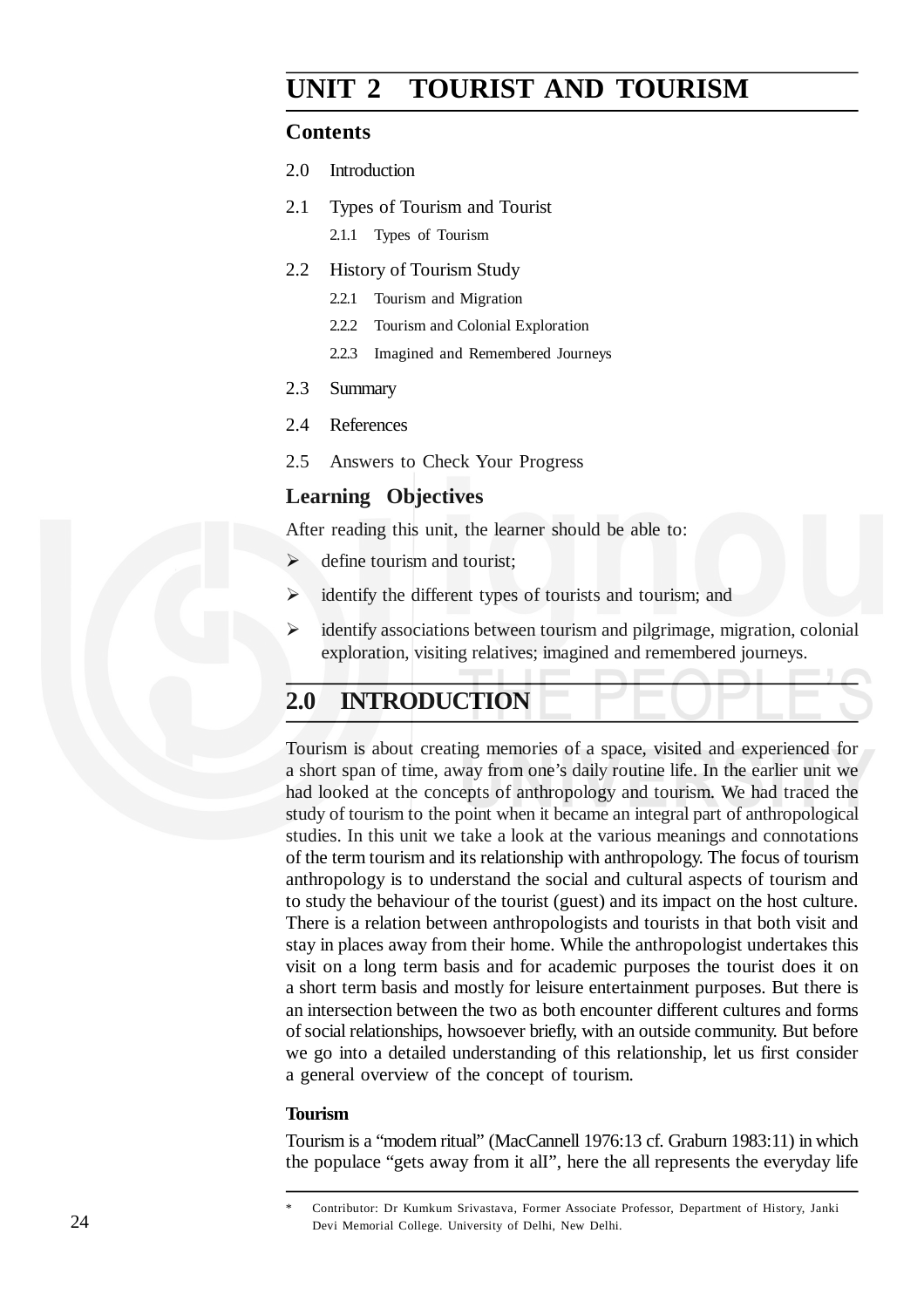# UNIT 2 TOURIST AND TOURISM

## Contents

2.0 Introduction

2.1 Types of Tourism and Tourist

- 2.1.1 Types of Tourism

2.2 History of Tourism Study

- 2.2.1 Tourism and Migration
- 2.2.2 Tourism and Colonial Exploration
- 2.2.3 Imagined and Remembered Journeys

2.3 Summary

2.4 References

2.5 Answers to Check Your Progress

## Learning Objectives

After reading this unit, the learner should be able to:

- define tourism and tourist;
- identify the different types of tourists and tourism; and
- identify associations between tourism and pilgrimage, migration, colonial exploration, visiting relatives; imagined and remembered journeys.

## 2.0 INTRODUCTION

Tourism is about creating memories of a space, visited and experienced for a short span of time, away from one's daily routine life. In the earlier unit we had looked at the concepts of anthropology and tourism. We had traced the study of tourism to the point when it became an integral part of anthropological studies. In this unit we take a look at the various meanings and connotations of the term tourism and its relationship with anthropology. The focus of tourism anthropology is to understand the social and cultural aspects of tourism and to study the behaviour of the tourist (guest) and its impact on the host culture. There is a relation between anthropologists and tourists in that both visit and stay in places away from their home. While the anthropologist undertakes this visit on a long term basis and for academic purposes the tourist does it on a short term basis and mostly for leisure entertainment purposes. But there is an intersection between the two as both encounter different cultures and forms of social relationships, howsoever briefly, with an outside community. But before we go into a detailed understanding of this relationship, let us first consider a general overview of the concept of tourism.

**Tourism**

Tourism is a "modem ritual" (MacCannell 1976:13 cf. Graburn 1983:11) in which the populace "gets away from it alI", here the all represents the everyday life

---

* Contributor: Dr Kumkum Srivastava, Former Associate Professor, Department of History, Janki Devi Memorial College. University of Delhi, New Delhi.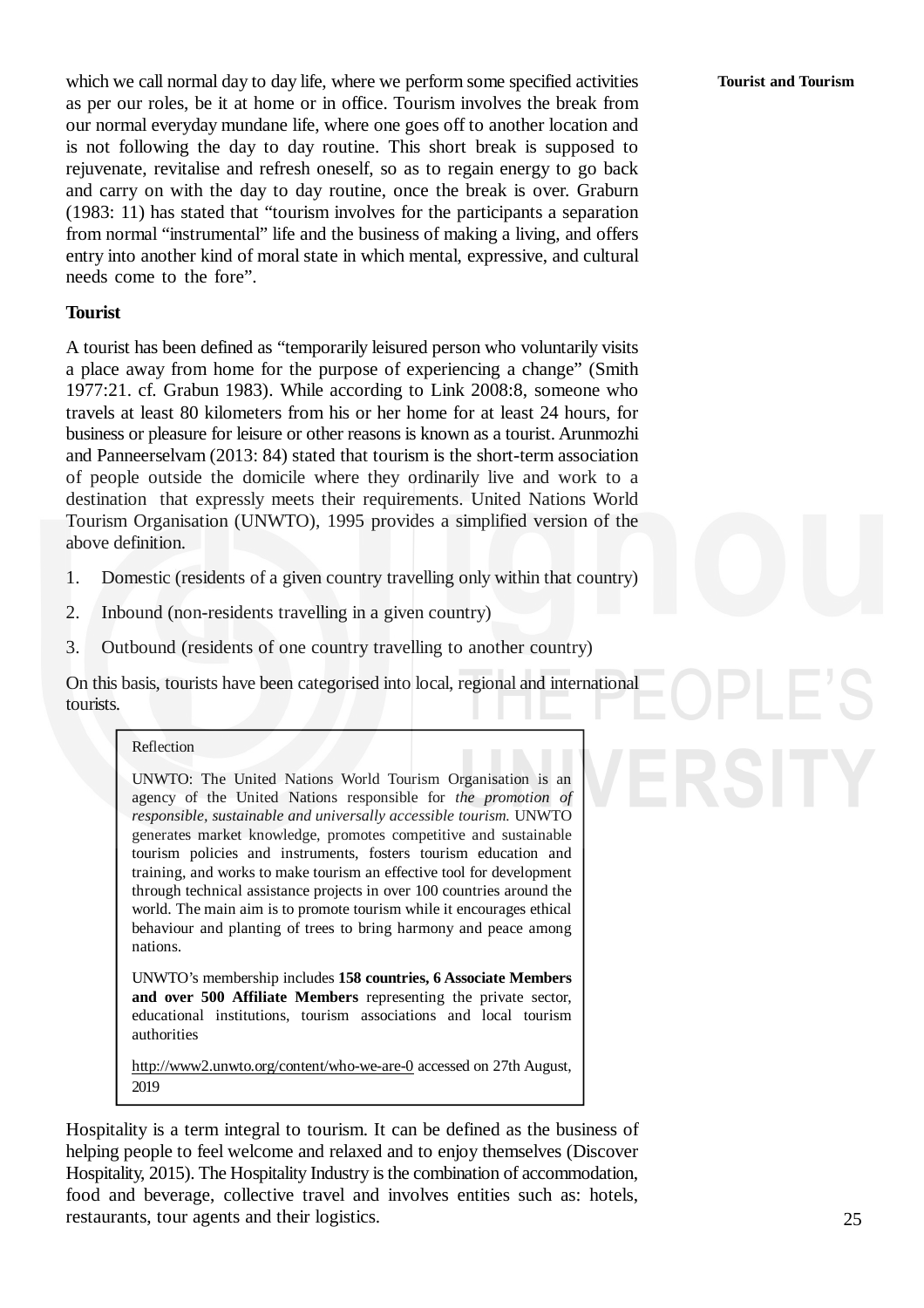which we call normal day to day life, where we perform some specified activities as per our roles, be it at home or in office. Tourism involves the break from our normal everyday mundane life, where one goes off to another location and is not following the day to day routine. This short break is supposed to rejuvenate, revitalise and refresh oneself, so as to regain energy to go back and carry on with the day to day routine, once the break is over. Graburn (1983: 11) has stated that "tourism involves for the participants a separation from normal "instrumental" life and the business of making a living, and offers entry into another kind of moral state in which mental, expressive, and cultural needs come to the fore".

**Tourist**

A tourist has been defined as "temporarily leisured person who voluntarily visits a place away from home for the purpose of experiencing a change" (Smith 1977:21. cf. Grabun 1983). While according to Link 2008:8, someone who travels at least 80 kilometers from his or her home for at least 24 hours, for business or pleasure for leisure or other reasons is known as a tourist. Arunmozhi and Panneerselvam (2013: 84) stated that tourism is the short-term association of people outside the domicile where they ordinarily live and work to a destination that expressly meets their requirements. United Nations World Tourism Organisation (UNWTO), 1995 provides a simplified version of the above definition.

1. Domestic (residents of a given country travelling only within that country)
2. Inbound (non-residents travelling in a given country)
3. Outbound (residents of one country travelling to another country)

On this basis, tourists have been categorised into local, regional and international tourists.

> Reflection
>
> UNWTO: The United Nations World Tourism Organisation is an agency of the United Nations responsible for *the promotion of responsible, sustainable and universally accessible tourism.* UNWTO generates market knowledge, promotes competitive and sustainable tourism policies and instruments, fosters tourism education and training, and works to make tourism an effective tool for development through technical assistance projects in over 100 countries around the world. The main aim is to promote tourism while it encourages ethical behaviour and planting of trees to bring harmony and peace among nations.
>
> UNWTO's membership includes **158 countries, 6 Associate Members and over 500 Affiliate Members** representing the private sector, educational institutions, tourism associations and local tourism authorities
>
> http://www2.unwto.org/content/who-we-are-0 accessed on 27th August, 2019

Hospitality is a term integral to tourism. It can be defined as the business of helping people to feel welcome and relaxed and to enjoy themselves (Discover Hospitality, 2015). The Hospitality Industry is the combination of accommodation, food and beverage, collective travel and involves entities such as: hotels, restaurants, tour agents and their logistics.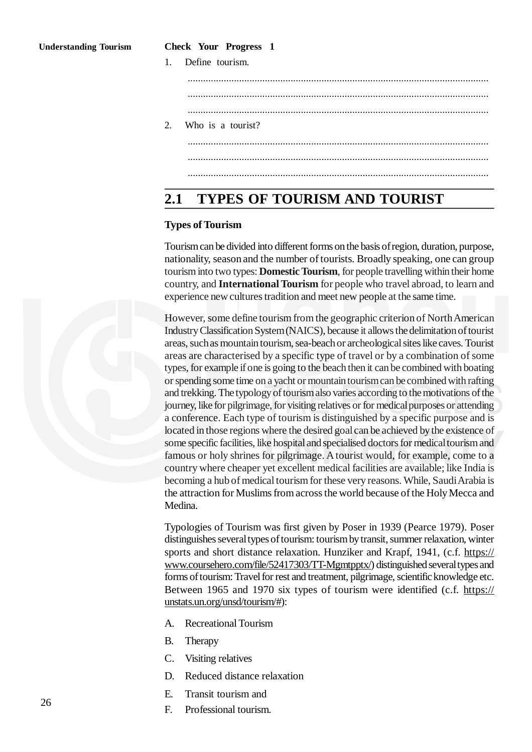**Check Your Progress 1**

1. Define tourism.

    ....................................................................................................................

    ....................................................................................................................

    ....................................................................................................................

2. Who is a tourist?

    ....................................................................................................................

    ....................................................................................................................

    ....................................................................................................................

## 2.1 TYPES OF TOURISM AND TOURIST

### Types of Tourism

Tourism can be divided into different forms on the basis of region, duration, purpose, nationality, season and the number of tourists. Broadly speaking, one can group tourism into two types: **Domestic Tourism**, for people travelling within their home country, and **International Tourism** for people who travel abroad, to learn and experience new cultures tradition and meet new people at the same time.

However, some define tourism from the geographic criterion of North American Industry Classification System (NAICS), because it allows the delimitation of tourist areas, such as mountain tourism, sea-beach or archeological sites like caves. Tourist areas are characterised by a specific type of travel or by a combination of some types, for example if one is going to the beach then it can be combined with boating or spending some time on a yacht or mountain tourism can be combined with rafting and trekking. The typology of tourism also varies according to the motivations of the journey, like for pilgrimage, for visiting relatives or for medical purposes or attending a conference. Each type of tourism is distinguished by a specific purpose and is located in those regions where the desired goal can be achieved by the existence of some specific facilities, like hospital and specialised doctors for medical tourism and famous or holy shrines for pilgrimage. A tourist would, for example, come to a country where cheaper yet excellent medical facilities are available; like India is becoming a hub of medical tourism for these very reasons. While, Saudi Arabia is the attraction for Muslims from across the world because of the Holy Mecca and Medina.

Typologies of Tourism was first given by Poser in 1939 (Pearce 1979). Poser distinguishes several types of tourism: tourism by transit, summer relaxation, winter sports and short distance relaxation. Hunziker and Krapf, 1941, (c.f. https://www.coursehero.com/file/52417303/TT-Mgmtpptx/) distinguished several types and forms of tourism: Travel for rest and treatment, pilgrimage, scientific knowledge etc. Between 1965 and 1970 six types of tourism were identified (c.f. https://unstats.un.org/unsd/tourism/#):

A. Recreational Tourism

B. Therapy

C. Visiting relatives

D. Reduced distance relaxation

E. Transit tourism and

F. Professional tourism.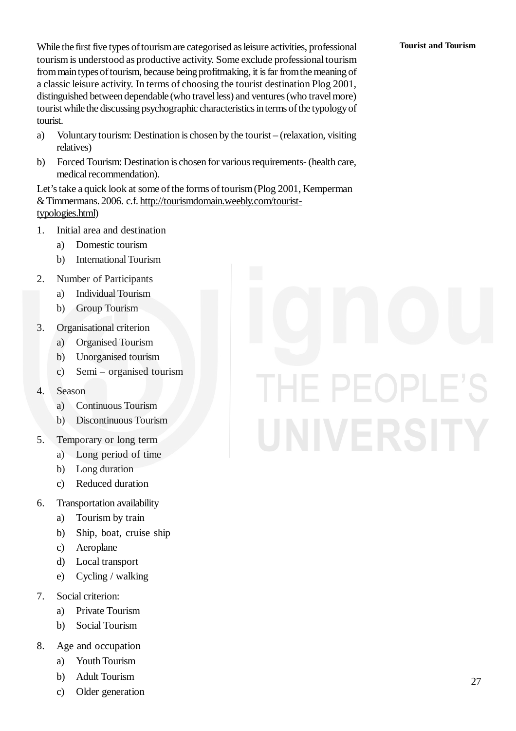While the first five types of tourism are categorised as leisure activities, professional tourism is understood as productive activity. Some exclude professional tourism from main types of tourism, because being profitmaking, it is far from the meaning of a classic leisure activity. In terms of choosing the tourist destination Plog 2001, distinguished between dependable (who travel less) and ventures (who travel more) tourist while the discussing psychographic characteristics in terms of the typology of tourist.

a) Voluntary tourism: Destination is chosen by the tourist – (relaxation, visiting relatives)

b) Forced Tourism: Destination is chosen for various requirements- (health care, medical recommendation).

Let's take a quick look at some of the forms of tourism (Plog 2001, Kemperman & Timmermans. 2006. c.f. http://tourismdomain.weebly.com/tourist-typologies.html)

1. Initial area and destination
   a) Domestic tourism
   b) International Tourism

2. Number of Participants
   a) Individual Tourism
   b) Group Tourism

3. Organisational criterion
   a) Organised Tourism
   b) Unorganised tourism
   c) Semi – organised tourism

4. Season
   a) Continuous Tourism
   b) Discontinuous Tourism

5. Temporary or long term
   a) Long period of time
   b) Long duration
   c) Reduced duration

6. Transportation availability
   a) Tourism by train
   b) Ship, boat, cruise ship
   c) Aeroplane
   d) Local transport
   e) Cycling / walking

7. Social criterion:
   a) Private Tourism
   b) Social Tourism

8. Age and occupation
   a) Youth Tourism
   b) Adult Tourism
   c) Older generation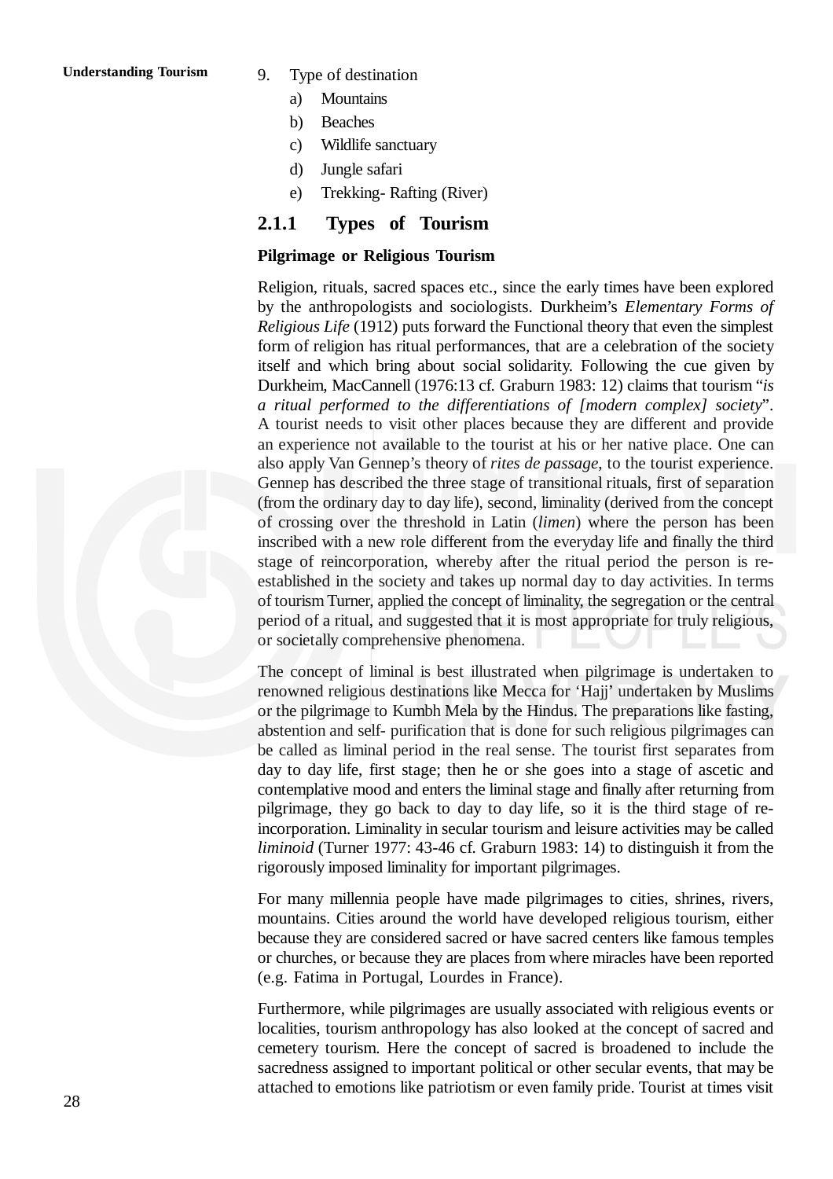9. Type of destination
   a) Mountains
   b) Beaches
   c) Wildlife sanctuary
   d) Jungle safari
   e) Trekking- Rafting (River)

### 2.1.1 Types of Tourism

**Pilgrimage or Religious Tourism**

Religion, rituals, sacred spaces etc., since the early times have been explored by the anthropologists and sociologists. Durkheim's *Elementary Forms of Religious Life* (1912) puts forward the Functional theory that even the simplest form of religion has ritual performances, that are a celebration of the society itself and which bring about social solidarity. Following the cue given by Durkheim, MacCannell (1976:13 cf. Graburn 1983: 12) claims that tourism "*is a ritual performed to the differentiations of [modern complex] society*". A tourist needs to visit other places because they are different and provide an experience not available to the tourist at his or her native place. One can also apply Van Gennep's theory of *rites de passage*, to the tourist experience. Gennep has described the three stage of transitional rituals, first of separation (from the ordinary day to day life), second, liminality (derived from the concept of crossing over the threshold in Latin (*limen*) where the person has been inscribed with a new role different from the everyday life and finally the third stage of reincorporation, whereby after the ritual period the person is re-established in the society and takes up normal day to day activities. In terms of tourism Turner, applied the concept of liminality, the segregation or the central period of a ritual, and suggested that it is most appropriate for truly religious, or societally comprehensive phenomena.

The concept of liminal is best illustrated when pilgrimage is undertaken to renowned religious destinations like Mecca for 'Hajj' undertaken by Muslims or the pilgrimage to Kumbh Mela by the Hindus. The preparations like fasting, abstention and self- purification that is done for such religious pilgrimages can be called as liminal period in the real sense. The tourist first separates from day to day life, first stage; then he or she goes into a stage of ascetic and contemplative mood and enters the liminal stage and finally after returning from pilgrimage, they go back to day to day life, so it is the third stage of re-incorporation. Liminality in secular tourism and leisure activities may be called *liminoid* (Turner 1977: 43-46 cf. Graburn 1983: 14) to distinguish it from the rigorously imposed liminality for important pilgrimages.

For many millennia people have made pilgrimages to cities, shrines, rivers, mountains. Cities around the world have developed religious tourism, either because they are considered sacred or have sacred centers like famous temples or churches, or because they are places from where miracles have been reported (e.g. Fatima in Portugal, Lourdes in France).

Furthermore, while pilgrimages are usually associated with religious events or localities, tourism anthropology has also looked at the concept of sacred and cemetery tourism. Here the concept of sacred is broadened to include the sacredness assigned to important political or other secular events, that may be attached to emotions like patriotism or even family pride. Tourist at times visit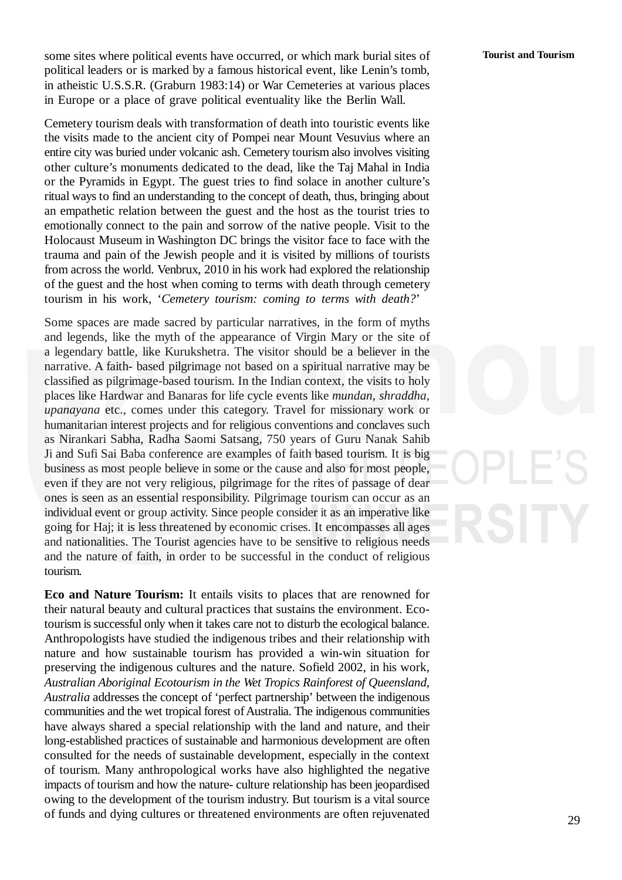some sites where political events have occurred, or which mark burial sites of political leaders or is marked by a famous historical event, like Lenin's tomb, in atheistic U.S.S.R. (Graburn 1983:14) or War Cemeteries at various places in Europe or a place of grave political eventuality like the Berlin Wall.

Cemetery tourism deals with transformation of death into touristic events like the visits made to the ancient city of Pompei near Mount Vesuvius where an entire city was buried under volcanic ash. Cemetery tourism also involves visiting other culture's monuments dedicated to the dead, like the Taj Mahal in India or the Pyramids in Egypt. The guest tries to find solace in another culture's ritual ways to find an understanding to the concept of death, thus, bringing about an empathetic relation between the guest and the host as the tourist tries to emotionally connect to the pain and sorrow of the native people. Visit to the Holocaust Museum in Washington DC brings the visitor face to face with the trauma and pain of the Jewish people and it is visited by millions of tourists from across the world. Venbrux, 2010 in his work had explored the relationship of the guest and the host when coming to terms with death through cemetery tourism in his work, '*Cemetery tourism: coming to terms with death?*'

Some spaces are made sacred by particular narratives, in the form of myths and legends, like the myth of the appearance of Virgin Mary or the site of a legendary battle, like Kurukshetra. The visitor should be a believer in the narrative. A faith- based pilgrimage not based on a spiritual narrative may be classified as pilgrimage-based tourism. In the Indian context, the visits to holy places like Hardwar and Banaras for life cycle events like *mundan*, *shraddha*, *upanayana* etc., comes under this category. Travel for missionary work or humanitarian interest projects and for religious conventions and conclaves such as Nirankari Sabha, Radha Saomi Satsang, 750 years of Guru Nanak Sahib Ji and Sufi Sai Baba conference are examples of faith based tourism. It is big business as most people believe in some or the cause and also for most people, even if they are not very religious, pilgrimage for the rites of passage of dear ones is seen as an essential responsibility. Pilgrimage tourism can occur as an individual event or group activity. Since people consider it as an imperative like going for Haj; it is less threatened by economic crises. It encompasses all ages and nationalities. The Tourist agencies have to be sensitive to religious needs and the nature of faith, in order to be successful in the conduct of religious tourism.

**Eco and Nature Tourism:** It entails visits to places that are renowned for their natural beauty and cultural practices that sustains the environment. Eco-tourism is successful only when it takes care not to disturb the ecological balance. Anthropologists have studied the indigenous tribes and their relationship with nature and how sustainable tourism has provided a win-win situation for preserving the indigenous cultures and the nature. Sofield 2002, in his work, *Australian Aboriginal Ecotourism in the Wet Tropics Rainforest of Queensland, Australia* addresses the concept of 'perfect partnership' between the indigenous communities and the wet tropical forest of Australia. The indigenous communities have always shared a special relationship with the land and nature, and their long-established practices of sustainable and harmonious development are often consulted for the needs of sustainable development, especially in the context of tourism. Many anthropological works have also highlighted the negative impacts of tourism and how the nature- culture relationship has been jeopardised owing to the development of the tourism industry. But tourism is a vital source of funds and dying cultures or threatened environments are often rejuvenated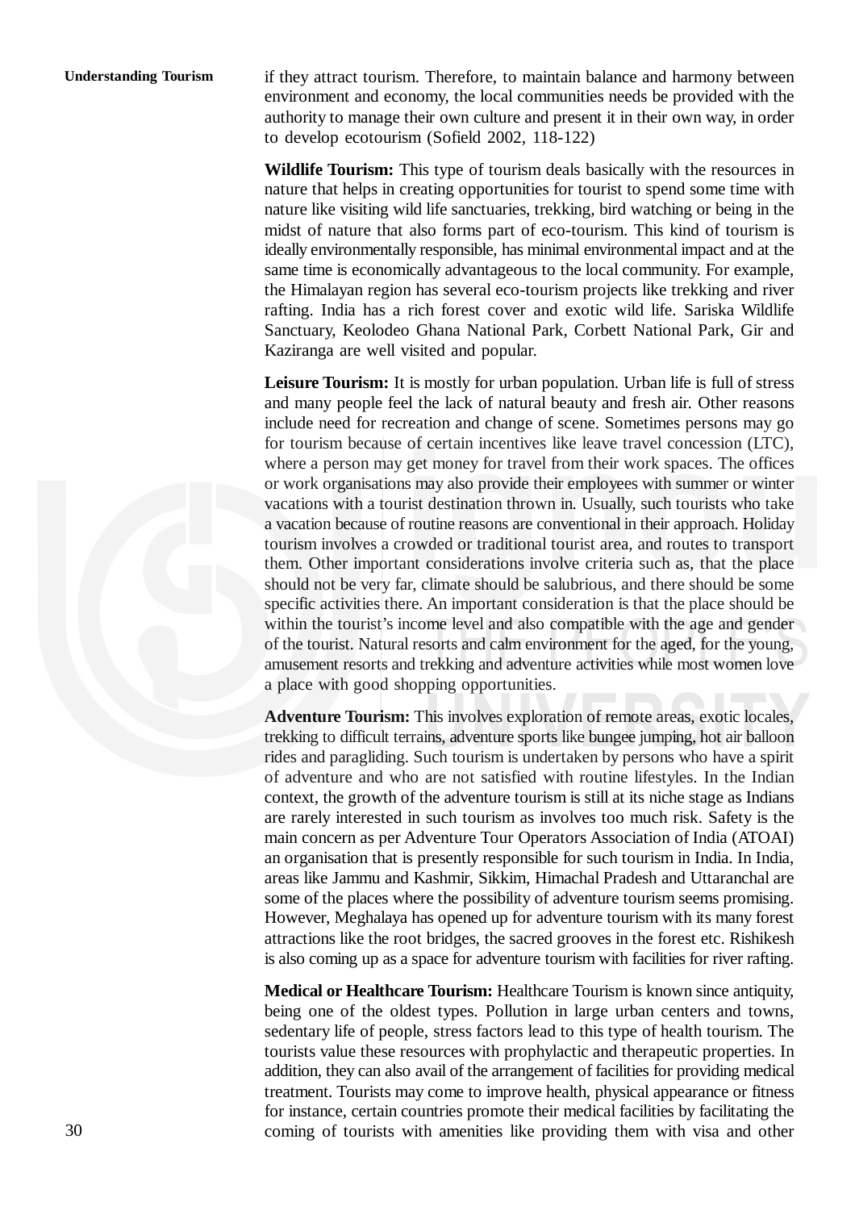if they attract tourism. Therefore, to maintain balance and harmony between environment and economy, the local communities needs be provided with the authority to manage their own culture and present it in their own way, in order to develop ecotourism (Sofield 2002, 118-122)

**Wildlife Tourism:** This type of tourism deals basically with the resources in nature that helps in creating opportunities for tourist to spend some time with nature like visiting wild life sanctuaries, trekking, bird watching or being in the midst of nature that also forms part of eco-tourism. This kind of tourism is ideally environmentally responsible, has minimal environmental impact and at the same time is economically advantageous to the local community. For example, the Himalayan region has several eco-tourism projects like trekking and river rafting. India has a rich forest cover and exotic wild life. Sariska Wildlife Sanctuary, Keolodeo Ghana National Park, Corbett National Park, Gir and Kaziranga are well visited and popular.

**Leisure Tourism:** It is mostly for urban population. Urban life is full of stress and many people feel the lack of natural beauty and fresh air. Other reasons include need for recreation and change of scene. Sometimes persons may go for tourism because of certain incentives like leave travel concession (LTC), where a person may get money for travel from their work spaces. The offices or work organisations may also provide their employees with summer or winter vacations with a tourist destination thrown in. Usually, such tourists who take a vacation because of routine reasons are conventional in their approach. Holiday tourism involves a crowded or traditional tourist area, and routes to transport them. Other important considerations involve criteria such as, that the place should not be very far, climate should be salubrious, and there should be some specific activities there. An important consideration is that the place should be within the tourist's income level and also compatible with the age and gender of the tourist. Natural resorts and calm environment for the aged, for the young, amusement resorts and trekking and adventure activities while most women love a place with good shopping opportunities.

**Adventure Tourism:** This involves exploration of remote areas, exotic locales, trekking to difficult terrains, adventure sports like bungee jumping, hot air balloon rides and paragliding. Such tourism is undertaken by persons who have a spirit of adventure and who are not satisfied with routine lifestyles. In the Indian context, the growth of the adventure tourism is still at its niche stage as Indians are rarely interested in such tourism as involves too much risk. Safety is the main concern as per Adventure Tour Operators Association of India (ATOAI) an organisation that is presently responsible for such tourism in India. In India, areas like Jammu and Kashmir, Sikkim, Himachal Pradesh and Uttaranchal are some of the places where the possibility of adventure tourism seems promising. However, Meghalaya has opened up for adventure tourism with its many forest attractions like the root bridges, the sacred grooves in the forest etc. Rishikesh is also coming up as a space for adventure tourism with facilities for river rafting.

**Medical or Healthcare Tourism:** Healthcare Tourism is known since antiquity, being one of the oldest types. Pollution in large urban centers and towns, sedentary life of people, stress factors lead to this type of health tourism. The tourists value these resources with prophylactic and therapeutic properties. In addition, they can also avail of the arrangement of facilities for providing medical treatment. Tourists may come to improve health, physical appearance or fitness for instance, certain countries promote their medical facilities by facilitating the coming of tourists with amenities like providing them with visa and other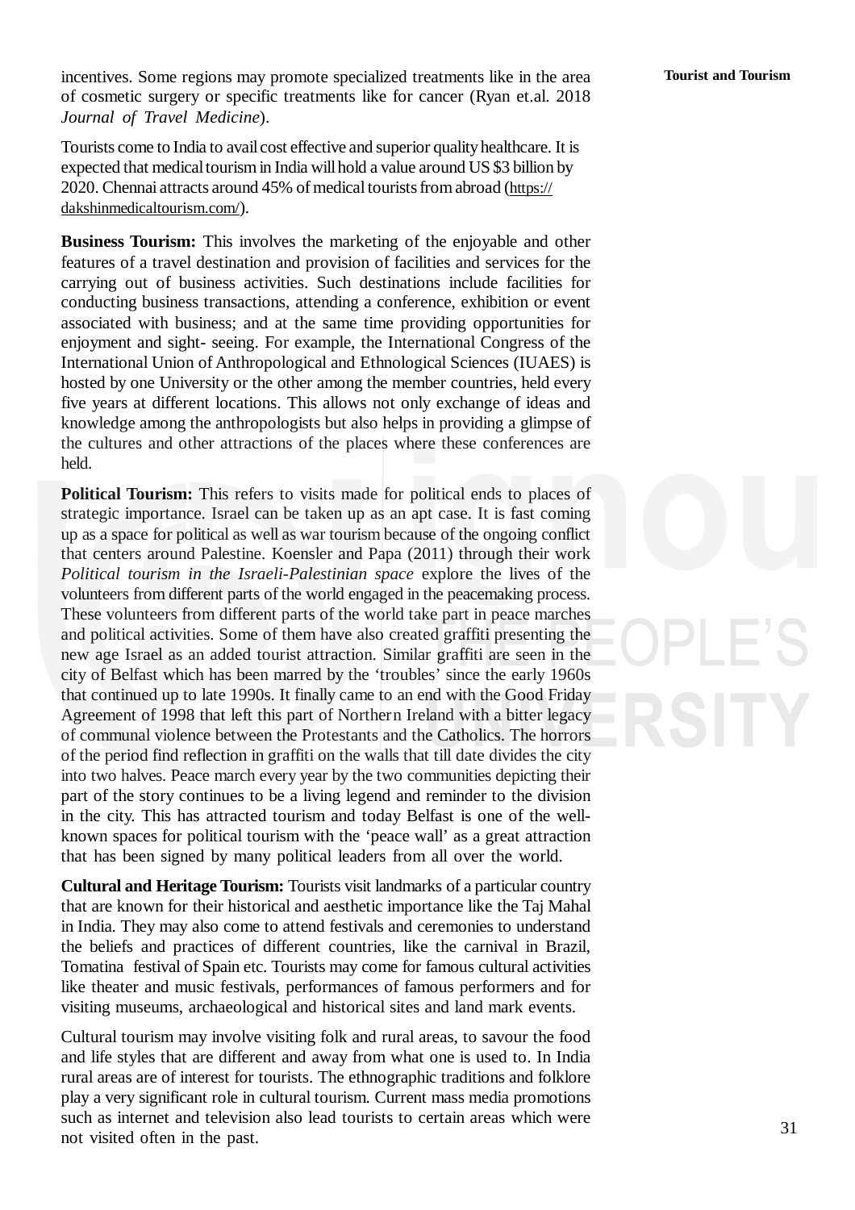incentives. Some regions may promote specialized treatments like in the area of cosmetic surgery or specific treatments like for cancer (Ryan et.al. 2018 *Journal of Travel Medicine*).

Tourists come to India to avail cost effective and superior quality healthcare. It is expected that medical tourism in India will hold a value around US $3 billion by 2020. Chennai attracts around 45% of medical tourists from abroad (https://dakshinmedicaltourism.com/).

**Business Tourism:** This involves the marketing of the enjoyable and other features of a travel destination and provision of facilities and services for the carrying out of business activities. Such destinations include facilities for conducting business transactions, attending a conference, exhibition or event associated with business; and at the same time providing opportunities for enjoyment and sight- seeing. For example, the International Congress of the International Union of Anthropological and Ethnological Sciences (IUAES) is hosted by one University or the other among the member countries, held every five years at different locations. This allows not only exchange of ideas and knowledge among the anthropologists but also helps in providing a glimpse of the cultures and other attractions of the places where these conferences are held.

**Political Tourism:** This refers to visits made for political ends to places of strategic importance. Israel can be taken up as an apt case. It is fast coming up as a space for political as well as war tourism because of the ongoing conflict that centers around Palestine. Koensler and Papa (2011) through their work *Political tourism in the Israeli-Palestinian space* explore the lives of the volunteers from different parts of the world engaged in the peacemaking process. These volunteers from different parts of the world take part in peace marches and political activities. Some of them have also created graffiti presenting the new age Israel as an added tourist attraction. Similar graffiti are seen in the city of Belfast which has been marred by the 'troubles' since the early 1960s that continued up to late 1990s. It finally came to an end with the Good Friday Agreement of 1998 that left this part of Northern Ireland with a bitter legacy of communal violence between the Protestants and the Catholics. The horrors of the period find reflection in graffiti on the walls that till date divides the city into two halves. Peace march every year by the two communities depicting their part of the story continues to be a living legend and reminder to the division in the city. This has attracted tourism and today Belfast is one of the well-known spaces for political tourism with the 'peace wall' as a great attraction that has been signed by many political leaders from all over the world.

**Cultural and Heritage Tourism:** Tourists visit landmarks of a particular country that are known for their historical and aesthetic importance like the Taj Mahal in India. They may also come to attend festivals and ceremonies to understand the beliefs and practices of different countries, like the carnival in Brazil, Tomatina festival of Spain etc. Tourists may come for famous cultural activities like theater and music festivals, performances of famous performers and for visiting museums, archaeological and historical sites and land mark events.

Cultural tourism may involve visiting folk and rural areas, to savour the food and life styles that are different and away from what one is used to. In India rural areas are of interest for tourists. The ethnographic traditions and folklore play a very significant role in cultural tourism. Current mass media promotions such as internet and television also lead tourists to certain areas which were not visited often in the past.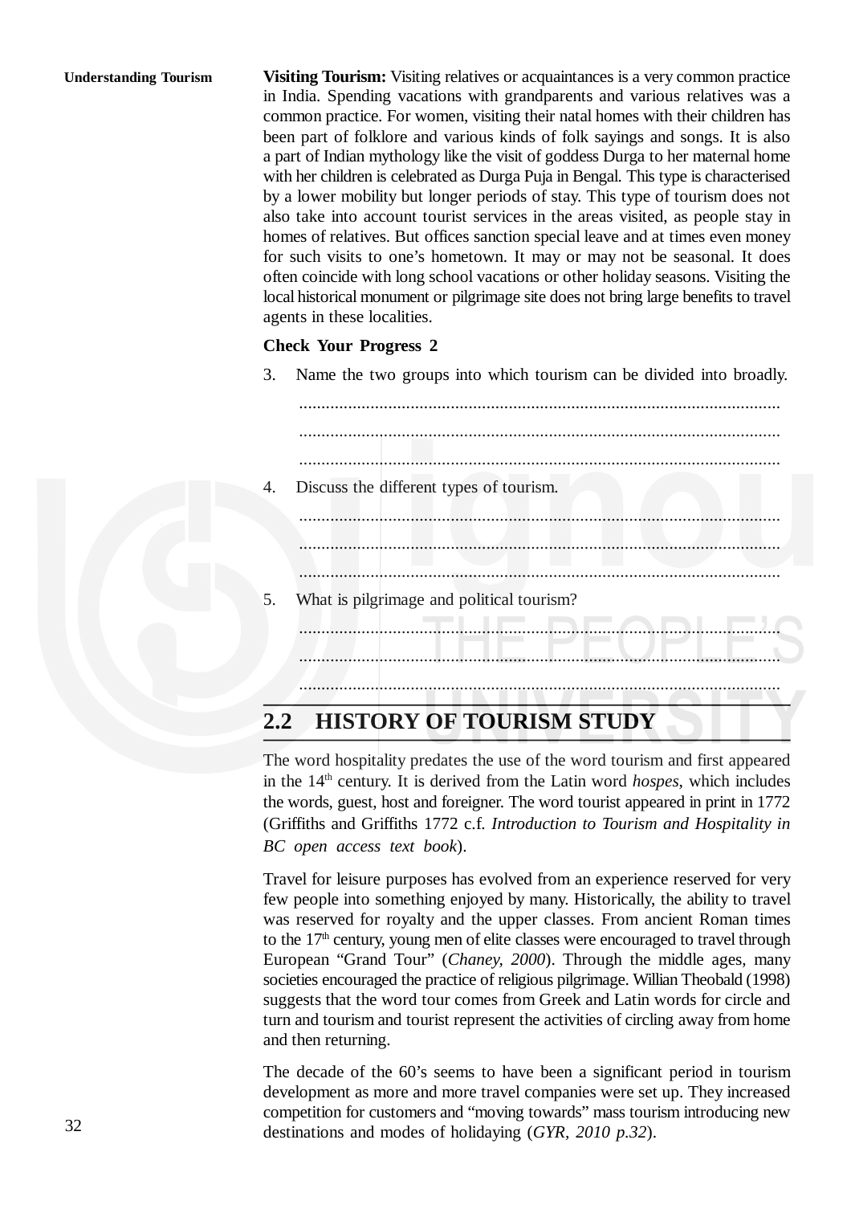**Visiting Tourism:** Visiting relatives or acquaintances is a very common practice in India. Spending vacations with grandparents and various relatives was a common practice. For women, visiting their natal homes with their children has been part of folklore and various kinds of folk sayings and songs. It is also a part of Indian mythology like the visit of goddess Durga to her maternal home with her children is celebrated as Durga Puja in Bengal. This type is characterised by a lower mobility but longer periods of stay. This type of tourism does not also take into account tourist services in the areas visited, as people stay in homes of relatives. But offices sanction special leave and at times even money for such visits to one's hometown. It may or may not be seasonal. It does often coincide with long school vacations or other holiday seasons. Visiting the local historical monument or pilgrimage site does not bring large benefits to travel agents in these localities.

**Check Your Progress 2**

3. Name the two groups into which tourism can be divided into broadly.

   ...........................................................................................................

   ...........................................................................................................

   ...........................................................................................................

4. Discuss the different types of tourism.

   ...........................................................................................................

   ...........................................................................................................

   ...........................................................................................................

5. What is pilgrimage and political tourism?

   ...........................................................................................................

   ...........................................................................................................

   ...........................................................................................................

## 2.2 HISTORY OF TOURISM STUDY

The word hospitality predates the use of the word tourism and first appeared in the 14th century. It is derived from the Latin word *hospes*, which includes the words, guest, host and foreigner. The word tourist appeared in print in 1772 (Griffiths and Griffiths 1772 c.f. *Introduction to Tourism and Hospitality in BC open access text book*).

Travel for leisure purposes has evolved from an experience reserved for very few people into something enjoyed by many. Historically, the ability to travel was reserved for royalty and the upper classes. From ancient Roman times to the 17th century, young men of elite classes were encouraged to travel through European "Grand Tour" (*Chaney, 2000*). Through the middle ages, many societies encouraged the practice of religious pilgrimage. Willian Theobald (1998) suggests that the word tour comes from Greek and Latin words for circle and turn and tourism and tourist represent the activities of circling away from home and then returning.

The decade of the 60's seems to have been a significant period in tourism development as more and more travel companies were set up. They increased competition for customers and "moving towards" mass tourism introducing new destinations and modes of holidaying (*GYR, 2010 p.32*).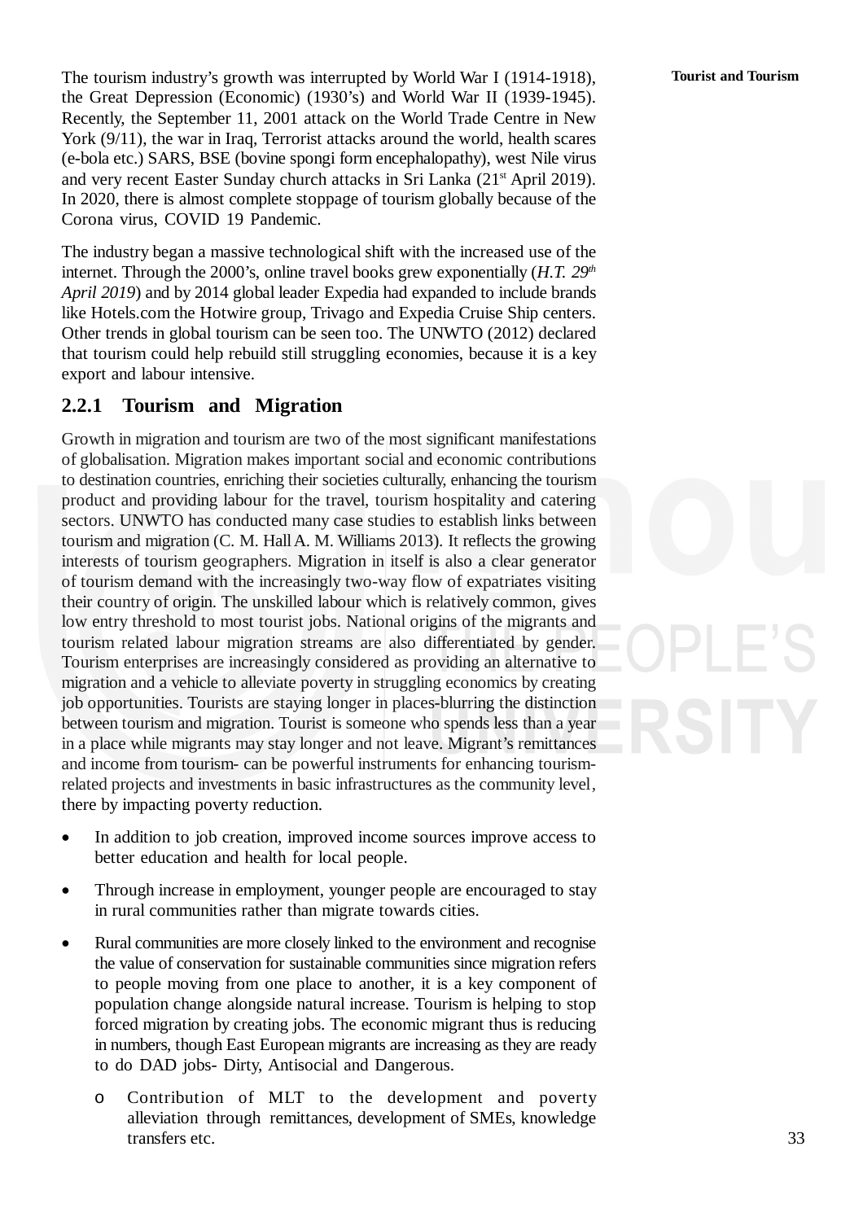The tourism industry's growth was interrupted by World War I (1914-1918), the Great Depression (Economic) (1930's) and World War II (1939-1945). Recently, the September 11, 2001 attack on the World Trade Centre in New York (9/11), the war in Iraq, Terrorist attacks around the world, health scares (e-bola etc.) SARS, BSE (bovine spongi form encephalopathy), west Nile virus and very recent Easter Sunday church attacks in Sri Lanka (21st April 2019). In 2020, there is almost complete stoppage of tourism globally because of the Corona virus, COVID 19 Pandemic.

The industry began a massive technological shift with the increased use of the internet. Through the 2000's, online travel books grew exponentially (*H.T. 29th April 2019*) and by 2014 global leader Expedia had expanded to include brands like Hotels.com the Hotwire group, Trivago and Expedia Cruise Ship centers. Other trends in global tourism can be seen too. The UNWTO (2012) declared that tourism could help rebuild still struggling economies, because it is a key export and labour intensive.

### 2.2.1 Tourism and Migration

Growth in migration and tourism are two of the most significant manifestations of globalisation. Migration makes important social and economic contributions to destination countries, enriching their societies culturally, enhancing the tourism product and providing labour for the travel, tourism hospitality and catering sectors. UNWTO has conducted many case studies to establish links between tourism and migration (C. M. Hall A. M. Williams 2013). It reflects the growing interests of tourism geographers. Migration in itself is also a clear generator of tourism demand with the increasingly two-way flow of expatriates visiting their country of origin. The unskilled labour which is relatively common, gives low entry threshold to most tourist jobs. National origins of the migrants and tourism related labour migration streams are also differentiated by gender. Tourism enterprises are increasingly considered as providing an alternative to migration and a vehicle to alleviate poverty in struggling economics by creating job opportunities. Tourists are staying longer in places-blurring the distinction between tourism and migration. Tourist is someone who spends less than a year in a place while migrants may stay longer and not leave. Migrant's remittances and income from tourism- can be powerful instruments for enhancing tourism-related projects and investments in basic infrastructures as the community level, there by impacting poverty reduction.

- In addition to job creation, improved income sources improve access to better education and health for local people.
- Through increase in employment, younger people are encouraged to stay in rural communities rather than migrate towards cities.
- Rural communities are more closely linked to the environment and recognise the value of conservation for sustainable communities since migration refers to people moving from one place to another, it is a key component of population change alongside natural increase. Tourism is helping to stop forced migration by creating jobs. The economic migrant thus is reducing in numbers, though East European migrants are increasing as they are ready to do DAD jobs- Dirty, Antisocial and Dangerous.
  - o Contribution of MLT to the development and poverty alleviation through remittances, development of SMEs, knowledge transfers etc.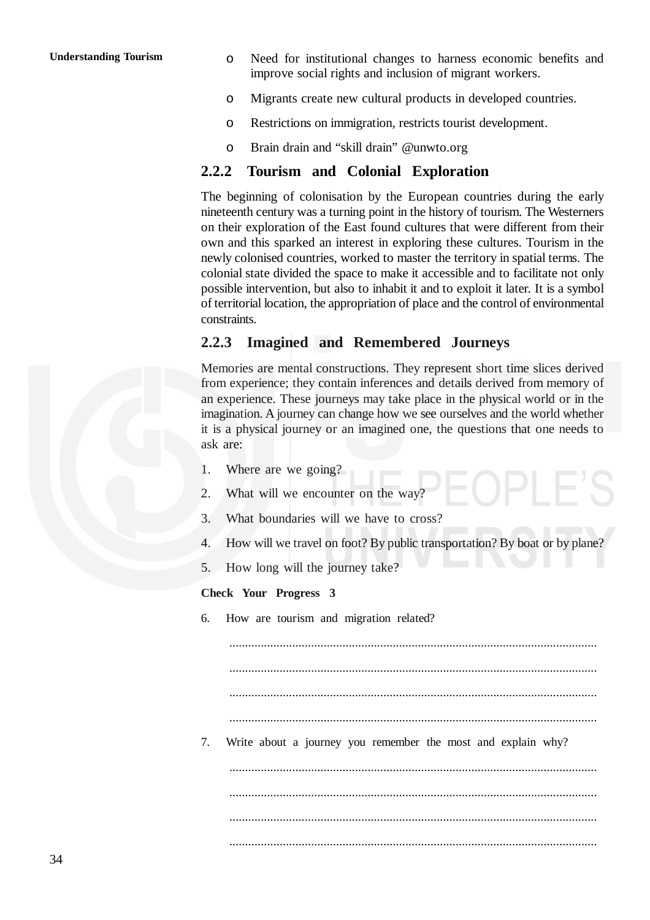- Need for institutional changes to harness economic benefits and improve social rights and inclusion of migrant workers.
- Migrants create new cultural products in developed countries.
- Restrictions on immigration, restricts tourist development.
- Brain drain and "skill drain" @unwto.org

### 2.2.2 Tourism and Colonial Exploration

The beginning of colonisation by the European countries during the early nineteenth century was a turning point in the history of tourism. The Westerners on their exploration of the East found cultures that were different from their own and this sparked an interest in exploring these cultures. Tourism in the newly colonised countries, worked to master the territory in spatial terms. The colonial state divided the space to make it accessible and to facilitate not only possible intervention, but also to inhabit it and to exploit it later. It is a symbol of territorial location, the appropriation of place and the control of environmental constraints.

### 2.2.3 Imagined and Remembered Journeys

Memories are mental constructions. They represent short time slices derived from experience; they contain inferences and details derived from memory of an experience. These journeys may take place in the physical world or in the imagination. A journey can change how we see ourselves and the world whether it is a physical journey or an imagined one, the questions that one needs to ask are:

1. Where are we going?
2. What will we encounter on the way?
3. What boundaries will we have to cross?
4. How will we travel on foot? By public transportation? By boat or by plane?
5. How long will the journey take?

**Check Your Progress 3**

6. How are tourism and migration related?

   ....................................................................................................................

   ....................................................................................................................

   ....................................................................................................................

   ....................................................................................................................

7. Write about a journey you remember the most and explain why?

   ....................................................................................................................

   ....................................................................................................................

   ....................................................................................................................

   ....................................................................................................................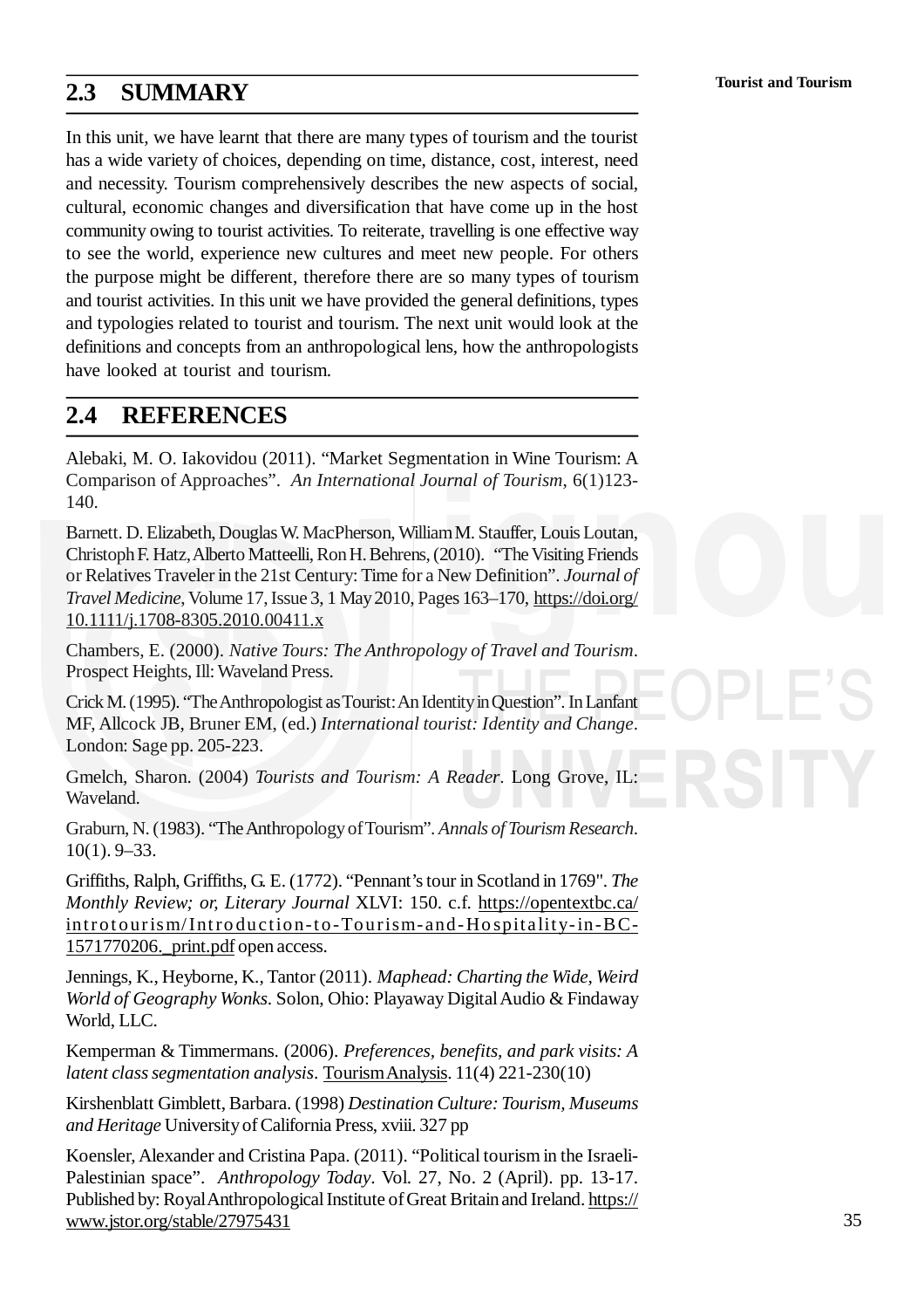## 2.3 SUMMARY

In this unit, we have learnt that there are many types of tourism and the tourist has a wide variety of choices, depending on time, distance, cost, interest, need and necessity. Tourism comprehensively describes the new aspects of social, cultural, economic changes and diversification that have come up in the host community owing to tourist activities. To reiterate, travelling is one effective way to see the world, experience new cultures and meet new people. For others the purpose might be different, therefore there are so many types of tourism and tourist activities. In this unit we have provided the general definitions, types and typologies related to tourist and tourism. The next unit would look at the definitions and concepts from an anthropological lens, how the anthropologists have looked at tourist and tourism.

## 2.4 REFERENCES

Alebaki, M. O. Iakovidou (2011). "Market Segmentation in Wine Tourism: A Comparison of Approaches". *An International Journal of Tourism*, 6(1)123-140.

Barnett. D. Elizabeth, Douglas W. MacPherson, William M. Stauffer, Louis Loutan, Christoph F. Hatz, Alberto Matteelli, Ron H. Behrens, (2010). "The Visiting Friends or Relatives Traveler in the 21st Century: Time for a New Definition". *Journal of Travel Medicine*, Volume 17, Issue 3, 1 May 2010, Pages 163–170, https://doi.org/10.1111/j.1708-8305.2010.00411.x

Chambers, E. (2000). *Native Tours: The Anthropology of Travel and Tourism*. Prospect Heights, Ill: Waveland Press.

Crick M. (1995). "The Anthropologist as Tourist: An Identity in Question". In Lanfant MF, Allcock JB, Bruner EM, (ed.) *International tourist: Identity and Change*. London: Sage pp. 205-223.

Gmelch, Sharon. (2004) *Tourists and Tourism: A Reader*. Long Grove, IL: Waveland.

Graburn, N. (1983). "The Anthropology of Tourism". *Annals of Tourism Research*. 10(1). 9–33.

Griffiths, Ralph, Griffiths, G. E. (1772). "Pennant's tour in Scotland in 1769". *The Monthly Review; or, Literary Journal* XLVI: 150. c.f. https://opentextbc.ca/introtourism/Introduction-to-Tourism-and-Hospitality-in-BC-1571770206._print.pdf open access.

Jennings, K., Heyborne, K., Tantor (2011). *Maphead: Charting the Wide, Weird World of Geography Wonks*. Solon, Ohio: Playaway Digital Audio & Findaway World, LLC.

Kemperman & Timmermans. (2006). *Preferences, benefits, and park visits: A latent class segmentation analysis*. Tourism Analysis. 11(4) 221-230(10)

Kirshenblatt Gimblett, Barbara. (1998) *Destination Culture: Tourism, Museums and Heritage* University of California Press, xviii. 327 pp

Koensler, Alexander and Cristina Papa. (2011). "Political tourism in the Israeli-Palestinian space". *Anthropology Today*. Vol. 27, No. 2 (April). pp. 13-17. Published by: Royal Anthropological Institute of Great Britain and Ireland. https://www.jstor.org/stable/27975431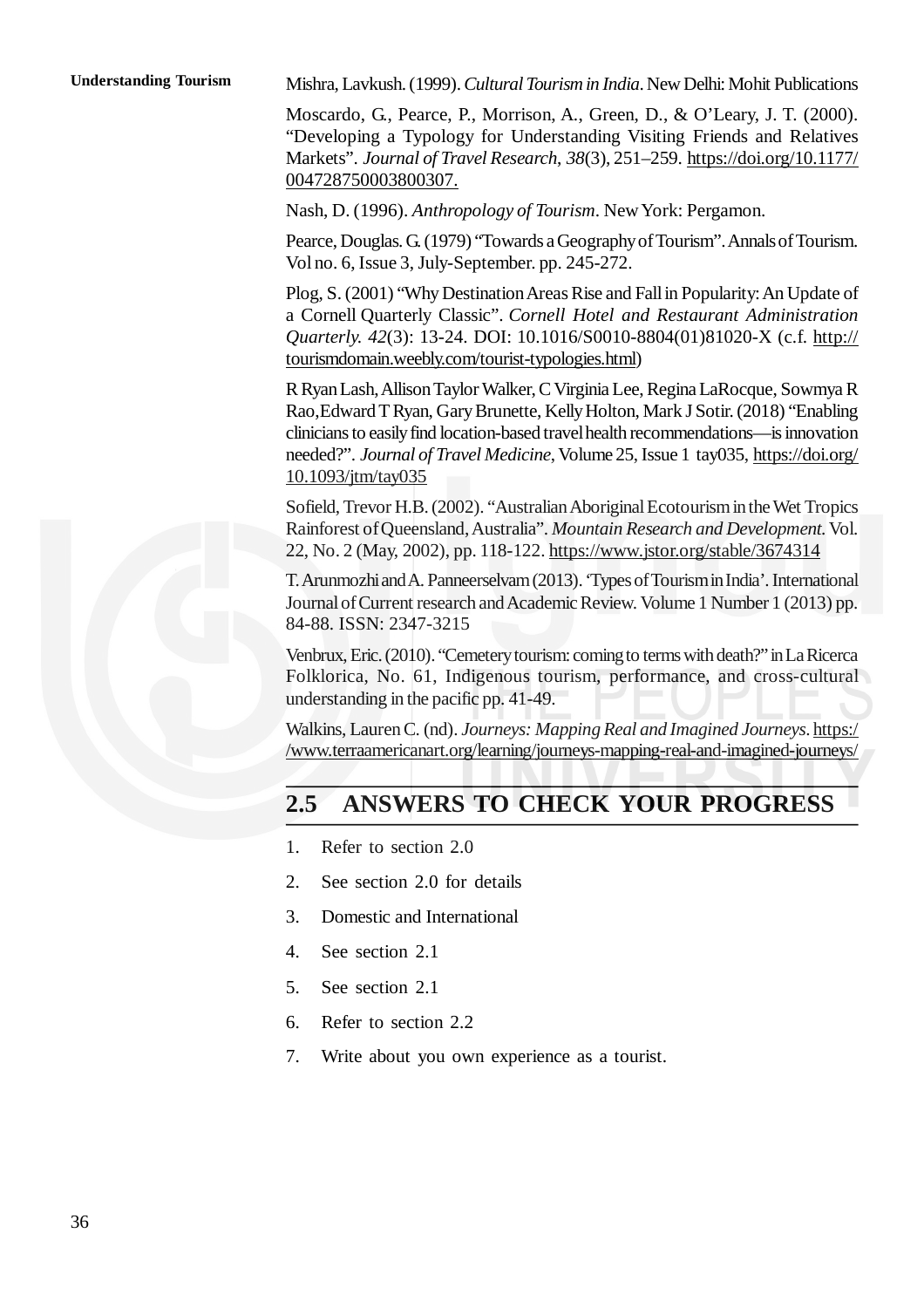Mishra, Lavkush. (1999). *Cultural Tourism in India*. New Delhi: Mohit Publications

Moscardo, G., Pearce, P., Morrison, A., Green, D., & O'Leary, J. T. (2000). "Developing a Typology for Understanding Visiting Friends and Relatives Markets". *Journal of Travel Research*, *38*(3), 251–259. https://doi.org/10.1177/004728750003800307.

Nash, D. (1996). *Anthropology of Tourism*. New York: Pergamon.

Pearce, Douglas. G. (1979) "Towards a Geography of Tourism". Annals of Tourism. Vol no. 6, Issue 3, July-September. pp. 245-272.

Plog, S. (2001) "Why Destination Areas Rise and Fall in Popularity: An Update of a Cornell Quarterly Classic". *Cornell Hotel and Restaurant Administration Quarterly. 42*(3): 13-24. DOI: 10.1016/S0010-8804(01)81020-X (c.f. http://tourismdomain.weebly.com/tourist-typologies.html)

R Ryan Lash, Allison Taylor Walker, C Virginia Lee, Regina LaRocque, Sowmya R Rao,Edward T Ryan, Gary Brunette, Kelly Holton, Mark J Sotir. (2018) "Enabling clinicians to easily find location-based travel health recommendations—is innovation needed?". *Journal of Travel Medicine*, Volume 25, Issue 1 tay035, https://doi.org/10.1093/jtm/tay035

Sofield, Trevor H.B. (2002). "Australian Aboriginal Ecotourism in the Wet Tropics Rainforest of Queensland, Australia". *Mountain Research and Development.* Vol. 22, No. 2 (May, 2002), pp. 118-122. https://www.jstor.org/stable/3674314

T. Arunmozhi and A. Panneerselvam (2013). 'Types of Tourism in India'. International Journal of Current research and Academic Review. Volume 1 Number 1 (2013) pp. 84-88. ISSN: 2347-3215

Venbrux, Eric. (2010). "Cemetery tourism: coming to terms with death?" in La Ricerca Folklorica, No. 61, Indigenous tourism, performance, and cross-cultural understanding in the pacific pp. 41-49.

Walkins, Lauren C. (nd). *Journeys: Mapping Real and Imagined Journeys*. https://www.terraamericanart.org/learning/journeys-mapping-real-and-imagined-journeys/

## 2.5 ANSWERS TO CHECK YOUR PROGRESS

1. Refer to section 2.0
2. See section 2.0 for details
3. Domestic and International
4. See section 2.1
5. See section 2.1
6. Refer to section 2.2
7. Write about you own experience as a tourist.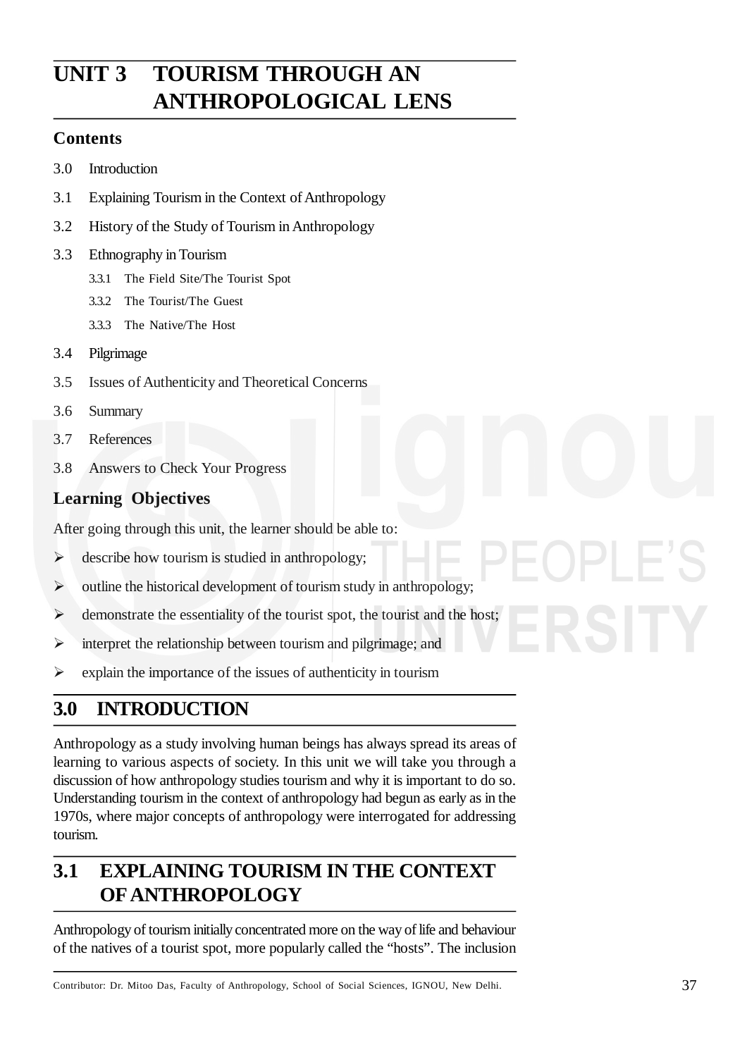# UNIT 3 TOURISM THROUGH AN ANTHROPOLOGICAL LENS

## Contents

3.0 Introduction

3.1 Explaining Tourism in the Context of Anthropology

3.2 History of the Study of Tourism in Anthropology

3.3 Ethnography in Tourism

- 3.3.1 The Field Site/The Tourist Spot
- 3.3.2 The Tourist/The Guest
- 3.3.3 The Native/The Host

3.4 Pilgrimage

3.5 Issues of Authenticity and Theoretical Concerns

3.6 Summary

3.7 References

3.8 Answers to Check Your Progress

## Learning Objectives

After going through this unit, the learner should be able to:

- describe how tourism is studied in anthropology;
- outline the historical development of tourism study in anthropology;
- demonstrate the essentiality of the tourist spot, the tourist and the host;
- interpret the relationship between tourism and pilgrimage; and
- explain the importance of the issues of authenticity in tourism

## 3.0 INTRODUCTION

Anthropology as a study involving human beings has always spread its areas of learning to various aspects of society. In this unit we will take you through a discussion of how anthropology studies tourism and why it is important to do so. Understanding tourism in the context of anthropology had begun as early as in the 1970s, where major concepts of anthropology were interrogated for addressing tourism.

## 3.1 EXPLAINING TOURISM IN THE CONTEXT OF ANTHROPOLOGY

Anthropology of tourism initially concentrated more on the way of life and behaviour of the natives of a tourist spot, more popularly called the "hosts". The inclusion

Contributor: Dr. Mitoo Das, Faculty of Anthropology, School of Social Sciences, IGNOU, New Delhi.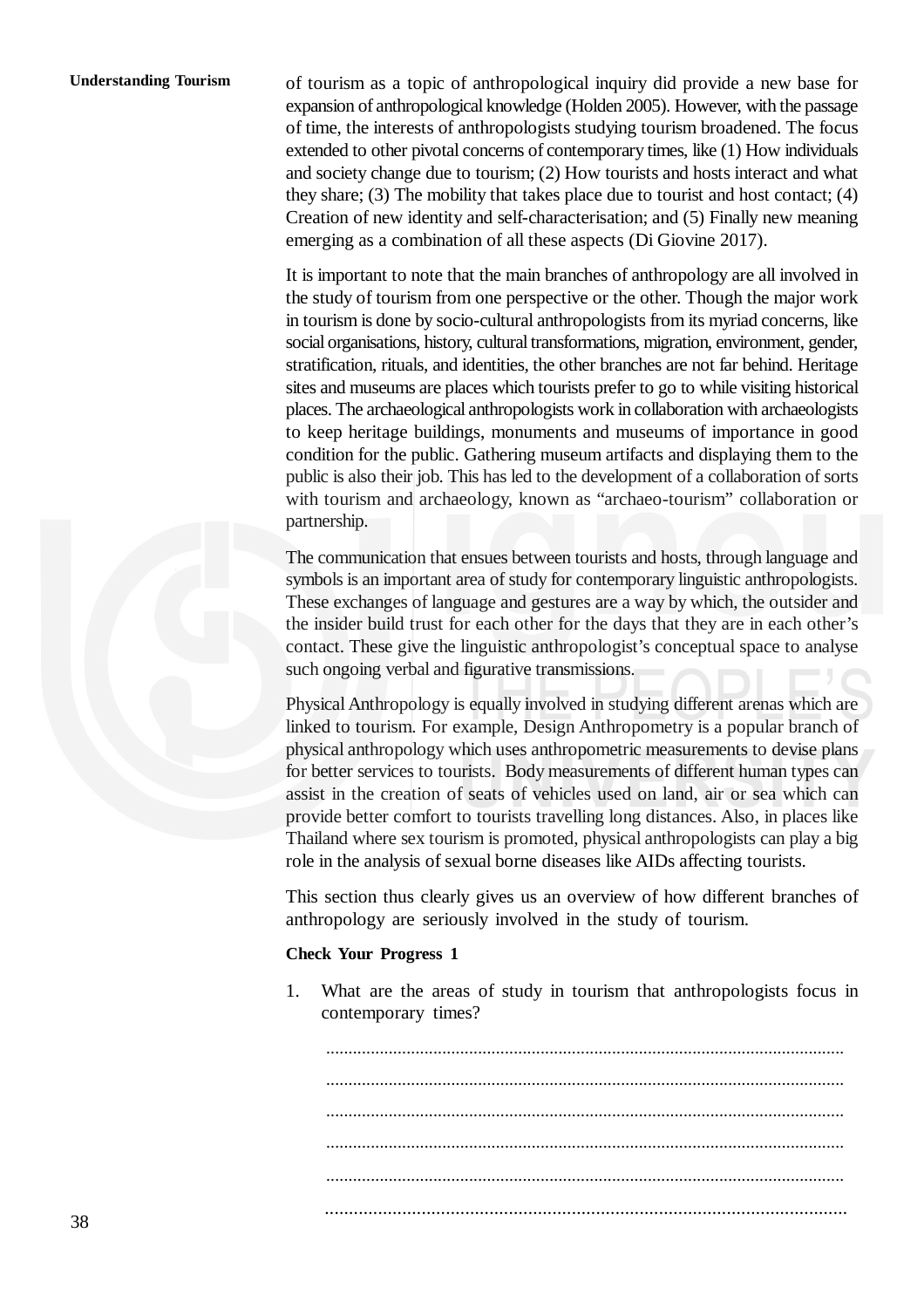of tourism as a topic of anthropological inquiry did provide a new base for expansion of anthropological knowledge (Holden 2005). However, with the passage of time, the interests of anthropologists studying tourism broadened. The focus extended to other pivotal concerns of contemporary times, like (1) How individuals and society change due to tourism; (2) How tourists and hosts interact and what they share; (3) The mobility that takes place due to tourist and host contact; (4) Creation of new identity and self-characterisation; and (5) Finally new meaning emerging as a combination of all these aspects (Di Giovine 2017).

It is important to note that the main branches of anthropology are all involved in the study of tourism from one perspective or the other. Though the major work in tourism is done by socio-cultural anthropologists from its myriad concerns, like social organisations, history, cultural transformations, migration, environment, gender, stratification, rituals, and identities, the other branches are not far behind. Heritage sites and museums are places which tourists prefer to go to while visiting historical places. The archaeological anthropologists work in collaboration with archaeologists to keep heritage buildings, monuments and museums of importance in good condition for the public. Gathering museum artifacts and displaying them to the public is also their job. This has led to the development of a collaboration of sorts with tourism and archaeology, known as "archaeo-tourism" collaboration or partnership.

The communication that ensues between tourists and hosts, through language and symbols is an important area of study for contemporary linguistic anthropologists. These exchanges of language and gestures are a way by which, the outsider and the insider build trust for each other for the days that they are in each other's contact. These give the linguistic anthropologist's conceptual space to analyse such ongoing verbal and figurative transmissions.

Physical Anthropology is equally involved in studying different arenas which are linked to tourism. For example, Design Anthropometry is a popular branch of physical anthropology which uses anthropometric measurements to devise plans for better services to tourists. Body measurements of different human types can assist in the creation of seats of vehicles used on land, air or sea which can provide better comfort to tourists travelling long distances. Also, in places like Thailand where sex tourism is promoted, physical anthropologists can play a big role in the analysis of sexual borne diseases like AIDs affecting tourists.

This section thus clearly gives us an overview of how different branches of anthropology are seriously involved in the study of tourism.

**Check Your Progress 1**

1. What are the areas of study in tourism that anthropologists focus in contemporary times?

   ..................................................................................................................

   ..................................................................................................................

   ..................................................................................................................

   ..................................................................................................................

   ..................................................................................................................

   ..................................................................................................................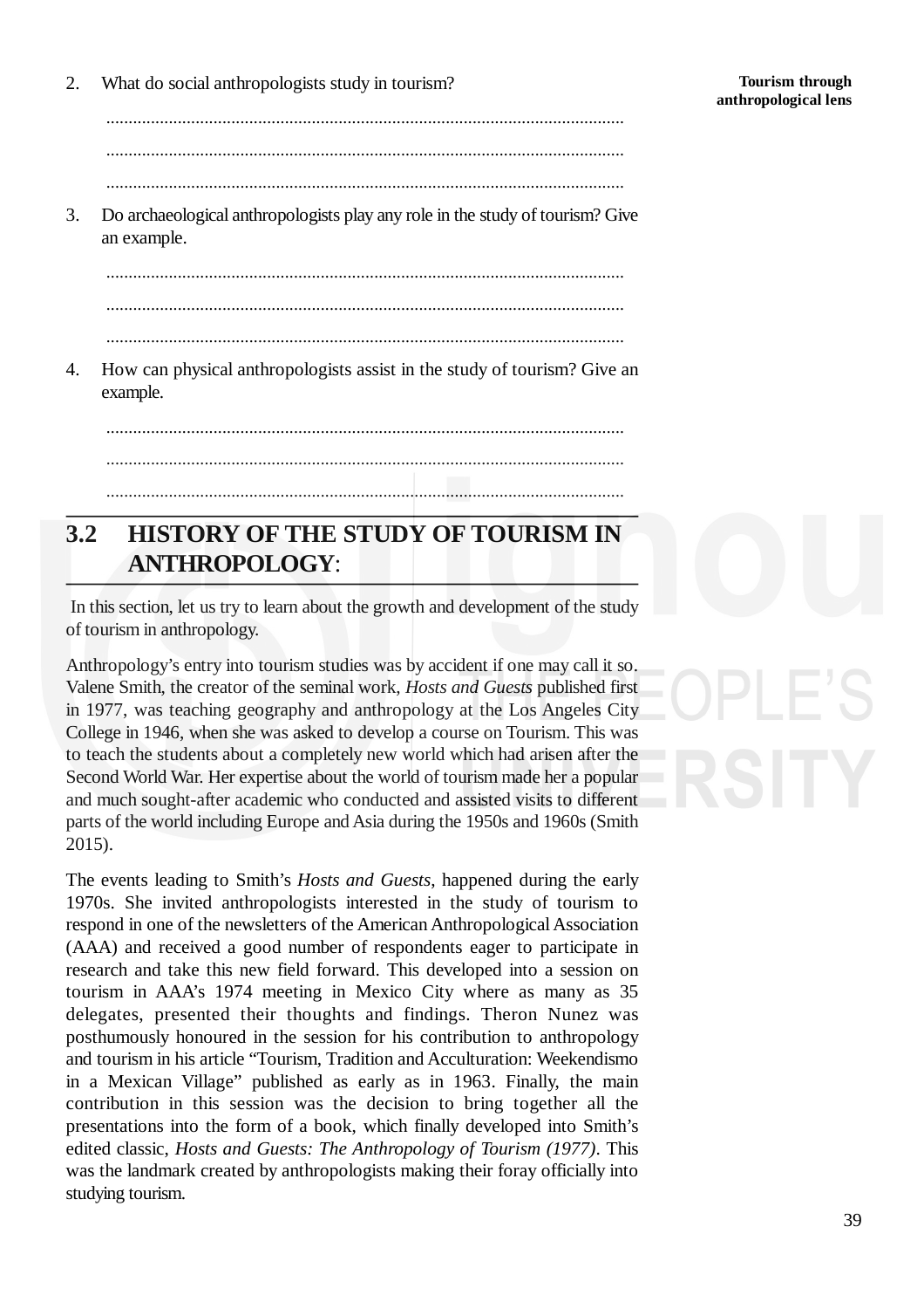2. What do social anthropologists study in tourism?

....................................................................................................................

....................................................................................................................

....................................................................................................................

3. Do archaeological anthropologists play any role in the study of tourism? Give an example.

....................................................................................................................

....................................................................................................................

....................................................................................................................

4. How can physical anthropologists assist in the study of tourism? Give an example.

....................................................................................................................

....................................................................................................................

....................................................................................................................

## 3.2 HISTORY OF THE STUDY OF TOURISM IN ANTHROPOLOGY:

In this section, let us try to learn about the growth and development of the study of tourism in anthropology.

Anthropology's entry into tourism studies was by accident if one may call it so. Valene Smith, the creator of the seminal work, *Hosts and Guests* published first in 1977, was teaching geography and anthropology at the Los Angeles City College in 1946, when she was asked to develop a course on Tourism. This was to teach the students about a completely new world which had arisen after the Second World War. Her expertise about the world of tourism made her a popular and much sought-after academic who conducted and assisted visits to different parts of the world including Europe and Asia during the 1950s and 1960s (Smith 2015).

The events leading to Smith's *Hosts and Guests*, happened during the early 1970s. She invited anthropologists interested in the study of tourism to respond in one of the newsletters of the American Anthropological Association (AAA) and received a good number of respondents eager to participate in research and take this new field forward. This developed into a session on tourism in AAA's 1974 meeting in Mexico City where as many as 35 delegates, presented their thoughts and findings. Theron Nunez was posthumously honoured in the session for his contribution to anthropology and tourism in his article "Tourism, Tradition and Acculturation: Weekendismo in a Mexican Village" published as early as in 1963. Finally, the main contribution in this session was the decision to bring together all the presentations into the form of a book, which finally developed into Smith's edited classic, *Hosts and Guests: The Anthropology of Tourism (1977)*. This was the landmark created by anthropologists making their foray officially into studying tourism.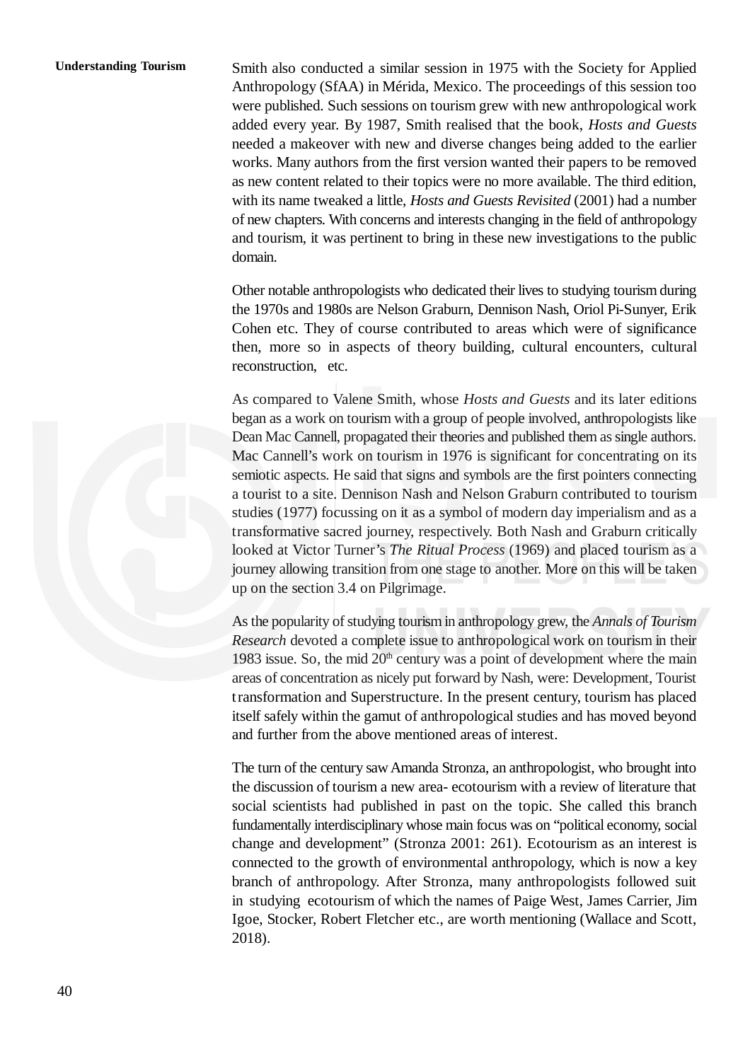Smith also conducted a similar session in 1975 with the Society for Applied Anthropology (SfAA) in Mérida, Mexico. The proceedings of this session too were published. Such sessions on tourism grew with new anthropological work added every year. By 1987, Smith realised that the book, *Hosts and Guests* needed a makeover with new and diverse changes being added to the earlier works. Many authors from the first version wanted their papers to be removed as new content related to their topics were no more available. The third edition, with its name tweaked a little, *Hosts and Guests Revisited* (2001) had a number of new chapters. With concerns and interests changing in the field of anthropology and tourism, it was pertinent to bring in these new investigations to the public domain.

Other notable anthropologists who dedicated their lives to studying tourism during the 1970s and 1980s are Nelson Graburn, Dennison Nash, Oriol Pi-Sunyer, Erik Cohen etc. They of course contributed to areas which were of significance then, more so in aspects of theory building, cultural encounters, cultural reconstruction, etc.

As compared to Valene Smith, whose *Hosts and Guests* and its later editions began as a work on tourism with a group of people involved, anthropologists like Dean Mac Cannell, propagated their theories and published them as single authors. Mac Cannell's work on tourism in 1976 is significant for concentrating on its semiotic aspects. He said that signs and symbols are the first pointers connecting a tourist to a site. Dennison Nash and Nelson Graburn contributed to tourism studies (1977) focussing on it as a symbol of modern day imperialism and as a transformative sacred journey, respectively. Both Nash and Graburn critically looked at Victor Turner's *The Ritual Process* (1969) and placed tourism as a journey allowing transition from one stage to another. More on this will be taken up on the section 3.4 on Pilgrimage.

As the popularity of studying tourism in anthropology grew, the *Annals of Tourism Research* devoted a complete issue to anthropological work on tourism in their 1983 issue. So, the mid 20th century was a point of development where the main areas of concentration as nicely put forward by Nash, were: Development, Tourist transformation and Superstructure. In the present century, tourism has placed itself safely within the gamut of anthropological studies and has moved beyond and further from the above mentioned areas of interest.

The turn of the century saw Amanda Stronza, an anthropologist, who brought into the discussion of tourism a new area- ecotourism with a review of literature that social scientists had published in past on the topic. She called this branch fundamentally interdisciplinary whose main focus was on "political economy, social change and development" (Stronza 2001: 261). Ecotourism as an interest is connected to the growth of environmental anthropology, which is now a key branch of anthropology. After Stronza, many anthropologists followed suit in studying ecotourism of which the names of Paige West, James Carrier, Jim Igoe, Stocker, Robert Fletcher etc., are worth mentioning (Wallace and Scott, 2018).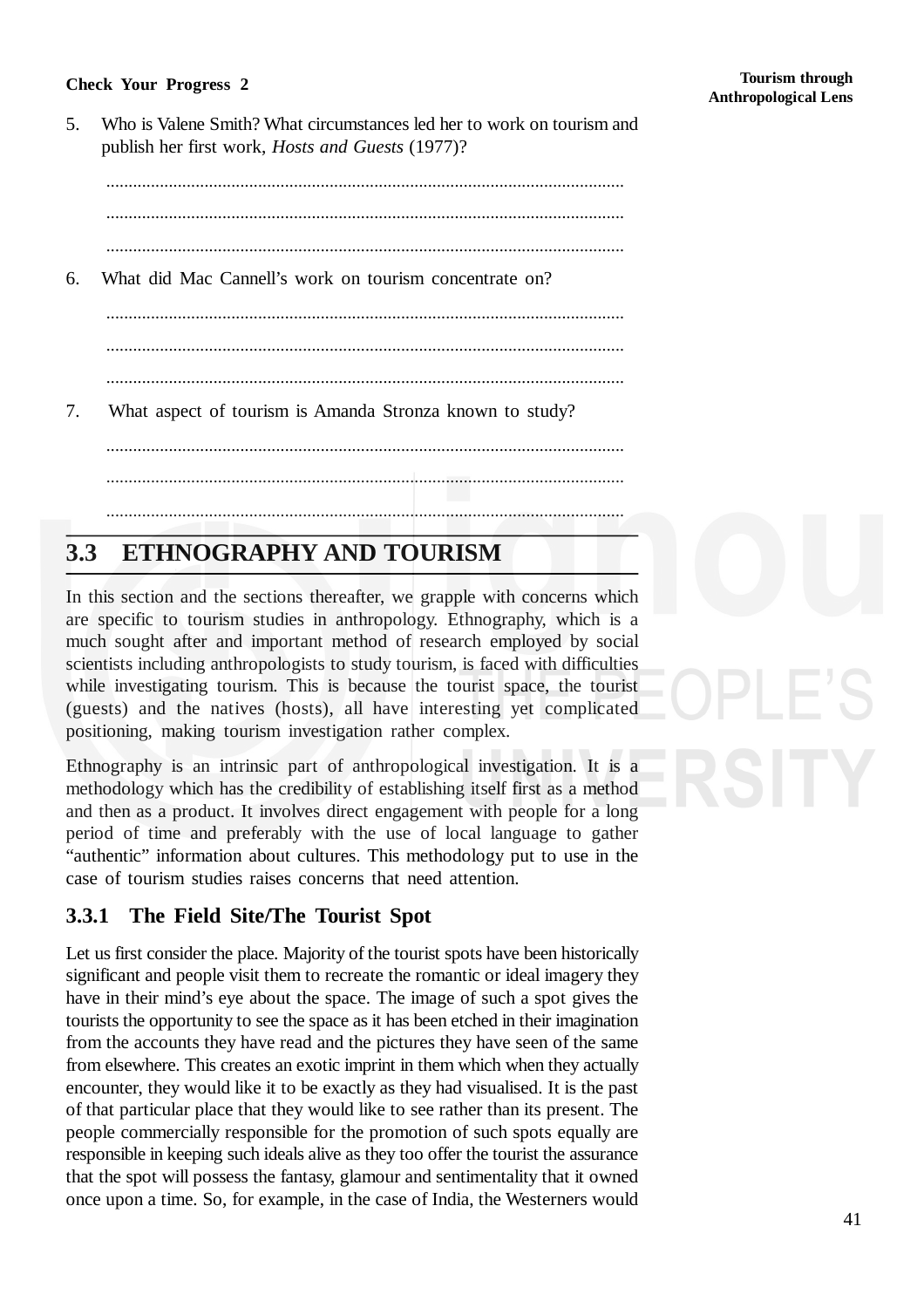**Check Your Progress 2**

5. Who is Valene Smith? What circumstances led her to work on tourism and publish her first work, *Hosts and Guests* (1977)?

...................................................................................................................

...................................................................................................................

...................................................................................................................

6. What did Mac Cannell's work on tourism concentrate on?

...................................................................................................................

...................................................................................................................

...................................................................................................................

7. What aspect of tourism is Amanda Stronza known to study?

...................................................................................................................

...................................................................................................................

...................................................................................................................

## 3.3 ETHNOGRAPHY AND TOURISM

In this section and the sections thereafter, we grapple with concerns which are specific to tourism studies in anthropology. Ethnography, which is a much sought after and important method of research employed by social scientists including anthropologists to study tourism, is faced with difficulties while investigating tourism. This is because the tourist space, the tourist (guests) and the natives (hosts), all have interesting yet complicated positioning, making tourism investigation rather complex.

Ethnography is an intrinsic part of anthropological investigation. It is a methodology which has the credibility of establishing itself first as a method and then as a product. It involves direct engagement with people for a long period of time and preferably with the use of local language to gather "authentic" information about cultures. This methodology put to use in the case of tourism studies raises concerns that need attention.

### 3.3.1 The Field Site/The Tourist Spot

Let us first consider the place. Majority of the tourist spots have been historically significant and people visit them to recreate the romantic or ideal imagery they have in their mind's eye about the space. The image of such a spot gives the tourists the opportunity to see the space as it has been etched in their imagination from the accounts they have read and the pictures they have seen of the same from elsewhere. This creates an exotic imprint in them which when they actually encounter, they would like it to be exactly as they had visualised. It is the past of that particular place that they would like to see rather than its present. The people commercially responsible for the promotion of such spots equally are responsible in keeping such ideals alive as they too offer the tourist the assurance that the spot will possess the fantasy, glamour and sentimentality that it owned once upon a time. So, for example, in the case of India, the Westerners would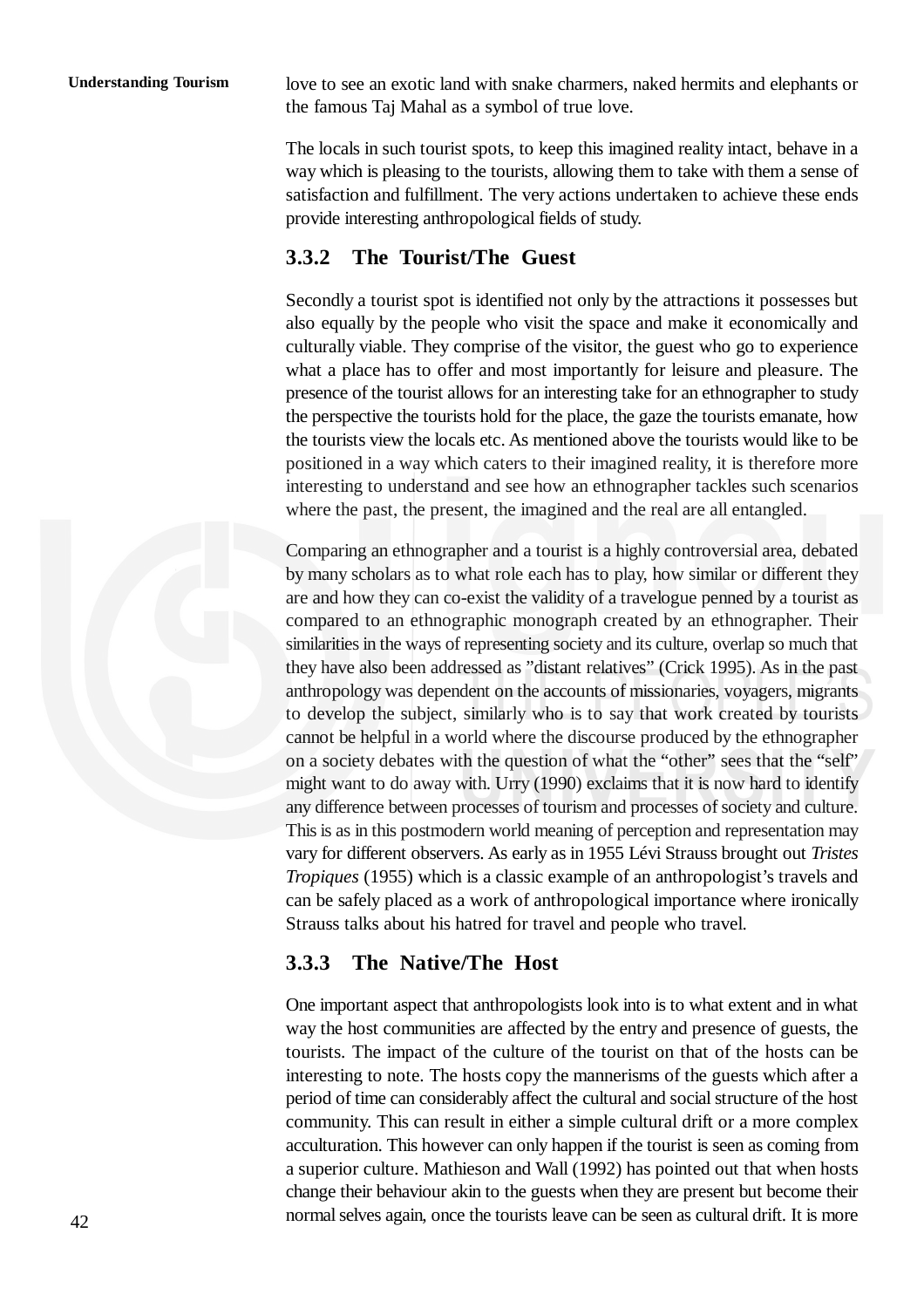love to see an exotic land with snake charmers, naked hermits and elephants or the famous Taj Mahal as a symbol of true love.

The locals in such tourist spots, to keep this imagined reality intact, behave in a way which is pleasing to the tourists, allowing them to take with them a sense of satisfaction and fulfillment. The very actions undertaken to achieve these ends provide interesting anthropological fields of study.

### 3.3.2 The Tourist/The Guest

Secondly a tourist spot is identified not only by the attractions it possesses but also equally by the people who visit the space and make it economically and culturally viable. They comprise of the visitor, the guest who go to experience what a place has to offer and most importantly for leisure and pleasure. The presence of the tourist allows for an interesting take for an ethnographer to study the perspective the tourists hold for the place, the gaze the tourists emanate, how the tourists view the locals etc. As mentioned above the tourists would like to be positioned in a way which caters to their imagined reality, it is therefore more interesting to understand and see how an ethnographer tackles such scenarios where the past, the present, the imagined and the real are all entangled.

Comparing an ethnographer and a tourist is a highly controversial area, debated by many scholars as to what role each has to play, how similar or different they are and how they can co-exist the validity of a travelogue penned by a tourist as compared to an ethnographic monograph created by an ethnographer. Their similarities in the ways of representing society and its culture, overlap so much that they have also been addressed as "distant relatives" (Crick 1995). As in the past anthropology was dependent on the accounts of missionaries, voyagers, migrants to develop the subject, similarly who is to say that work created by tourists cannot be helpful in a world where the discourse produced by the ethnographer on a society debates with the question of what the "other" sees that the "self" might want to do away with. Urry (1990) exclaims that it is now hard to identify any difference between processes of tourism and processes of society and culture. This is as in this postmodern world meaning of perception and representation may vary for different observers. As early as in 1955 Lévi Strauss brought out *Tristes Tropiques* (1955) which is a classic example of an anthropologist's travels and can be safely placed as a work of anthropological importance where ironically Strauss talks about his hatred for travel and people who travel.

### 3.3.3 The Native/The Host

One important aspect that anthropologists look into is to what extent and in what way the host communities are affected by the entry and presence of guests, the tourists. The impact of the culture of the tourist on that of the hosts can be interesting to note. The hosts copy the mannerisms of the guests which after a period of time can considerably affect the cultural and social structure of the host community. This can result in either a simple cultural drift or a more complex acculturation. This however can only happen if the tourist is seen as coming from a superior culture. Mathieson and Wall (1992) has pointed out that when hosts change their behaviour akin to the guests when they are present but become their normal selves again, once the tourists leave can be seen as cultural drift. It is more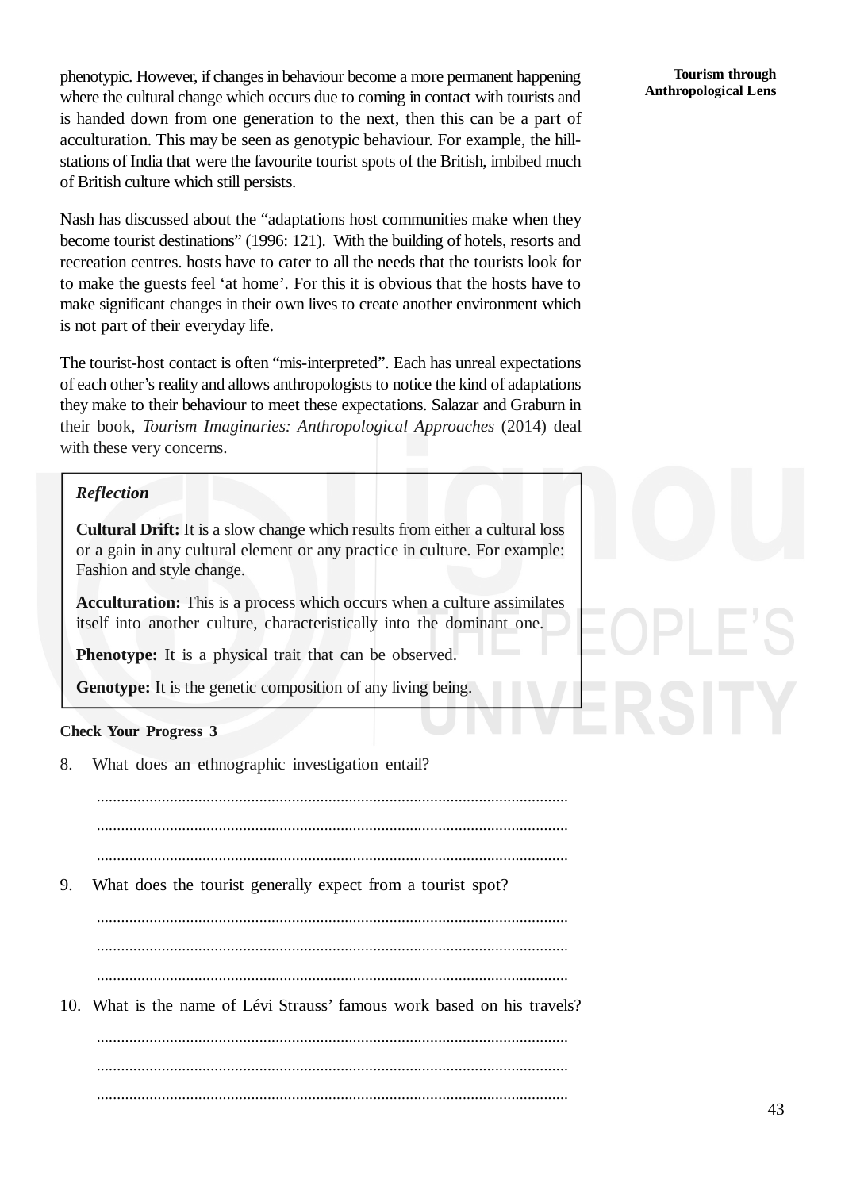phenotypic. However, if changes in behaviour become a more permanent happening where the cultural change which occurs due to coming in contact with tourists and is handed down from one generation to the next, then this can be a part of acculturation. This may be seen as genotypic behaviour. For example, the hill-stations of India that were the favourite tourist spots of the British, imbibed much of British culture which still persists.

Nash has discussed about the "adaptations host communities make when they become tourist destinations" (1996: 121). With the building of hotels, resorts and recreation centres. hosts have to cater to all the needs that the tourists look for to make the guests feel 'at home'. For this it is obvious that the hosts have to make significant changes in their own lives to create another environment which is not part of their everyday life.

The tourist-host contact is often "mis-interpreted". Each has unreal expectations of each other's reality and allows anthropologists to notice the kind of adaptations they make to their behaviour to meet these expectations. Salazar and Graburn in their book, *Tourism Imaginaries: Anthropological Approaches* (2014) deal with these very concerns.

> ***Reflection***
>
> **Cultural Drift:** It is a slow change which results from either a cultural loss or a gain in any cultural element or any practice in culture. For example: Fashion and style change.
>
> **Acculturation:** This is a process which occurs when a culture assimilates itself into another culture, characteristically into the dominant one.
>
> **Phenotype:** It is a physical trait that can be observed.
>
> **Genotype:** It is the genetic composition of any living being.

**Check Your Progress 3**

8. What does an ethnographic investigation entail?

    ...................................................................................................................

    ...................................................................................................................

    ...................................................................................................................

9. What does the tourist generally expect from a tourist spot?

    ...................................................................................................................

    ...................................................................................................................

    ...................................................................................................................

10. What is the name of Lévi Strauss' famous work based on his travels?

    ...................................................................................................................

    ...................................................................................................................

    ...................................................................................................................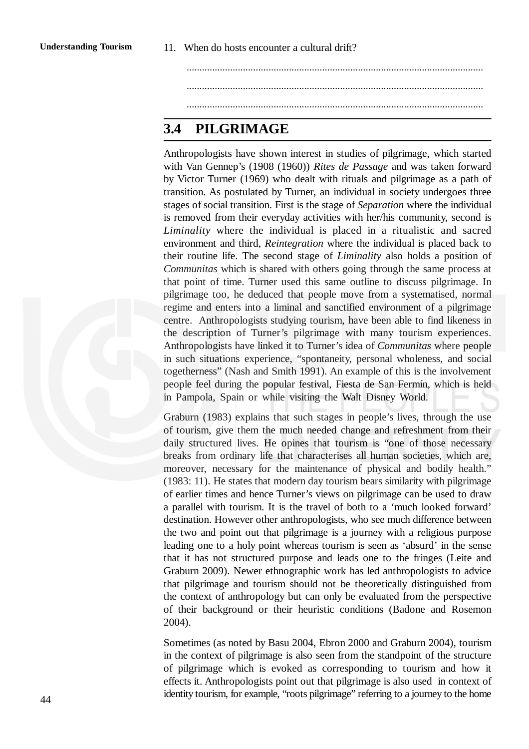11. When do hosts encounter a cultural drift?

...................................................................................................................

...................................................................................................................

...................................................................................................................

## 3.4 PILGRIMAGE

Anthropologists have shown interest in studies of pilgrimage, which started with Van Gennep's (1908 (1960)) *Rites de Passage* and was taken forward by Victor Turner (1969) who dealt with rituals and pilgrimage as a path of transition. As postulated by Turner, an individual in society undergoes three stages of social transition. First is the stage of *Separation* where the individual is removed from their everyday activities with her/his community, second is *Liminality* where the individual is placed in a ritualistic and sacred environment and third, *Reintegration* where the individual is placed back to their routine life. The second stage of *Liminality* also holds a position of *Communitas* which is shared with others going through the same process at that point of time. Turner used this same outline to discuss pilgrimage. In pilgrimage too, he deduced that people move from a systematised, normal regime and enters into a liminal and sanctified environment of a pilgrimage centre. Anthropologists studying tourism, have been able to find likeness in the description of Turner's pilgrimage with many tourism experiences. Anthropologists have linked it to Turner's idea of *Communitas* where people in such situations experience, "spontaneity, personal wholeness, and social togetherness" (Nash and Smith 1991). An example of this is the involvement people feel during the popular festival, Fiesta de San Fermín, which is held in Pampola, Spain or while visiting the Walt Disney World.

Graburn (1983) explains that such stages in people's lives, through the use of tourism, give them the much needed change and refreshment from their daily structured lives. He opines that tourism is "one of those necessary breaks from ordinary life that characterises all human societies, which are, moreover, necessary for the maintenance of physical and bodily health." (1983: 11). He states that modern day tourism bears similarity with pilgrimage of earlier times and hence Turner's views on pilgrimage can be used to draw a parallel with tourism. It is the travel of both to a 'much looked forward' destination. However other anthropologists, who see much difference between the two and point out that pilgrimage is a journey with a religious purpose leading one to a holy point whereas tourism is seen as 'absurd' in the sense that it has not structured purpose and leads one to the fringes (Leite and Graburn 2009). Newer ethnographic work has led anthropologists to advice that pilgrimage and tourism should not be theoretically distinguished from the context of anthropology but can only be evaluated from the perspective of their background or their heuristic conditions (Badone and Rosemon 2004).

Sometimes (as noted by Basu 2004, Ebron 2000 and Graburn 2004), tourism in the context of pilgrimage is also seen from the standpoint of the structure of pilgrimage which is evoked as corresponding to tourism and how it effects it. Anthropologists point out that pilgrimage is also used in context of identity tourism, for example, "roots pilgrimage" referring to a journey to the home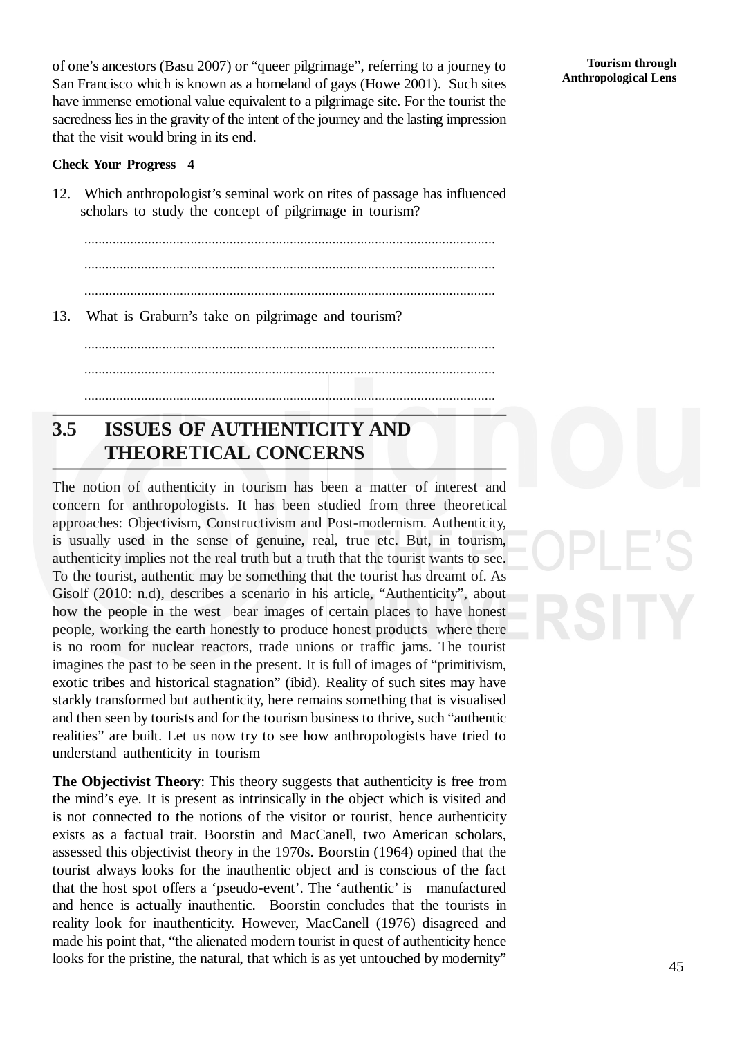of one's ancestors (Basu 2007) or "queer pilgrimage", referring to a journey to San Francisco which is known as a homeland of gays (Howe 2001). Such sites have immense emotional value equivalent to a pilgrimage site. For the tourist the sacredness lies in the gravity of the intent of the journey and the lasting impression that the visit would bring in its end.

**Check Your Progress 4**

12. Which anthropologist's seminal work on rites of passage has influenced scholars to study the concept of pilgrimage in tourism?

...................................................................................................................

...................................................................................................................

...................................................................................................................

13. What is Graburn's take on pilgrimage and tourism?

...................................................................................................................

...................................................................................................................

...................................................................................................................

## 3.5 ISSUES OF AUTHENTICITY AND THEORETICAL CONCERNS

The notion of authenticity in tourism has been a matter of interest and concern for anthropologists. It has been studied from three theoretical approaches: Objectivism, Constructivism and Post-modernism. Authenticity, is usually used in the sense of genuine, real, true etc. But, in tourism, authenticity implies not the real truth but a truth that the tourist wants to see. To the tourist, authentic may be something that the tourist has dreamt of. As Gisolf (2010: n.d), describes a scenario in his article, "Authenticity", about how the people in the west bear images of certain places to have honest people, working the earth honestly to produce honest products where there is no room for nuclear reactors, trade unions or traffic jams. The tourist imagines the past to be seen in the present. It is full of images of "primitivism, exotic tribes and historical stagnation" (ibid). Reality of such sites may have starkly transformed but authenticity, here remains something that is visualised and then seen by tourists and for the tourism business to thrive, such "authentic realities" are built. Let us now try to see how anthropologists have tried to understand authenticity in tourism

**The Objectivist Theory**: This theory suggests that authenticity is free from the mind's eye. It is present as intrinsically in the object which is visited and is not connected to the notions of the visitor or tourist, hence authenticity exists as a factual trait. Boorstin and MacCanell, two American scholars, assessed this objectivist theory in the 1970s. Boorstin (1964) opined that the tourist always looks for the inauthentic object and is conscious of the fact that the host spot offers a 'pseudo-event'. The 'authentic' is manufactured and hence is actually inauthentic. Boorstin concludes that the tourists in reality look for inauthenticity. However, MacCanell (1976) disagreed and made his point that, "the alienated modern tourist in quest of authenticity hence looks for the pristine, the natural, that which is as yet untouched by modernity"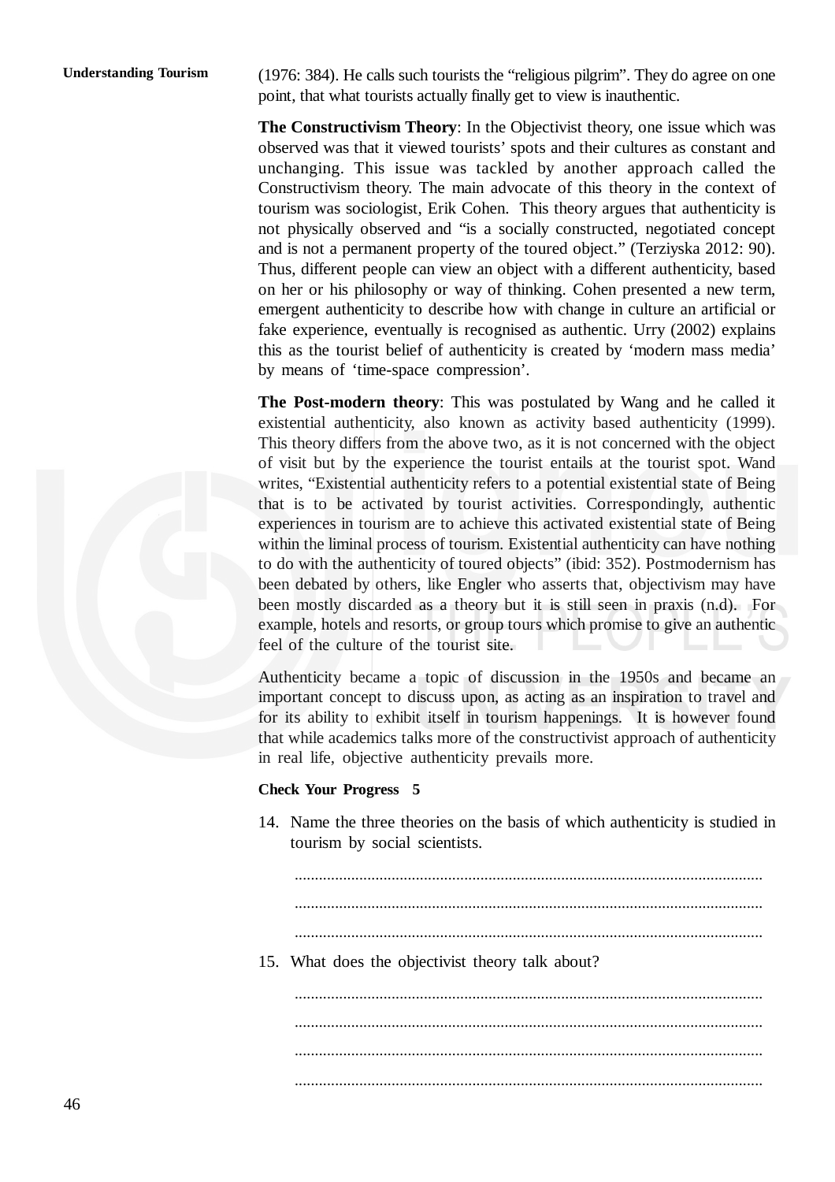(1976: 384). He calls such tourists the “religious pilgrim”. They do agree on one point, that what tourists actually finally get to view is inauthentic.

**The Constructivism Theory**: In the Objectivist theory, one issue which was observed was that it viewed tourists’ spots and their cultures as constant and unchanging. This issue was tackled by another approach called the Constructivism theory. The main advocate of this theory in the context of tourism was sociologist, Erik Cohen. This theory argues that authenticity is not physically observed and “is a socially constructed, negotiated concept and is not a permanent property of the toured object.” (Terziyska 2012: 90). Thus, different people can view an object with a different authenticity, based on her or his philosophy or way of thinking. Cohen presented a new term, emergent authenticity to describe how with change in culture an artificial or fake experience, eventually is recognised as authentic. Urry (2002) explains this as the tourist belief of authenticity is created by ‘modern mass media’ by means of ‘time-space compression’.

**The Post-modern theory**: This was postulated by Wang and he called it existential authenticity, also known as activity based authenticity (1999). This theory differs from the above two, as it is not concerned with the object of visit but by the experience the tourist entails at the tourist spot. Wand writes, “Existential authenticity refers to a potential existential state of Being that is to be activated by tourist activities. Correspondingly, authentic experiences in tourism are to achieve this activated existential state of Being within the liminal process of tourism. Existential authenticity can have nothing to do with the authenticity of toured objects” (ibid: 352). Postmodernism has been debated by others, like Engler who asserts that, objectivism may have been mostly discarded as a theory but it is still seen in praxis (n.d). For example, hotels and resorts, or group tours which promise to give an authentic feel of the culture of the tourist site.

Authenticity became a topic of discussion in the 1950s and became an important concept to discuss upon, as acting as an inspiration to travel and for its ability to exhibit itself in tourism happenings. It is however found that while academics talks more of the constructivist approach of authenticity in real life, objective authenticity prevails more.

**Check Your Progress 5**

14. Name the three theories on the basis of which authenticity is studied in tourism by social scientists.

    ..................................................................................................................

    ..................................................................................................................

    ..................................................................................................................

15. What does the objectivist theory talk about?

    ..................................................................................................................

    ..................................................................................................................

    ..................................................................................................................

    ..................................................................................................................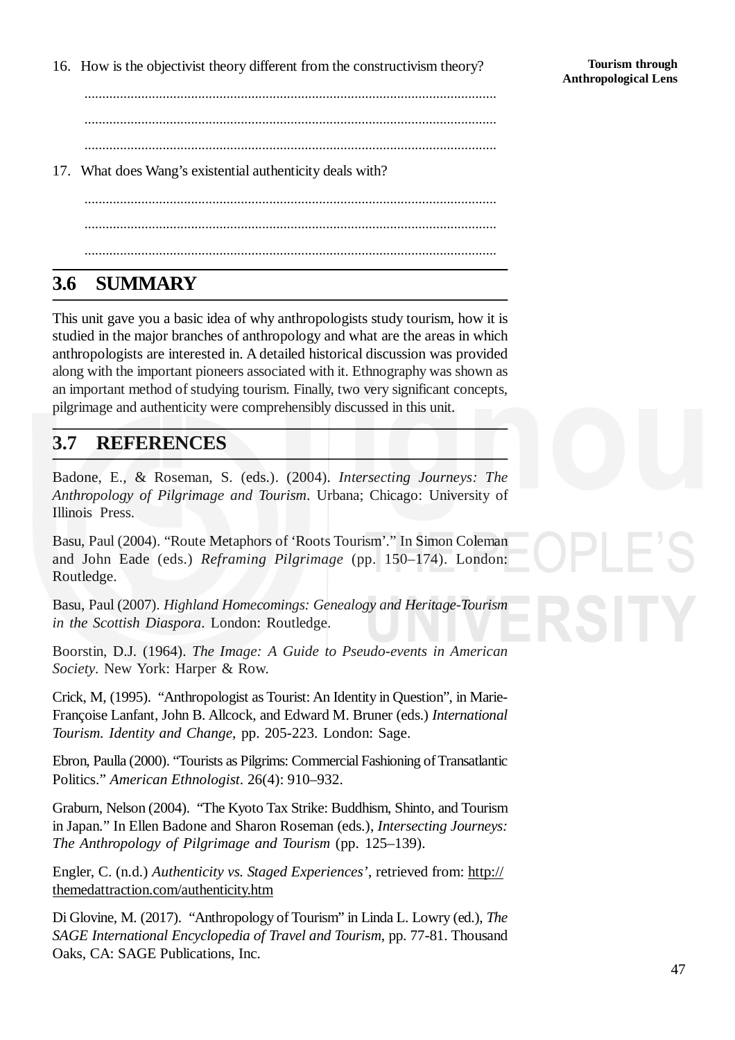16. How is the objectivist theory different from the constructivism theory?

...................................................................................................................

...................................................................................................................

...................................................................................................................

17. What does Wang's existential authenticity deals with?

...................................................................................................................

...................................................................................................................

...................................................................................................................

## 3.6 SUMMARY

This unit gave you a basic idea of why anthropologists study tourism, how it is studied in the major branches of anthropology and what are the areas in which anthropologists are interested in. A detailed historical discussion was provided along with the important pioneers associated with it. Ethnography was shown as an important method of studying tourism. Finally, two very significant concepts, pilgrimage and authenticity were comprehensibly discussed in this unit.

## 3.7 REFERENCES

Badone, E., & Roseman, S. (eds.). (2004). *Intersecting Journeys: The Anthropology of Pilgrimage and Tourism*. Urbana; Chicago: University of Illinois Press.

Basu, Paul (2004). "Route Metaphors of 'Roots Tourism'." In Simon Coleman and John Eade (eds.) *Reframing Pilgrimage* (pp. 150–174). London: Routledge.

Basu, Paul (2007). *Highland Homecomings: Genealogy and Heritage-Tourism in the Scottish Diaspora*. London: Routledge.

Boorstin, D.J. (1964). *The Image: A Guide to Pseudo-events in American Society*. New York: Harper & Row.

Crick, M, (1995). "Anthropologist as Tourist: An Identity in Question", in Marie-Françoise Lanfant, John B. Allcock, and Edward M. Bruner (eds.) *International Tourism. Identity and Change*, pp. 205-223. London: Sage.

Ebron, Paulla (2000). "Tourists as Pilgrims: Commercial Fashioning of Transatlantic Politics." *American Ethnologist*. 26(4): 910–932.

Graburn, Nelson (2004). "The Kyoto Tax Strike: Buddhism, Shinto, and Tourism in Japan." In Ellen Badone and Sharon Roseman (eds.), *Intersecting Journeys: The Anthropology of Pilgrimage and Tourism* (pp. 125–139).

Engler, C. (n.d.) *Authenticity vs. Staged Experiences'*, retrieved from: http://themedattraction.com/authenticity.htm

Di Glovine, M. (2017). "Anthropology of Tourism" in Linda L. Lowry (ed.), *The SAGE International Encyclopedia of Travel and Tourism*, pp. 77-81. Thousand Oaks, CA: SAGE Publications, Inc.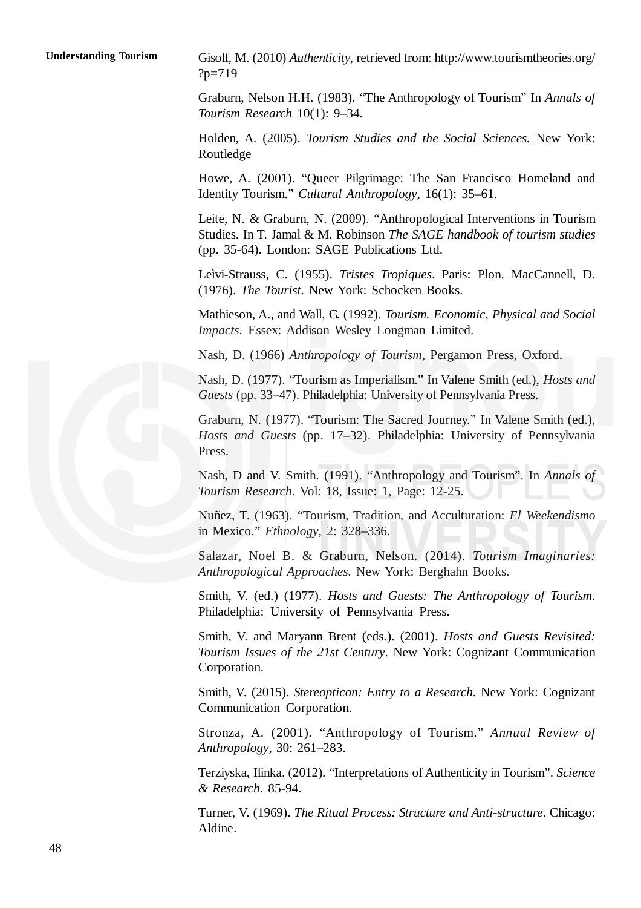Gisolf, M. (2010) *Authenticity*, retrieved from: http://www.tourismtheories.org/?p=719

Graburn, Nelson H.H. (1983). "The Anthropology of Tourism" In *Annals of Tourism Research* 10(1): 9–34.

Holden, A. (2005). *Tourism Studies and the Social Sciences*. New York: Routledge

Howe, A. (2001). "Queer Pilgrimage: The San Francisco Homeland and Identity Tourism." *Cultural Anthropology*, 16(1): 35–61.

Leite, N. & Graburn, N. (2009). "Anthropological Interventions in Tourism Studies. In T. Jamal & M. Robinson *The SAGE handbook of tourism studies* (pp. 35-64). London: SAGE Publications Ltd.

Leìvi-Strauss, C. (1955). *Tristes Tropiques*. Paris: Plon. MacCannell, D. (1976). *The Tourist*. New York: Schocken Books.

Mathieson, A., and Wall, G. (1992). *Tourism. Economic, Physical and Social Impacts*. Essex: Addison Wesley Longman Limited.

Nash, D. (1966) *Anthropology of Tourism*, Pergamon Press, Oxford.

Nash, D. (1977). "Tourism as Imperialism." In Valene Smith (ed.), *Hosts and Guests* (pp. 33–47). Philadelphia: University of Pennsylvania Press.

Graburn, N. (1977). "Tourism: The Sacred Journey." In Valene Smith (ed.), *Hosts and Guests* (pp. 17–32). Philadelphia: University of Pennsylvania Press.

Nash, D and V. Smith. (1991). "Anthropology and Tourism". In *Annals of Tourism Research*. Vol: 18, Issue: 1, Page: 12-25.

Nuñez, T. (1963). "Tourism, Tradition, and Acculturation: *El Weekendismo* in Mexico." *Ethnology*, 2: 328–336.

Salazar, Noel B. & Graburn, Nelson. (2014). *Tourism Imaginaries: Anthropological Approaches*. New York: Berghahn Books.

Smith, V. (ed.) (1977). *Hosts and Guests: The Anthropology of Tourism*. Philadelphia: University of Pennsylvania Press.

Smith, V. and Maryann Brent (eds.). (2001). *Hosts and Guests Revisited: Tourism Issues of the 21st Century*. New York: Cognizant Communication Corporation.

Smith, V. (2015). *Stereopticon: Entry to a Research*. New York: Cognizant Communication Corporation.

Stronza, A. (2001). "Anthropology of Tourism." *Annual Review of Anthropology*, 30: 261–283.

Terziyska, Ilinka. (2012). "Interpretations of Authenticity in Tourism". *Science & Research*. 85-94.

Turner, V. (1969). *The Ritual Process: Structure and Anti-structure*. Chicago: Aldine.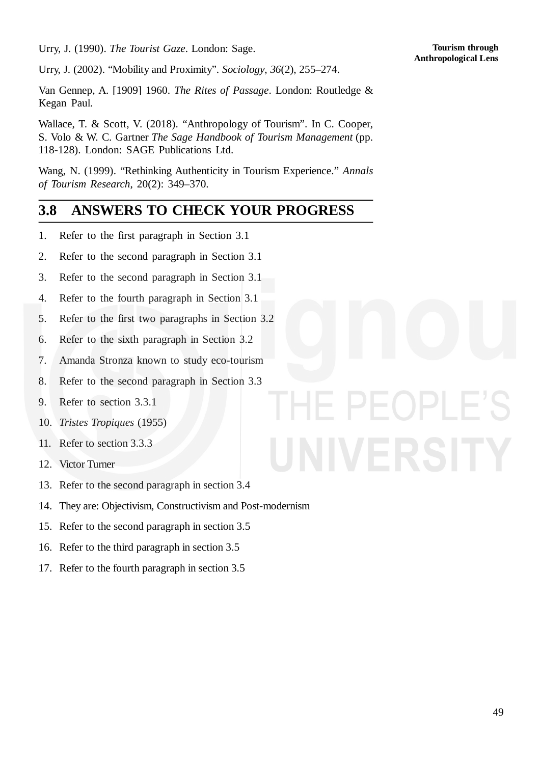Urry, J. (1990). *The Tourist Gaze*. London: Sage.

Urry, J. (2002). "Mobility and Proximity". *Sociology*, *36*(2), 255–274.

Van Gennep, A. [1909] 1960. *The Rites of Passage*. London: Routledge & Kegan Paul.

Wallace, T. & Scott, V. (2018). "Anthropology of Tourism". In C. Cooper, S. Volo & W. C. Gartner *The Sage Handbook of Tourism Management* (pp. 118-128). London: SAGE Publications Ltd.

Wang, N. (1999). "Rethinking Authenticity in Tourism Experience." *Annals of Tourism Research*, 20(2): 349–370.

## 3.8 ANSWERS TO CHECK YOUR PROGRESS

1. Refer to the first paragraph in Section 3.1
2. Refer to the second paragraph in Section 3.1
3. Refer to the second paragraph in Section 3.1
4. Refer to the fourth paragraph in Section 3.1
5. Refer to the first two paragraphs in Section 3.2
6. Refer to the sixth paragraph in Section 3.2
7. Amanda Stronza known to study eco-tourism
8. Refer to the second paragraph in Section 3.3
9. Refer to section 3.3.1
10. *Tristes Tropiques* (1955)
11. Refer to section 3.3.3
12. Victor Turner
13. Refer to the second paragraph in section 3.4
14. They are: Objectivism, Constructivism and Post-modernism
15. Refer to the second paragraph in section 3.5
16. Refer to the third paragraph in section 3.5
17. Refer to the fourth paragraph in section 3.5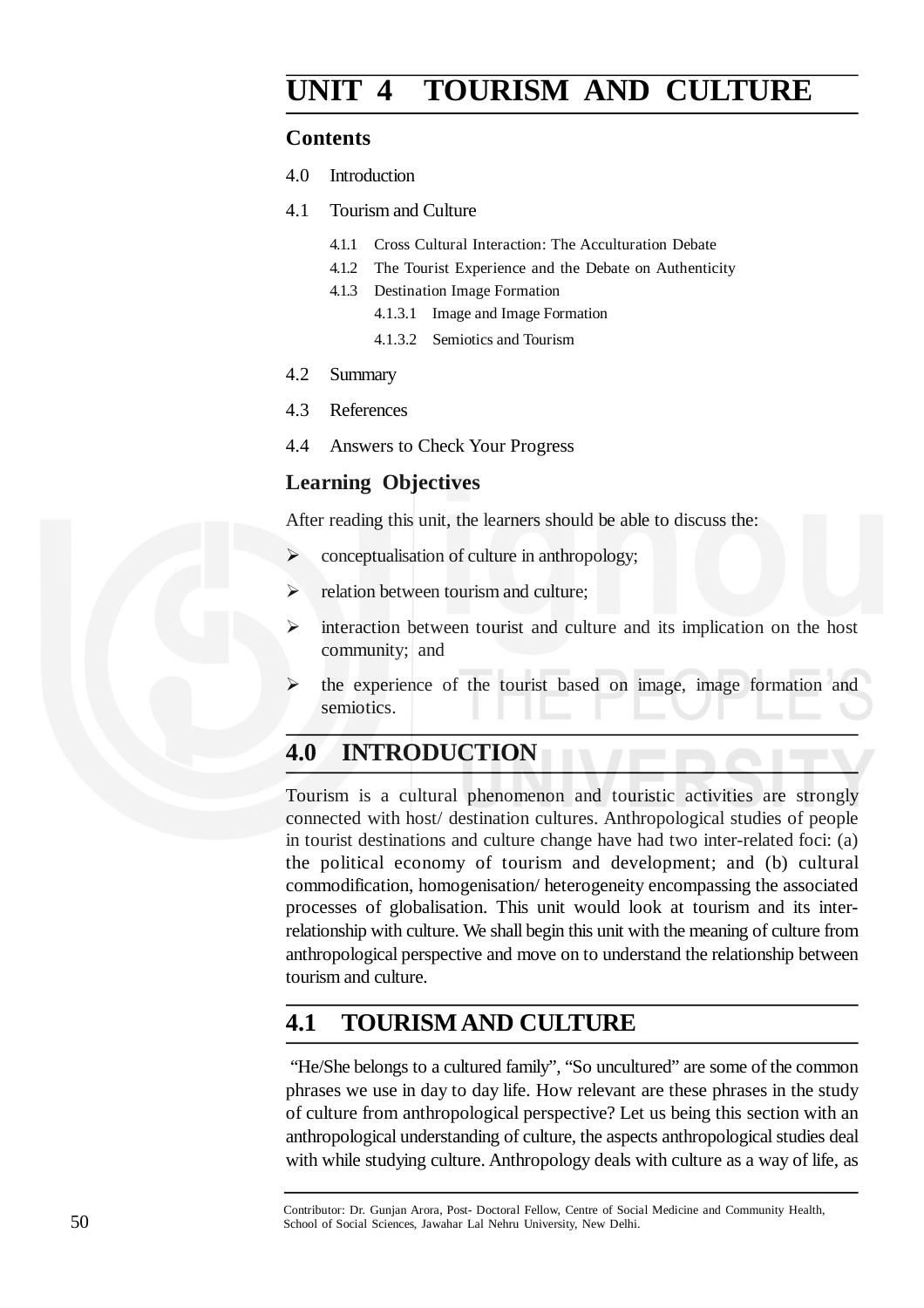# UNIT 4 TOURISM AND CULTURE

## Contents

4.0 Introduction

4.1 Tourism and Culture

- 4.1.1 Cross Cultural Interaction: The Acculturation Debate
- 4.1.2 The Tourist Experience and the Debate on Authenticity
- 4.1.3 Destination Image Formation
  - 4.1.3.1 Image and Image Formation
  - 4.1.3.2 Semiotics and Tourism

4.2 Summary

4.3 References

4.4 Answers to Check Your Progress

## Learning Objectives

After reading this unit, the learners should be able to discuss the:

- conceptualisation of culture in anthropology;
- relation between tourism and culture;
- interaction between tourist and culture and its implication on the host community; and
- the experience of the tourist based on image, image formation and semiotics.

## 4.0 INTRODUCTION

Tourism is a cultural phenomenon and touristic activities are strongly connected with host/ destination cultures. Anthropological studies of people in tourist destinations and culture change have had two inter-related foci: (a) the political economy of tourism and development; and (b) cultural commodification, homogenisation/ heterogeneity encompassing the associated processes of globalisation. This unit would look at tourism and its inter-relationship with culture. We shall begin this unit with the meaning of culture from anthropological perspective and move on to understand the relationship between tourism and culture.

## 4.1 TOURISM AND CULTURE

"He/She belongs to a cultured family", "So uncultured" are some of the common phrases we use in day to day life. How relevant are these phrases in the study of culture from anthropological perspective? Let us being this section with an anthropological understanding of culture, the aspects anthropological studies deal with while studying culture. Anthropology deals with culture as a way of life, as

Contributor: Dr. Gunjan Arora, Post- Doctoral Fellow, Centre of Social Medicine and Community Health, School of Social Sciences, Jawahar Lal Nehru University, New Delhi.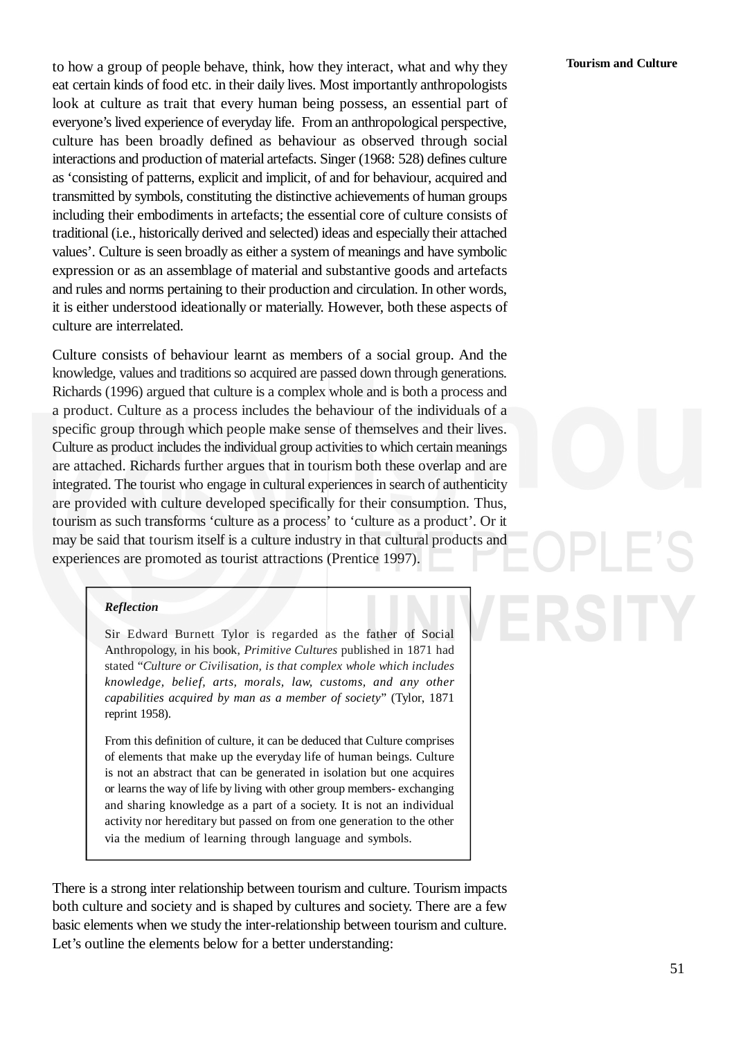to how a group of people behave, think, how they interact, what and why they eat certain kinds of food etc. in their daily lives. Most importantly anthropologists look at culture as trait that every human being possess, an essential part of everyone's lived experience of everyday life. From an anthropological perspective, culture has been broadly defined as behaviour as observed through social interactions and production of material artefacts. Singer (1968: 528) defines culture as 'consisting of patterns, explicit and implicit, of and for behaviour, acquired and transmitted by symbols, constituting the distinctive achievements of human groups including their embodiments in artefacts; the essential core of culture consists of traditional (i.e., historically derived and selected) ideas and especially their attached values'. Culture is seen broadly as either a system of meanings and have symbolic expression or as an assemblage of material and substantive goods and artefacts and rules and norms pertaining to their production and circulation. In other words, it is either understood ideationally or materially. However, both these aspects of culture are interrelated.

Culture consists of behaviour learnt as members of a social group. And the knowledge, values and traditions so acquired are passed down through generations. Richards (1996) argued that culture is a complex whole and is both a process and a product. Culture as a process includes the behaviour of the individuals of a specific group through which people make sense of themselves and their lives. Culture as product includes the individual group activities to which certain meanings are attached. Richards further argues that in tourism both these overlap and are integrated. The tourist who engage in cultural experiences in search of authenticity are provided with culture developed specifically for their consumption. Thus, tourism as such transforms 'culture as a process' to 'culture as a product'. Or it may be said that tourism itself is a culture industry in that cultural products and experiences are promoted as tourist attractions (Prentice 1997).

> ***Reflection***
>
> Sir Edward Burnett Tylor is regarded as the father of Social Anthropology, in his book, *Primitive Cultures* published in 1871 had stated "*Culture or Civilisation, is that complex whole which includes knowledge, belief, arts, morals, law, customs, and any other capabilities acquired by man as a member of society*" (Tylor, 1871 reprint 1958).
>
> From this definition of culture, it can be deduced that Culture comprises of elements that make up the everyday life of human beings. Culture is not an abstract that can be generated in isolation but one acquires or learns the way of life by living with other group members- exchanging and sharing knowledge as a part of a society. It is not an individual activity nor hereditary but passed on from one generation to the other via the medium of learning through language and symbols.

There is a strong inter relationship between tourism and culture. Tourism impacts both culture and society and is shaped by cultures and society. There are a few basic elements when we study the inter-relationship between tourism and culture. Let's outline the elements below for a better understanding: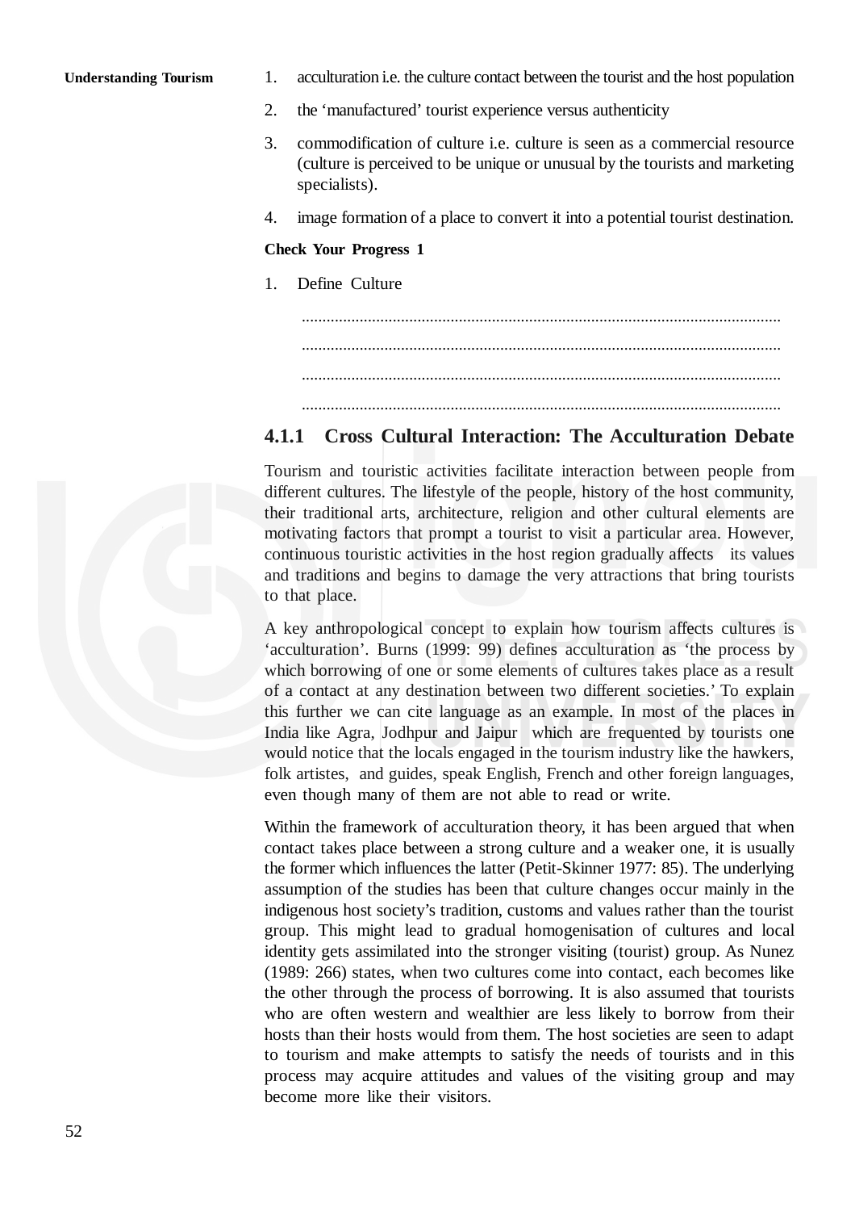1. acculturation i.e. the culture contact between the tourist and the host population
2. the 'manufactured' tourist experience versus authenticity
3. commodification of culture i.e. culture is seen as a commercial resource (culture is perceived to be unique or unusual by the tourists and marketing specialists).
4. image formation of a place to convert it into a potential tourist destination.

**Check Your Progress 1**

1. Define Culture

..................................................................................................................

..................................................................................................................

..................................................................................................................

..................................................................................................................

### 4.1.1 Cross Cultural Interaction: The Acculturation Debate

Tourism and touristic activities facilitate interaction between people from different cultures. The lifestyle of the people, history of the host community, their traditional arts, architecture, religion and other cultural elements are motivating factors that prompt a tourist to visit a particular area. However, continuous touristic activities in the host region gradually affects its values and traditions and begins to damage the very attractions that bring tourists to that place.

A key anthropological concept to explain how tourism affects cultures is 'acculturation'. Burns (1999: 99) defines acculturation as 'the process by which borrowing of one or some elements of cultures takes place as a result of a contact at any destination between two different societies.' To explain this further we can cite language as an example. In most of the places in India like Agra, Jodhpur and Jaipur which are frequented by tourists one would notice that the locals engaged in the tourism industry like the hawkers, folk artistes, and guides, speak English, French and other foreign languages, even though many of them are not able to read or write.

Within the framework of acculturation theory, it has been argued that when contact takes place between a strong culture and a weaker one, it is usually the former which influences the latter (Petit-Skinner 1977: 85). The underlying assumption of the studies has been that culture changes occur mainly in the indigenous host society's tradition, customs and values rather than the tourist group. This might lead to gradual homogenisation of cultures and local identity gets assimilated into the stronger visiting (tourist) group. As Nunez (1989: 266) states, when two cultures come into contact, each becomes like the other through the process of borrowing. It is also assumed that tourists who are often western and wealthier are less likely to borrow from their hosts than their hosts would from them. The host societies are seen to adapt to tourism and make attempts to satisfy the needs of tourists and in this process may acquire attitudes and values of the visiting group and may become more like their visitors.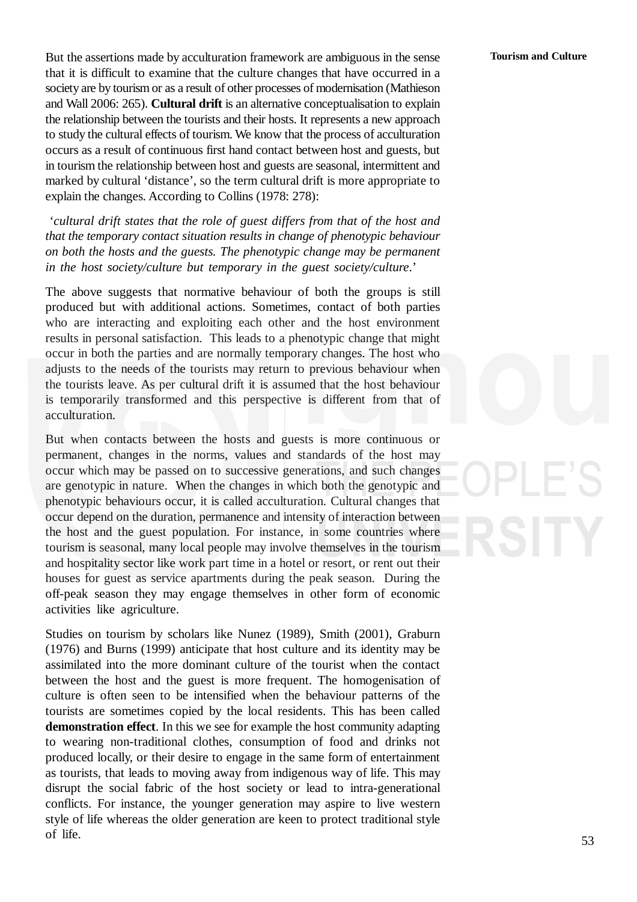But the assertions made by acculturation framework are ambiguous in the sense that it is difficult to examine that the culture changes that have occurred in a society are by tourism or as a result of other processes of modernisation (Mathieson and Wall 2006: 265). **Cultural drift** is an alternative conceptualisation to explain the relationship between the tourists and their hosts. It represents a new approach to study the cultural effects of tourism. We know that the process of acculturation occurs as a result of continuous first hand contact between host and guests, but in tourism the relationship between host and guests are seasonal, intermittent and marked by cultural 'distance', so the term cultural drift is more appropriate to explain the changes. According to Collins (1978: 278):

'*cultural drift states that the role of guest differs from that of the host and that the temporary contact situation results in change of phenotypic behaviour on both the hosts and the guests. The phenotypic change may be permanent in the host society/culture but temporary in the guest society/culture*.'

The above suggests that normative behaviour of both the groups is still produced but with additional actions. Sometimes, contact of both parties who are interacting and exploiting each other and the host environment results in personal satisfaction. This leads to a phenotypic change that might occur in both the parties and are normally temporary changes. The host who adjusts to the needs of the tourists may return to previous behaviour when the tourists leave. As per cultural drift it is assumed that the host behaviour is temporarily transformed and this perspective is different from that of acculturation.

But when contacts between the hosts and guests is more continuous or permanent, changes in the norms, values and standards of the host may occur which may be passed on to successive generations, and such changes are genotypic in nature. When the changes in which both the genotypic and phenotypic behaviours occur, it is called acculturation. Cultural changes that occur depend on the duration, permanence and intensity of interaction between the host and the guest population. For instance, in some countries where tourism is seasonal, many local people may involve themselves in the tourism and hospitality sector like work part time in a hotel or resort, or rent out their houses for guest as service apartments during the peak season. During the off-peak season they may engage themselves in other form of economic activities like agriculture.

Studies on tourism by scholars like Nunez (1989), Smith (2001), Graburn (1976) and Burns (1999) anticipate that host culture and its identity may be assimilated into the more dominant culture of the tourist when the contact between the host and the guest is more frequent. The homogenisation of culture is often seen to be intensified when the behaviour patterns of the tourists are sometimes copied by the local residents. This has been called **demonstration effect**. In this we see for example the host community adapting to wearing non-traditional clothes, consumption of food and drinks not produced locally, or their desire to engage in the same form of entertainment as tourists, that leads to moving away from indigenous way of life. This may disrupt the social fabric of the host society or lead to intra-generational conflicts. For instance, the younger generation may aspire to live western style of life whereas the older generation are keen to protect traditional style of life.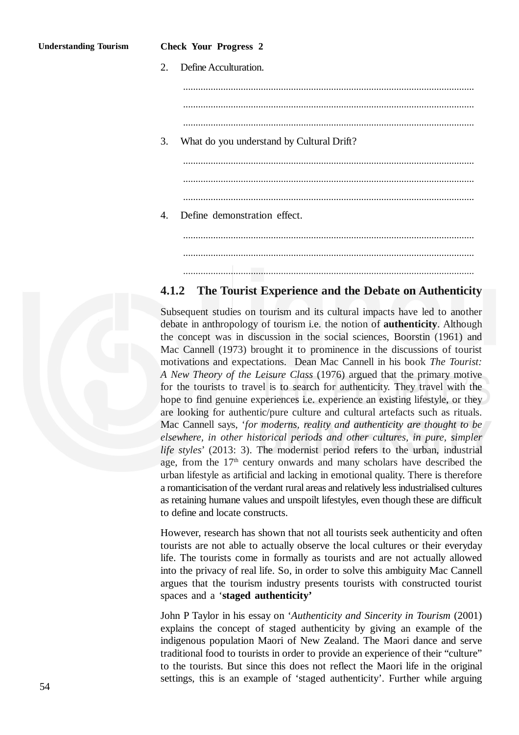**Check Your Progress 2**

2. Define Acculturation.

...................................................................................................................

...................................................................................................................

...................................................................................................................

3. What do you understand by Cultural Drift?

...................................................................................................................

...................................................................................................................

...................................................................................................................

4. Define demonstration effect.

...................................................................................................................

...................................................................................................................

...................................................................................................................

### 4.1.2 The Tourist Experience and the Debate on Authenticity

Subsequent studies on tourism and its cultural impacts have led to another debate in anthropology of tourism i.e. the notion of **authenticity**. Although the concept was in discussion in the social sciences, Boorstin (1961) and Mac Cannell (1973) brought it to prominence in the discussions of tourist motivations and expectations. Dean Mac Cannell in his book *The Tourist: A New Theory of the Leisure Class* (1976) argued that the primary motive for the tourists to travel is to search for authenticity. They travel with the hope to find genuine experiences i.e. experience an existing lifestyle, or they are looking for authentic/pure culture and cultural artefacts such as rituals. Mac Cannell says, '*for moderns, reality and authenticity are thought to be elsewhere, in other historical periods and other cultures, in pure, simpler life styles*' (2013: 3). The modernist period refers to the urban, industrial age, from the 17th century onwards and many scholars have described the urban lifestyle as artificial and lacking in emotional quality. There is therefore a romanticisation of the verdant rural areas and relatively less industrialised cultures as retaining humane values and unspoilt lifestyles, even though these are difficult to define and locate constructs.

However, research has shown that not all tourists seek authenticity and often tourists are not able to actually observe the local cultures or their everyday life. The tourists come in formally as tourists and are not actually allowed into the privacy of real life. So, in order to solve this ambiguity Mac Cannell argues that the tourism industry presents tourists with constructed tourist spaces and a '**staged authenticity'**

John P Taylor in his essay on '*Authenticity and Sincerity in Tourism* (2001) explains the concept of staged authenticity by giving an example of the indigenous population Maori of New Zealand. The Maori dance and serve traditional food to tourists in order to provide an experience of their "culture" to the tourists. But since this does not reflect the Maori life in the original settings, this is an example of 'staged authenticity'. Further while arguing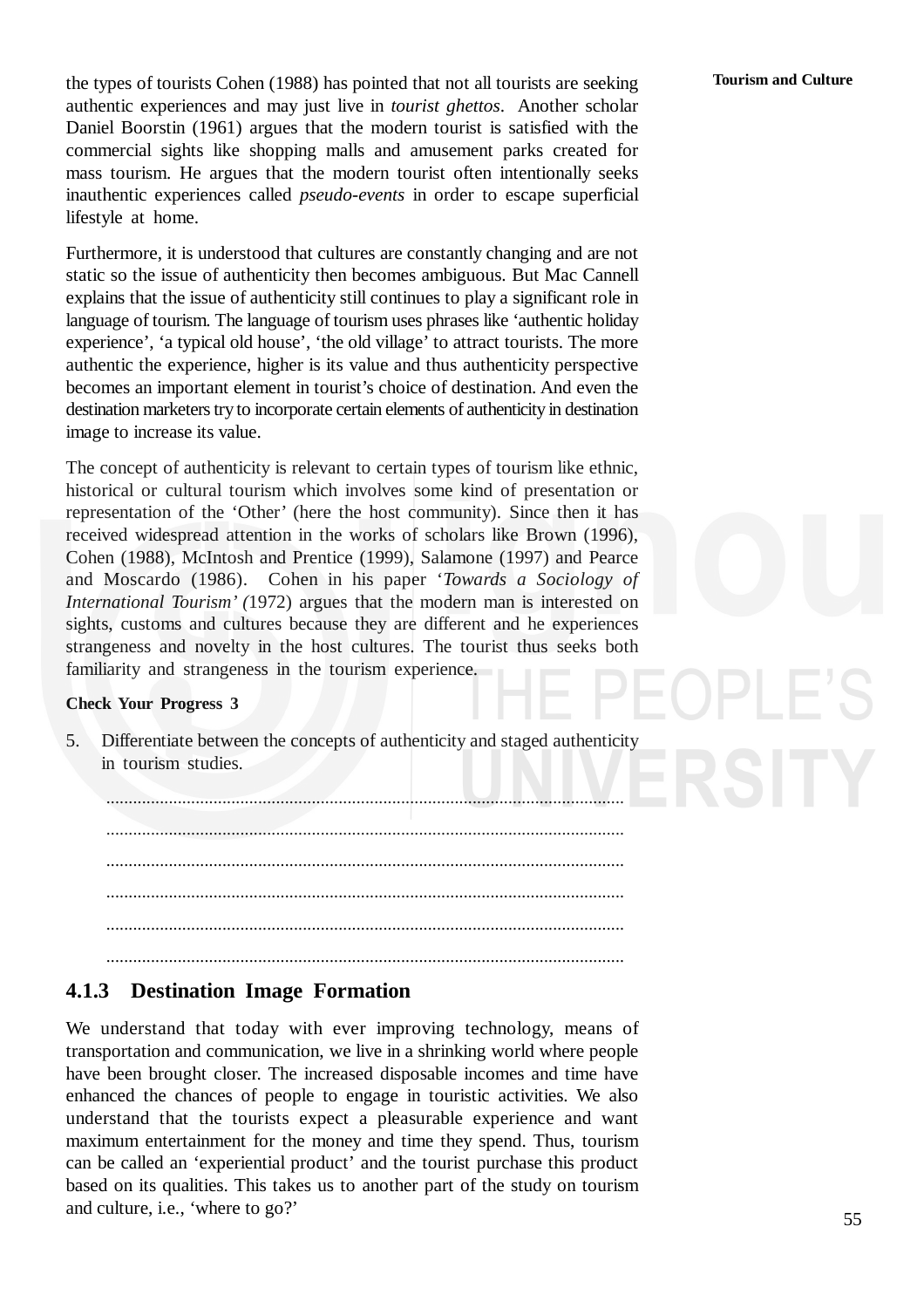the types of tourists Cohen (1988) has pointed that not all tourists are seeking authentic experiences and may just live in *tourist ghettos*. Another scholar Daniel Boorstin (1961) argues that the modern tourist is satisfied with the commercial sights like shopping malls and amusement parks created for mass tourism. He argues that the modern tourist often intentionally seeks inauthentic experiences called *pseudo-events* in order to escape superficial lifestyle at home.

Furthermore, it is understood that cultures are constantly changing and are not static so the issue of authenticity then becomes ambiguous. But Mac Cannell explains that the issue of authenticity still continues to play a significant role in language of tourism. The language of tourism uses phrases like 'authentic holiday experience', 'a typical old house', 'the old village' to attract tourists. The more authentic the experience, higher is its value and thus authenticity perspective becomes an important element in tourist's choice of destination. And even the destination marketers try to incorporate certain elements of authenticity in destination image to increase its value.

The concept of authenticity is relevant to certain types of tourism like ethnic, historical or cultural tourism which involves some kind of presentation or representation of the 'Other' (here the host community). Since then it has received widespread attention in the works of scholars like Brown (1996), Cohen (1988), McIntosh and Prentice (1999), Salamone (1997) and Pearce and Moscardo (1986). Cohen in his paper '*Towards a Sociology of International Tourism'* (1972) argues that the modern man is interested on sights, customs and cultures because they are different and he experiences strangeness and novelty in the host cultures. The tourist thus seeks both familiarity and strangeness in the tourism experience.

**Check Your Progress 3**

5. Differentiate between the concepts of authenticity and staged authenticity in tourism studies.

   ..................................................................................................................

   ..................................................................................................................

   ..................................................................................................................

   ..................................................................................................................

   ..................................................................................................................

   ..................................................................................................................

### 4.1.3 Destination Image Formation

We understand that today with ever improving technology, means of transportation and communication, we live in a shrinking world where people have been brought closer. The increased disposable incomes and time have enhanced the chances of people to engage in touristic activities. We also understand that the tourists expect a pleasurable experience and want maximum entertainment for the money and time they spend. Thus, tourism can be called an 'experiential product' and the tourist purchase this product based on its qualities. This takes us to another part of the study on tourism and culture, i.e., 'where to go?'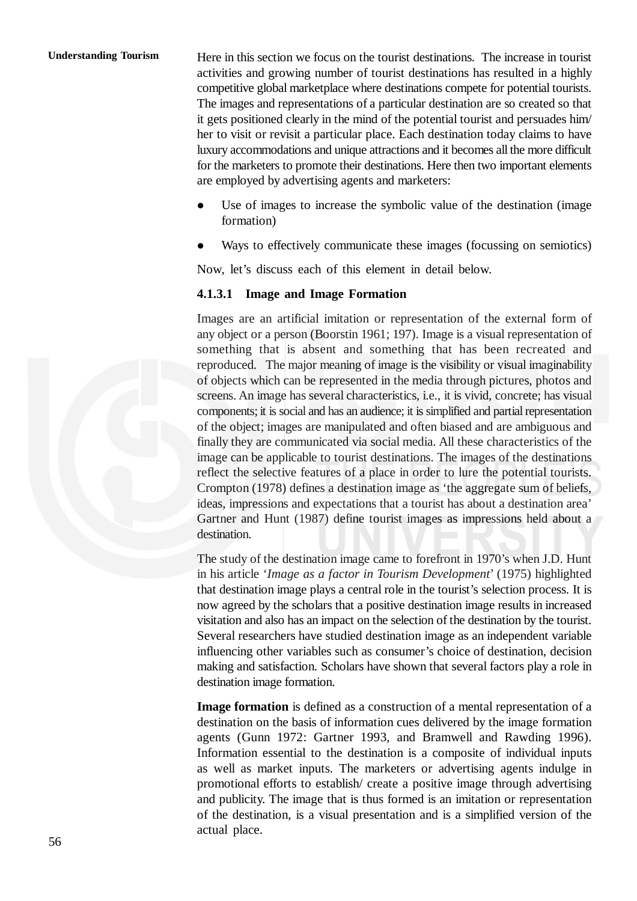Here in this section we focus on the tourist destinations. The increase in tourist activities and growing number of tourist destinations has resulted in a highly competitive global marketplace where destinations compete for potential tourists. The images and representations of a particular destination are so created so that it gets positioned clearly in the mind of the potential tourist and persuades him/ her to visit or revisit a particular place. Each destination today claims to have luxury accommodations and unique attractions and it becomes all the more difficult for the marketers to promote their destinations. Here then two important elements are employed by advertising agents and marketers:

- Use of images to increase the symbolic value of the destination (image formation)
- Ways to effectively communicate these images (focussing on semiotics)

Now, let's discuss each of this element in detail below.

#### 4.1.3.1 Image and Image Formation

Images are an artificial imitation or representation of the external form of any object or a person (Boorstin 1961; 197). Image is a visual representation of something that is absent and something that has been recreated and reproduced. The major meaning of image is the visibility or visual imaginability of objects which can be represented in the media through pictures, photos and screens. An image has several characteristics, i.e., it is vivid, concrete; has visual components; it is social and has an audience; it is simplified and partial representation of the object; images are manipulated and often biased and are ambiguous and finally they are communicated via social media. All these characteristics of the image can be applicable to tourist destinations. The images of the destinations reflect the selective features of a place in order to lure the potential tourists. Crompton (1978) defines a destination image as 'the aggregate sum of beliefs, ideas, impressions and expectations that a tourist has about a destination area' Gartner and Hunt (1987) define tourist images as impressions held about a destination.

The study of the destination image came to forefront in 1970's when J.D. Hunt in his article '*Image as a factor in Tourism Development*' (1975) highlighted that destination image plays a central role in the tourist's selection process. It is now agreed by the scholars that a positive destination image results in increased visitation and also has an impact on the selection of the destination by the tourist. Several researchers have studied destination image as an independent variable influencing other variables such as consumer's choice of destination, decision making and satisfaction. Scholars have shown that several factors play a role in destination image formation.

**Image formation** is defined as a construction of a mental representation of a destination on the basis of information cues delivered by the image formation agents (Gunn 1972: Gartner 1993, and Bramwell and Rawding 1996). Information essential to the destination is a composite of individual inputs as well as market inputs. The marketers or advertising agents indulge in promotional efforts to establish/ create a positive image through advertising and publicity. The image that is thus formed is an imitation or representation of the destination, is a visual presentation and is a simplified version of the actual place.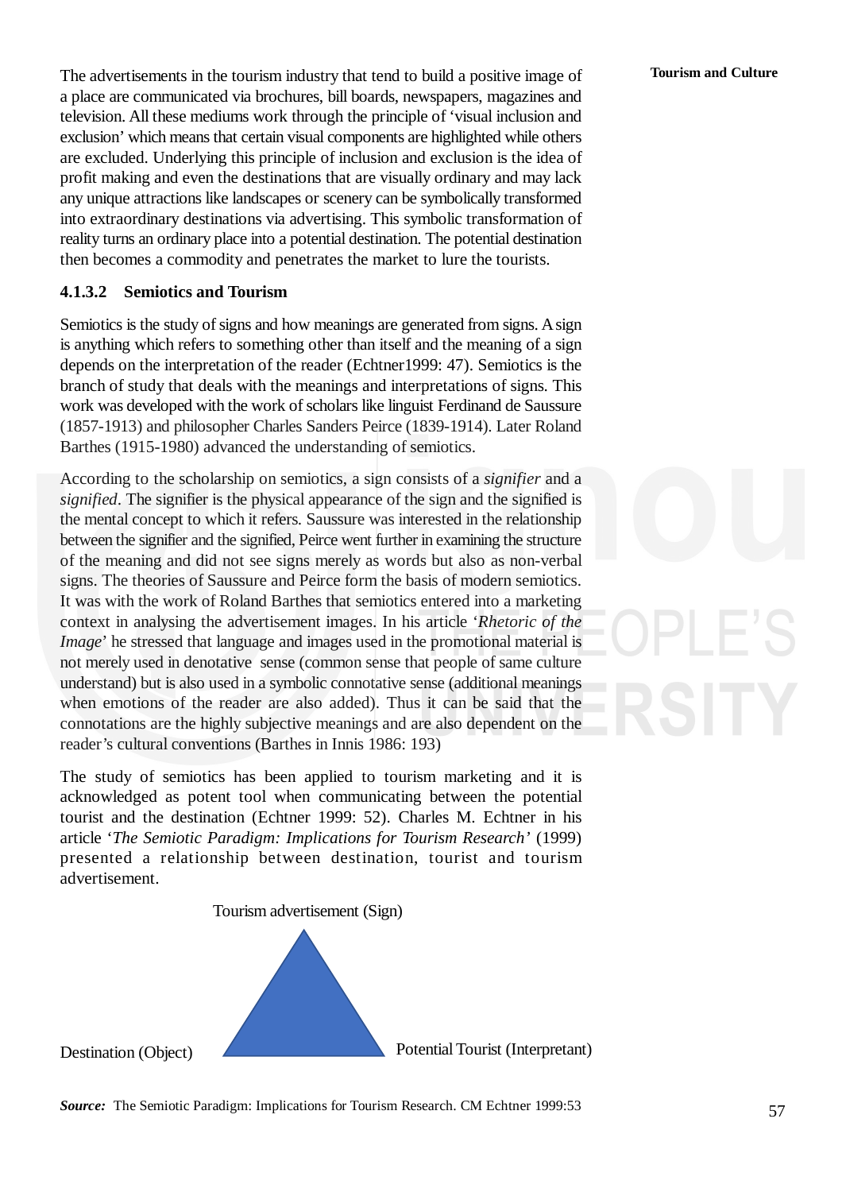The advertisements in the tourism industry that tend to build a positive image of a place are communicated via brochures, bill boards, newspapers, magazines and television. All these mediums work through the principle of 'visual inclusion and exclusion' which means that certain visual components are highlighted while others are excluded. Underlying this principle of inclusion and exclusion is the idea of profit making and even the destinations that are visually ordinary and may lack any unique attractions like landscapes or scenery can be symbolically transformed into extraordinary destinations via advertising. This symbolic transformation of reality turns an ordinary place into a potential destination. The potential destination then becomes a commodity and penetrates the market to lure the tourists.

#### 4.1.3.2 Semiotics and Tourism

Semiotics is the study of signs and how meanings are generated from signs. A sign is anything which refers to something other than itself and the meaning of a sign depends on the interpretation of the reader (Echtner1999: 47). Semiotics is the branch of study that deals with the meanings and interpretations of signs. This work was developed with the work of scholars like linguist Ferdinand de Saussure (1857-1913) and philosopher Charles Sanders Peirce (1839-1914). Later Roland Barthes (1915-1980) advanced the understanding of semiotics.

According to the scholarship on semiotics, a sign consists of a *signifier* and a *signified*. The signifier is the physical appearance of the sign and the signified is the mental concept to which it refers. Saussure was interested in the relationship between the signifier and the signified, Peirce went further in examining the structure of the meaning and did not see signs merely as words but also as non-verbal signs. The theories of Saussure and Peirce form the basis of modern semiotics. It was with the work of Roland Barthes that semiotics entered into a marketing context in analysing the advertisement images. In his article '*Rhetoric of the Image*' he stressed that language and images used in the promotional material is not merely used in denotative sense (common sense that people of same culture understand) but is also used in a symbolic connotative sense (additional meanings when emotions of the reader are also added). Thus it can be said that the connotations are the highly subjective meanings and are also dependent on the reader's cultural conventions (Barthes in Innis 1986: 193)

The study of semiotics has been applied to tourism marketing and it is acknowledged as potent tool when communicating between the potential tourist and the destination (Echtner 1999: 52). Charles M. Echtner in his article '*The Semiotic Paradigm: Implications for Tourism Research*' (1999) presented a relationship between destination, tourist and tourism advertisement.

Tourism advertisement (Sign)

Destination (Object) Potential Tourist (Interpretant)

***Source:*** The Semiotic Paradigm: Implications for Tourism Research. CM Echtner 1999:53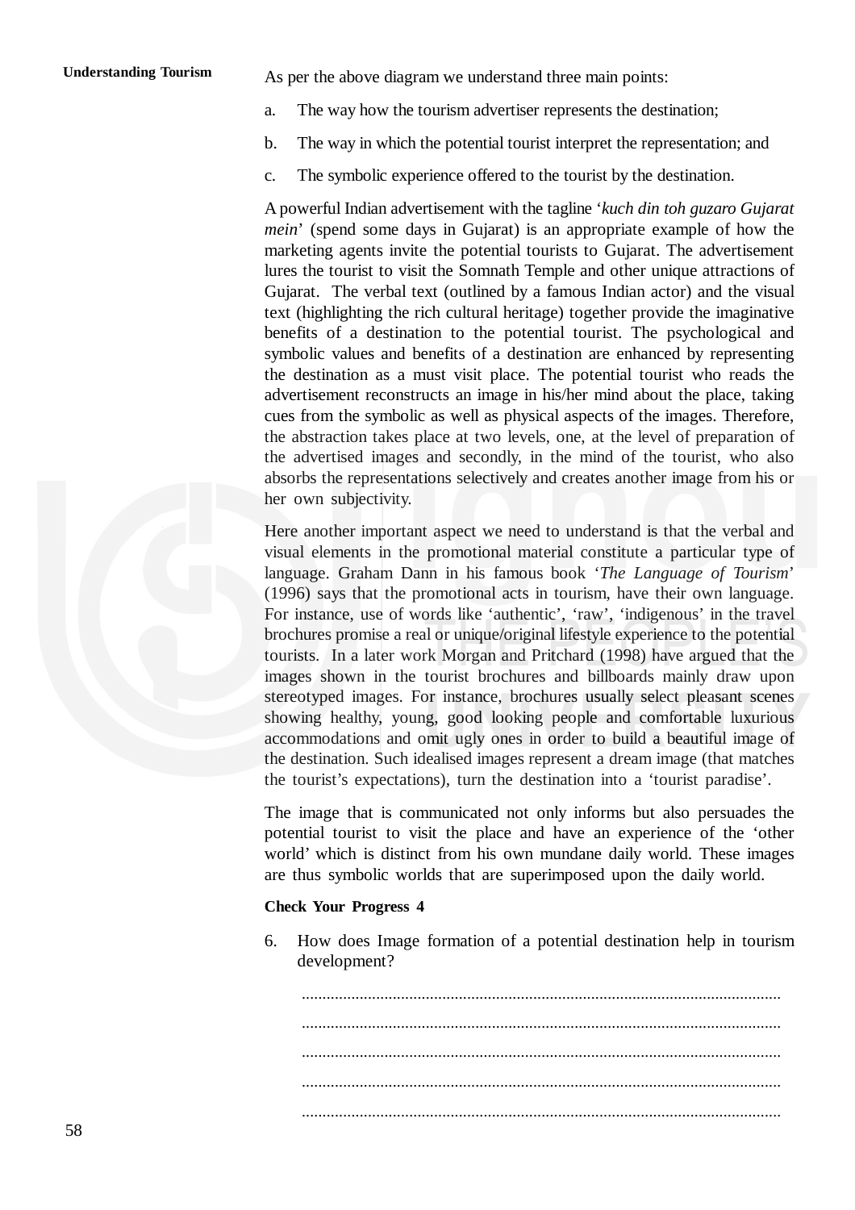As per the above diagram we understand three main points:

a. The way how the tourism advertiser represents the destination;

b. The way in which the potential tourist interpret the representation; and

c. The symbolic experience offered to the tourist by the destination.

A powerful Indian advertisement with the tagline '*kuch din toh guzaro Gujarat mein*' (spend some days in Gujarat) is an appropriate example of how the marketing agents invite the potential tourists to Gujarat. The advertisement lures the tourist to visit the Somnath Temple and other unique attractions of Gujarat. The verbal text (outlined by a famous Indian actor) and the visual text (highlighting the rich cultural heritage) together provide the imaginative benefits of a destination to the potential tourist. The psychological and symbolic values and benefits of a destination are enhanced by representing the destination as a must visit place. The potential tourist who reads the advertisement reconstructs an image in his/her mind about the place, taking cues from the symbolic as well as physical aspects of the images. Therefore, the abstraction takes place at two levels, one, at the level of preparation of the advertised images and secondly, in the mind of the tourist, who also absorbs the representations selectively and creates another image from his or her own subjectivity.

Here another important aspect we need to understand is that the verbal and visual elements in the promotional material constitute a particular type of language. Graham Dann in his famous book '*The Language of Tourism*' (1996) says that the promotional acts in tourism, have their own language. For instance, use of words like 'authentic', 'raw', 'indigenous' in the travel brochures promise a real or unique/original lifestyle experience to the potential tourists. In a later work Morgan and Pritchard (1998) have argued that the images shown in the tourist brochures and billboards mainly draw upon stereotyped images. For instance, brochures usually select pleasant scenes showing healthy, young, good looking people and comfortable luxurious accommodations and omit ugly ones in order to build a beautiful image of the destination. Such idealised images represent a dream image (that matches the tourist's expectations), turn the destination into a 'tourist paradise'.

The image that is communicated not only informs but also persuades the potential tourist to visit the place and have an experience of the 'other world' which is distinct from his own mundane daily world. These images are thus symbolic worlds that are superimposed upon the daily world.

**Check Your Progress 4**

6. How does Image formation of a potential destination help in tourism development?

.....................................................................................................................

.....................................................................................................................

.....................................................................................................................

.....................................................................................................................

.....................................................................................................................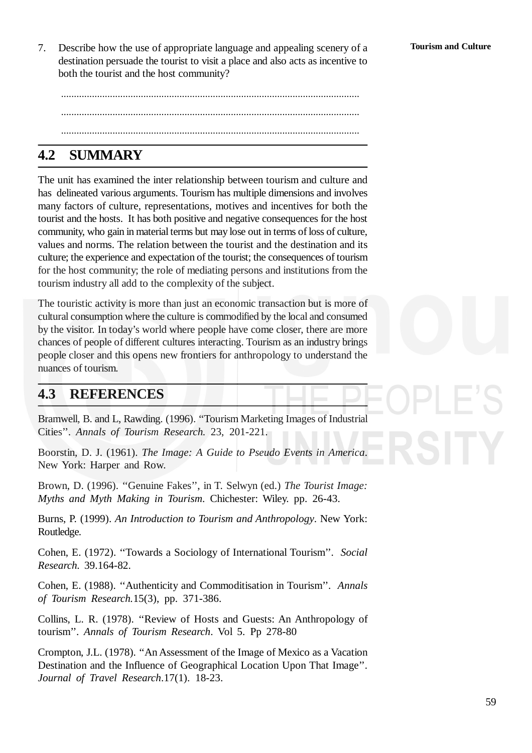7. Describe how the use of appropriate language and appealing scenery of a destination persuade the tourist to visit a place and also acts as incentive to both the tourist and the host community?

.....................................................................................................................

.....................................................................................................................

.....................................................................................................................

## 4.2 SUMMARY

The unit has examined the inter relationship between tourism and culture and has delineated various arguments. Tourism has multiple dimensions and involves many factors of culture, representations, motives and incentives for both the tourist and the hosts. It has both positive and negative consequences for the host community, who gain in material terms but may lose out in terms of loss of culture, values and norms. The relation between the tourist and the destination and its culture; the experience and expectation of the tourist; the consequences of tourism for the host community; the role of mediating persons and institutions from the tourism industry all add to the complexity of the subject.

The touristic activity is more than just an economic transaction but is more of cultural consumption where the culture is commodified by the local and consumed by the visitor. In today's world where people have come closer, there are more chances of people of different cultures interacting. Tourism as an industry brings people closer and this opens new frontiers for anthropology to understand the nuances of tourism.

## 4.3 REFERENCES

Bramwell, B. and L, Rawding. (1996). "Tourism Marketing Images of Industrial Cities". *Annals of Tourism Research.* 23, 201-221.

Boorstin, D. J. (1961). *The Image: A Guide to Pseudo Events in America*. New York: Harper and Row.

Brown, D. (1996). "Genuine Fakes", in T. Selwyn (ed.) *The Tourist Image: Myths and Myth Making in Tourism*. Chichester: Wiley. pp. 26-43.

Burns, P. (1999). *An Introduction to Tourism and Anthropology*. New York: Routledge.

Cohen, E. (1972). "Towards a Sociology of International Tourism". *Social Research.* 39.164-82.

Cohen, E. (1988). "Authenticity and Commoditisation in Tourism". *Annals of Tourism Research.*15(3), pp. 371-386.

Collins, L. R. (1978). "Review of Hosts and Guests: An Anthropology of tourism". *Annals of Tourism Research*. Vol 5. Pp 278-80

Crompton, J.L. (1978). "An Assessment of the Image of Mexico as a Vacation Destination and the Influence of Geographical Location Upon That Image". *Journal of Travel Research*.17(1). 18-23.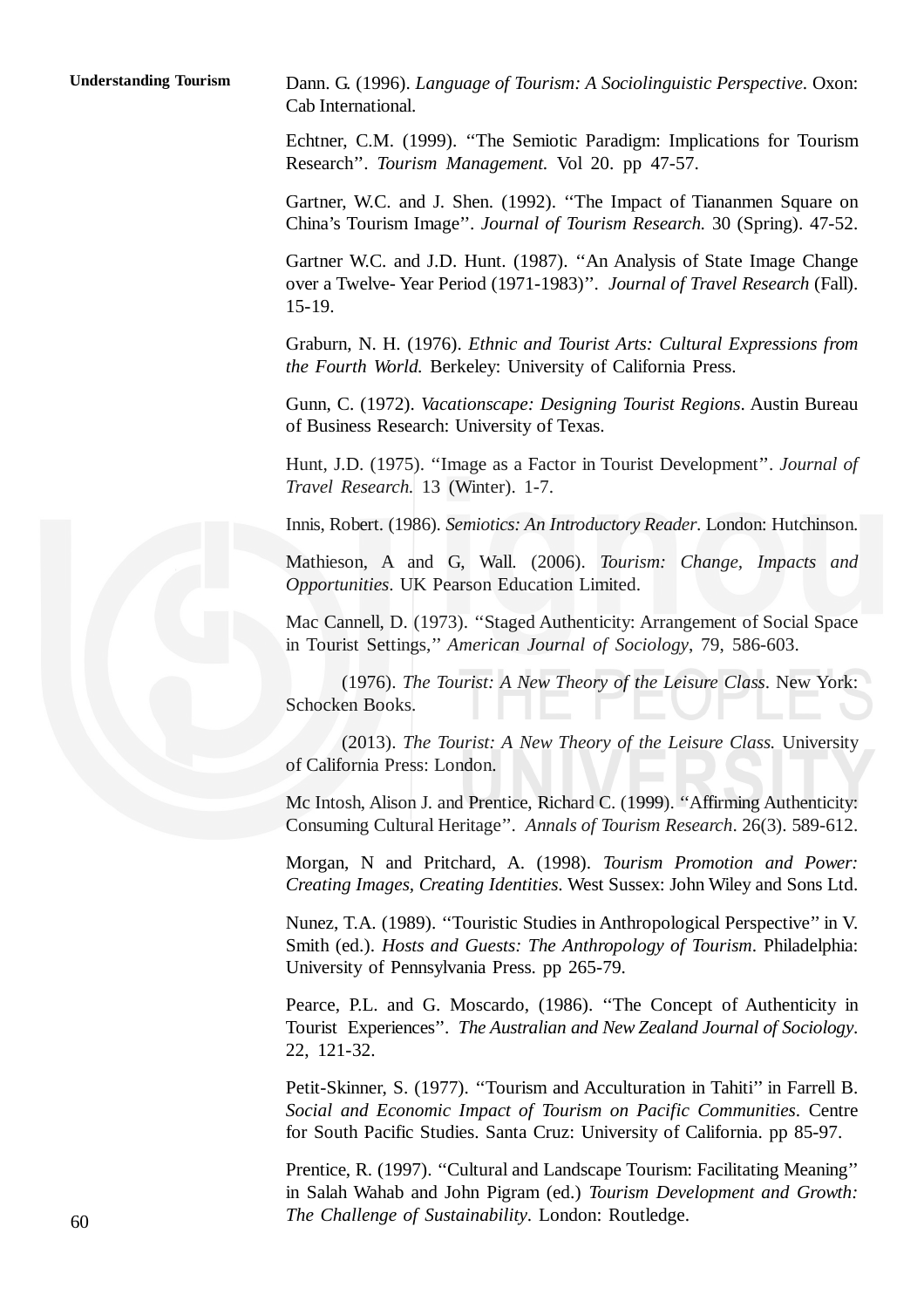Dann. G. (1996). *Language of Tourism: A Sociolinguistic Perspective*. Oxon: Cab International.

Echtner, C.M. (1999). ''The Semiotic Paradigm: Implications for Tourism Research''. *Tourism Management.* Vol 20. pp 47-57.

Gartner, W.C. and J. Shen. (1992). ''The Impact of Tiananmen Square on China's Tourism Image''. *Journal of Tourism Research.* 30 (Spring). 47-52.

Gartner W.C. and J.D. Hunt. (1987). ''An Analysis of State Image Change over a Twelve- Year Period (1971-1983)''. *Journal of Travel Research* (Fall). 15-19.

Graburn, N. H. (1976). *Ethnic and Tourist Arts: Cultural Expressions from the Fourth World.* Berkeley: University of California Press.

Gunn, C. (1972). *Vacationscape: Designing Tourist Regions*. Austin Bureau of Business Research: University of Texas.

Hunt, J.D. (1975). ''Image as a Factor in Tourist Development''. *Journal of Travel Research.* 13 (Winter). 1-7.

Innis, Robert. (1986). *Semiotics: An Introductory Reader*. London: Hutchinson.

Mathieson, A and G, Wall. (2006). *Tourism: Change, Impacts and Opportunities*. UK Pearson Education Limited.

Mac Cannell, D. (1973). ''Staged Authenticity: Arrangement of Social Space in Tourist Settings,'' *American Journal of Sociology*, 79, 586-603.

(1976). *The Tourist: A New Theory of the Leisure Class*. New York: Schocken Books.

(2013). *The Tourist: A New Theory of the Leisure Class.* University of California Press: London.

Mc Intosh, Alison J. and Prentice, Richard C. (1999). ''Affirming Authenticity: Consuming Cultural Heritage''. *Annals of Tourism Research*. 26(3). 589-612.

Morgan, N and Pritchard, A. (1998). *Tourism Promotion and Power: Creating Images, Creating Identities*. West Sussex: John Wiley and Sons Ltd.

Nunez, T.A. (1989). ''Touristic Studies in Anthropological Perspective'' in V. Smith (ed.). *Hosts and Guests: The Anthropology of Tourism*. Philadelphia: University of Pennsylvania Press. pp 265-79.

Pearce, P.L. and G. Moscardo, (1986). ''The Concept of Authenticity in Tourist Experiences''. *The Australian and New Zealand Journal of Sociology*. 22, 121-32.

Petit-Skinner, S. (1977). ''Tourism and Acculturation in Tahiti'' in Farrell B. *Social and Economic Impact of Tourism on Pacific Communities*. Centre for South Pacific Studies. Santa Cruz: University of California. pp 85-97.

Prentice, R. (1997). ''Cultural and Landscape Tourism: Facilitating Meaning'' in Salah Wahab and John Pigram (ed.) *Tourism Development and Growth: The Challenge of Sustainability*. London: Routledge.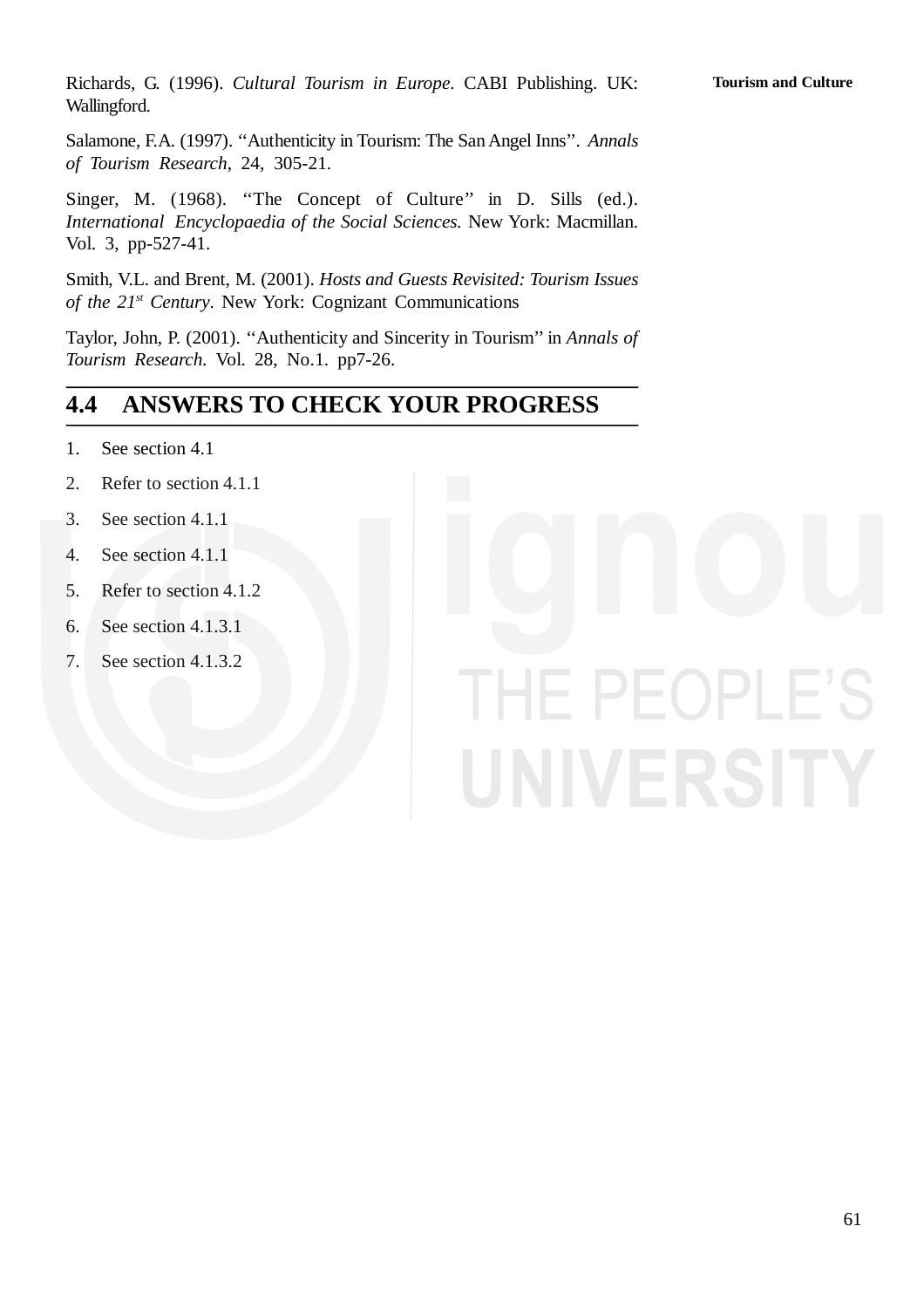Richards, G. (1996). *Cultural Tourism in Europe*. CABI Publishing. UK: Wallingford.

Salamone, F.A. (1997). ''Authenticity in Tourism: The San Angel Inns''. *Annals of Tourism Research*, 24, 305-21.

Singer, M. (1968). ''The Concept of Culture'' in D. Sills (ed.). *International Encyclopaedia of the Social Sciences.* New York: Macmillan. Vol. 3, pp-527-41.

Smith, V.L. and Brent, M. (2001). *Hosts and Guests Revisited: Tourism Issues of the 21st Century*. New York: Cognizant Communications

Taylor, John, P. (2001). ''Authenticity and Sincerity in Tourism'' in *Annals of Tourism Research.* Vol. 28, No.1. pp7-26.

## 4.4 ANSWERS TO CHECK YOUR PROGRESS

1. See section 4.1
2. Refer to section 4.1.1
3. See section 4.1.1
4. See section 4.1.1
5. Refer to section 4.1.2
6. See section 4.1.3.1
7. See section 4.1.3.2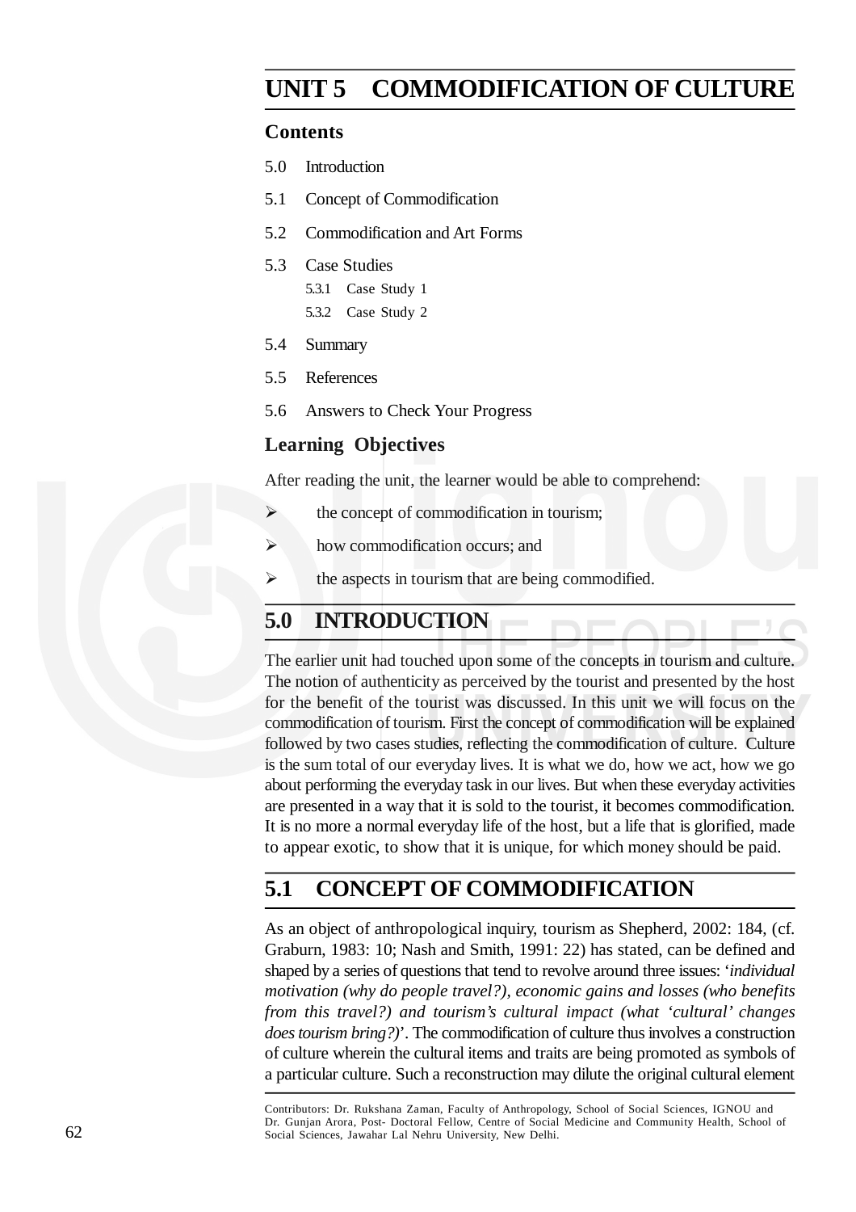# UNIT 5 COMMODIFICATION OF CULTURE

## Contents

5.0 Introduction

5.1 Concept of Commodification

5.2 Commodification and Art Forms

5.3 Case Studies

 5.3.1 Case Study 1

 5.3.2 Case Study 2

5.4 Summary

5.5 References

5.6 Answers to Check Your Progress

## Learning Objectives

After reading the unit, the learner would be able to comprehend:

- the concept of commodification in tourism;
- how commodification occurs; and
- the aspects in tourism that are being commodified.

## 5.0 INTRODUCTION

The earlier unit had touched upon some of the concepts in tourism and culture. The notion of authenticity as perceived by the tourist and presented by the host for the benefit of the tourist was discussed. In this unit we will focus on the commodification of tourism. First the concept of commodification will be explained followed by two cases studies, reflecting the commodification of culture. Culture is the sum total of our everyday lives. It is what we do, how we act, how we go about performing the everyday task in our lives. But when these everyday activities are presented in a way that it is sold to the tourist, it becomes commodification. It is no more a normal everyday life of the host, but a life that is glorified, made to appear exotic, to show that it is unique, for which money should be paid.

## 5.1 CONCEPT OF COMMODIFICATION

As an object of anthropological inquiry, tourism as Shepherd, 2002: 184, (cf. Graburn, 1983: 10; Nash and Smith, 1991: 22) has stated, can be defined and shaped by a series of questions that tend to revolve around three issues: '*individual motivation (why do people travel?), economic gains and losses (who benefits from this travel?) and tourism's cultural impact (what 'cultural' changes does tourism bring?)*'. The commodification of culture thus involves a construction of culture wherein the cultural items and traits are being promoted as symbols of a particular culture. Such a reconstruction may dilute the original cultural element

Contributors: Dr. Rukshana Zaman, Faculty of Anthropology, School of Social Sciences, IGNOU and Dr. Gunjan Arora, Post- Doctoral Fellow, Centre of Social Medicine and Community Health, School of Social Sciences, Jawahar Lal Nehru University, New Delhi.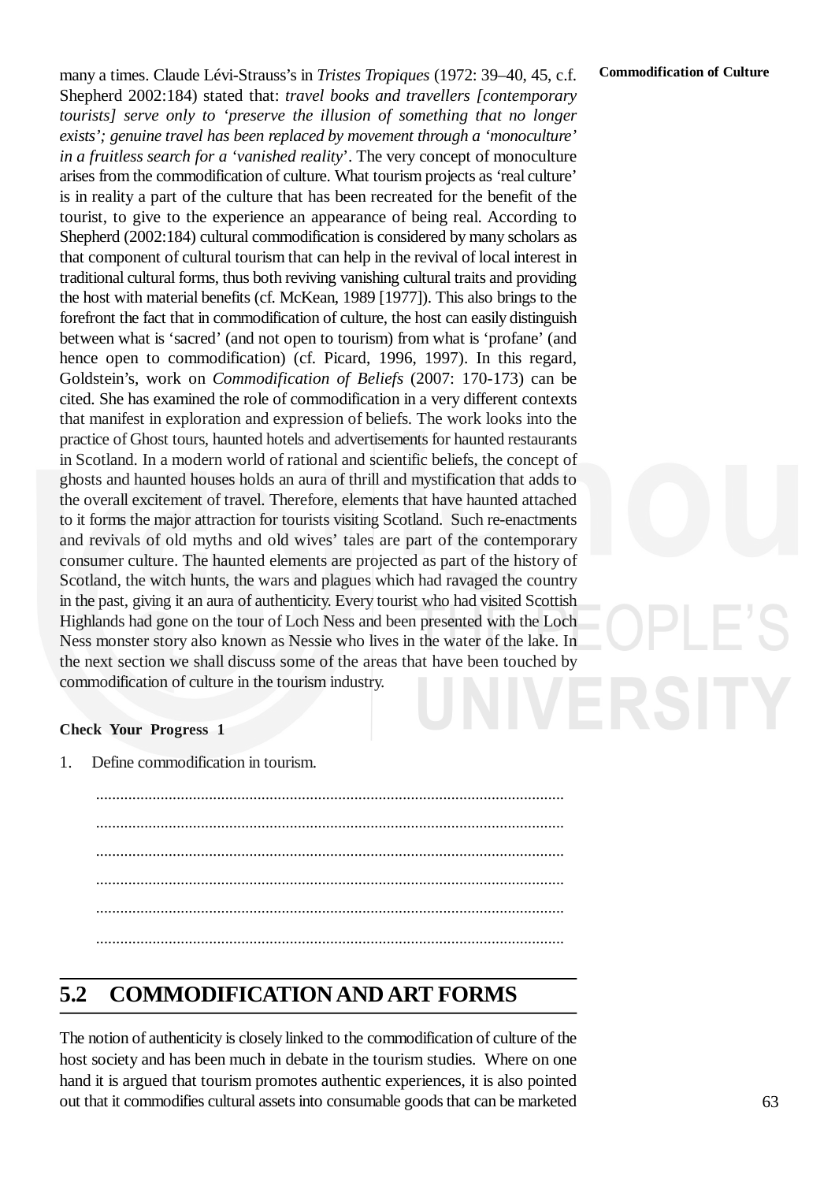many a times. Claude Lévi-Strauss's in *Tristes Tropiques* (1972: 39–40, 45, c.f. Shepherd 2002:184) stated that: *travel books and travellers [contemporary tourists] serve only to 'preserve the illusion of something that no longer exists'; genuine travel has been replaced by movement through a 'monoculture' in a fruitless search for a 'vanished reality*'. The very concept of monoculture arises from the commodification of culture. What tourism projects as 'real culture' is in reality a part of the culture that has been recreated for the benefit of the tourist, to give to the experience an appearance of being real. According to Shepherd (2002:184) cultural commodification is considered by many scholars as that component of cultural tourism that can help in the revival of local interest in traditional cultural forms, thus both reviving vanishing cultural traits and providing the host with material benefits (cf. McKean, 1989 [1977]). This also brings to the forefront the fact that in commodification of culture, the host can easily distinguish between what is 'sacred' (and not open to tourism) from what is 'profane' (and hence open to commodification) (cf. Picard, 1996, 1997). In this regard, Goldstein's, work on *Commodification of Beliefs* (2007: 170-173) can be cited. She has examined the role of commodification in a very different contexts that manifest in exploration and expression of beliefs. The work looks into the practice of Ghost tours, haunted hotels and advertisements for haunted restaurants in Scotland. In a modern world of rational and scientific beliefs, the concept of ghosts and haunted houses holds an aura of thrill and mystification that adds to the overall excitement of travel. Therefore, elements that have haunted attached to it forms the major attraction for tourists visiting Scotland. Such re-enactments and revivals of old myths and old wives' tales are part of the contemporary consumer culture. The haunted elements are projected as part of the history of Scotland, the witch hunts, the wars and plagues which had ravaged the country in the past, giving it an aura of authenticity. Every tourist who had visited Scottish Highlands had gone on the tour of Loch Ness and been presented with the Loch Ness monster story also known as Nessie who lives in the water of the lake. In the next section we shall discuss some of the areas that have been touched by commodification of culture in the tourism industry.

**Check Your Progress 1**

1. Define commodification in tourism.

   ...................................................................................................................

   ...................................................................................................................

   ...................................................................................................................

   ...................................................................................................................

   ...................................................................................................................

   ...................................................................................................................

## 5.2 COMMODIFICATION AND ART FORMS

The notion of authenticity is closely linked to the commodification of culture of the host society and has been much in debate in the tourism studies. Where on one hand it is argued that tourism promotes authentic experiences, it is also pointed out that it commodifies cultural assets into consumable goods that can be marketed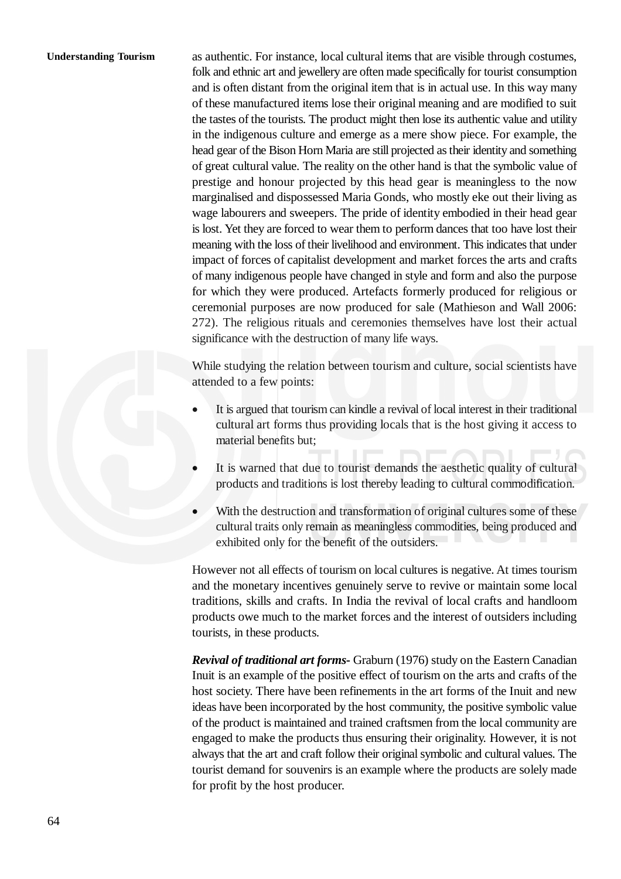as authentic. For instance, local cultural items that are visible through costumes, folk and ethnic art and jewellery are often made specifically for tourist consumption and is often distant from the original item that is in actual use. In this way many of these manufactured items lose their original meaning and are modified to suit the tastes of the tourists. The product might then lose its authentic value and utility in the indigenous culture and emerge as a mere show piece. For example, the head gear of the Bison Horn Maria are still projected as their identity and something of great cultural value. The reality on the other hand is that the symbolic value of prestige and honour projected by this head gear is meaningless to the now marginalised and dispossessed Maria Gonds, who mostly eke out their living as wage labourers and sweepers. The pride of identity embodied in their head gear is lost. Yet they are forced to wear them to perform dances that too have lost their meaning with the loss of their livelihood and environment. This indicates that under impact of forces of capitalist development and market forces the arts and crafts of many indigenous people have changed in style and form and also the purpose for which they were produced. Artefacts formerly produced for religious or ceremonial purposes are now produced for sale (Mathieson and Wall 2006: 272). The religious rituals and ceremonies themselves have lost their actual significance with the destruction of many life ways.

While studying the relation between tourism and culture, social scientists have attended to a few points:

- It is argued that tourism can kindle a revival of local interest in their traditional cultural art forms thus providing locals that is the host giving it access to material benefits but;
- It is warned that due to tourist demands the aesthetic quality of cultural products and traditions is lost thereby leading to cultural commodification.
- With the destruction and transformation of original cultures some of these cultural traits only remain as meaningless commodities, being produced and exhibited only for the benefit of the outsiders.

However not all effects of tourism on local cultures is negative. At times tourism and the monetary incentives genuinely serve to revive or maintain some local traditions, skills and crafts. In India the revival of local crafts and handloom products owe much to the market forces and the interest of outsiders including tourists, in these products.

***Revival of traditional art forms-*** Graburn (1976) study on the Eastern Canadian Inuit is an example of the positive effect of tourism on the arts and crafts of the host society. There have been refinements in the art forms of the Inuit and new ideas have been incorporated by the host community, the positive symbolic value of the product is maintained and trained craftsmen from the local community are engaged to make the products thus ensuring their originality. However, it is not always that the art and craft follow their original symbolic and cultural values. The tourist demand for souvenirs is an example where the products are solely made for profit by the host producer.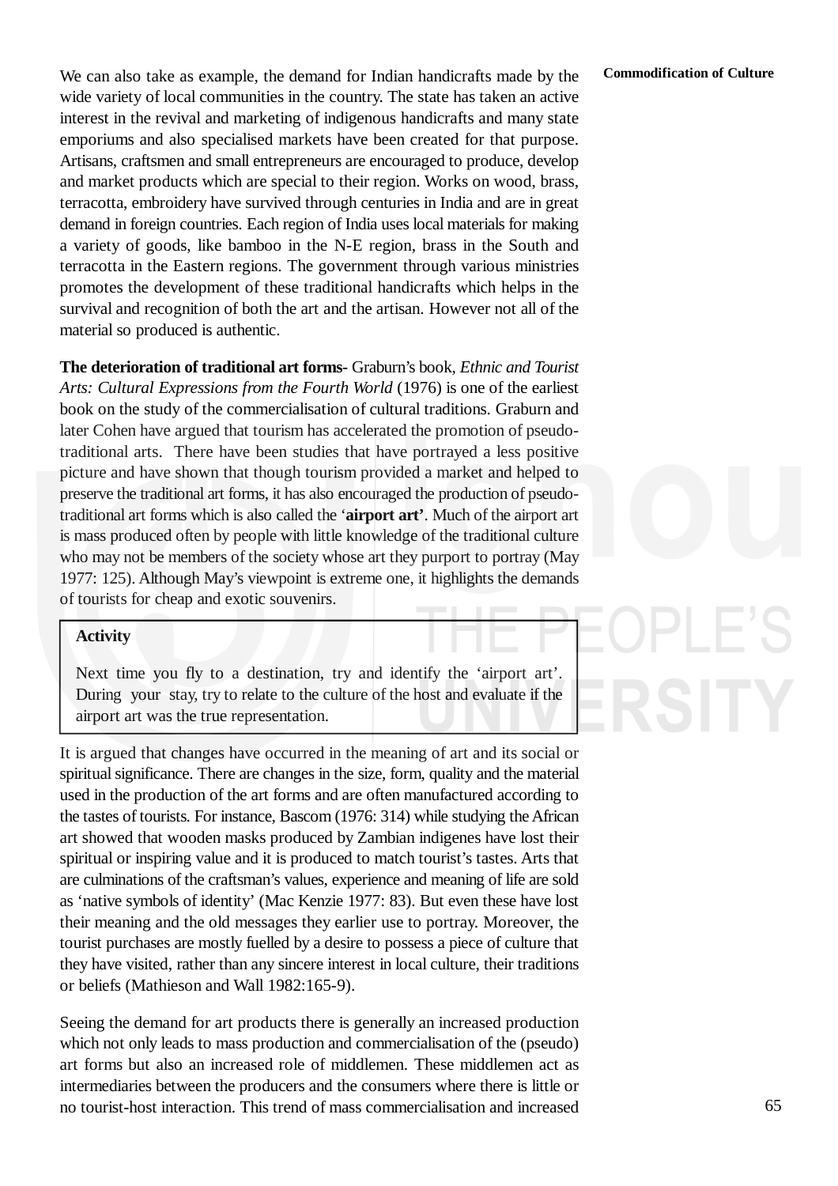We can also take as example, the demand for Indian handicrafts made by the wide variety of local communities in the country. The state has taken an active interest in the revival and marketing of indigenous handicrafts and many state emporiums and also specialised markets have been created for that purpose. Artisans, craftsmen and small entrepreneurs are encouraged to produce, develop and market products which are special to their region. Works on wood, brass, terracotta, embroidery have survived through centuries in India and are in great demand in foreign countries. Each region of India uses local materials for making a variety of goods, like bamboo in the N-E region, brass in the South and terracotta in the Eastern regions. The government through various ministries promotes the development of these traditional handicrafts which helps in the survival and recognition of both the art and the artisan. However not all of the material so produced is authentic.

**The deterioration of traditional art forms-** Graburn's book, *Ethnic and Tourist Arts: Cultural Expressions from the Fourth World* (1976) is one of the earliest book on the study of the commercialisation of cultural traditions. Graburn and later Cohen have argued that tourism has accelerated the promotion of pseudo-traditional arts. There have been studies that have portrayed a less positive picture and have shown that though tourism provided a market and helped to preserve the traditional art forms, it has also encouraged the production of pseudo-traditional art forms which is also called the '**airport art**'. Much of the airport art is mass produced often by people with little knowledge of the traditional culture who may not be members of the society whose art they purport to portray (May 1977: 125). Although May's viewpoint is extreme one, it highlights the demands of tourists for cheap and exotic souvenirs.

> **Activity**
>
> Next time you fly to a destination, try and identify the 'airport art'. During your stay, try to relate to the culture of the host and evaluate if the airport art was the true representation.

It is argued that changes have occurred in the meaning of art and its social or spiritual significance. There are changes in the size, form, quality and the material used in the production of the art forms and are often manufactured according to the tastes of tourists. For instance, Bascom (1976: 314) while studying the African art showed that wooden masks produced by Zambian indigenes have lost their spiritual or inspiring value and it is produced to match tourist's tastes. Arts that are culminations of the craftsman's values, experience and meaning of life are sold as 'native symbols of identity' (Mac Kenzie 1977: 83). But even these have lost their meaning and the old messages they earlier use to portray. Moreover, the tourist purchases are mostly fuelled by a desire to possess a piece of culture that they have visited, rather than any sincere interest in local culture, their traditions or beliefs (Mathieson and Wall 1982:165-9).

Seeing the demand for art products there is generally an increased production which not only leads to mass production and commercialisation of the (pseudo) art forms but also an increased role of middlemen. These middlemen act as intermediaries between the producers and the consumers where there is little or no tourist-host interaction. This trend of mass commercialisation and increased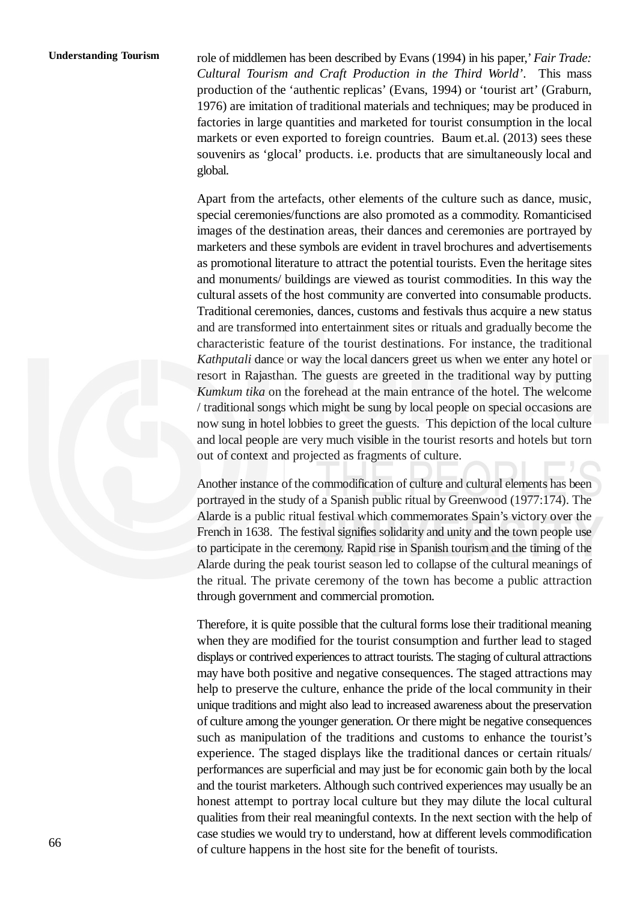role of middlemen has been described by Evans (1994) in his paper,' *Fair Trade: Cultural Tourism and Craft Production in the Third World'*. This mass production of the 'authentic replicas' (Evans, 1994) or 'tourist art' (Graburn, 1976) are imitation of traditional materials and techniques; may be produced in factories in large quantities and marketed for tourist consumption in the local markets or even exported to foreign countries. Baum et.al. (2013) sees these souvenirs as 'glocal' products. i.e. products that are simultaneously local and global.

Apart from the artefacts, other elements of the culture such as dance, music, special ceremonies/functions are also promoted as a commodity. Romanticised images of the destination areas, their dances and ceremonies are portrayed by marketers and these symbols are evident in travel brochures and advertisements as promotional literature to attract the potential tourists. Even the heritage sites and monuments/ buildings are viewed as tourist commodities. In this way the cultural assets of the host community are converted into consumable products. Traditional ceremonies, dances, customs and festivals thus acquire a new status and are transformed into entertainment sites or rituals and gradually become the characteristic feature of the tourist destinations. For instance, the traditional *Kathputali* dance or way the local dancers greet us when we enter any hotel or resort in Rajasthan. The guests are greeted in the traditional way by putting *Kumkum tika* on the forehead at the main entrance of the hotel. The welcome / traditional songs which might be sung by local people on special occasions are now sung in hotel lobbies to greet the guests. This depiction of the local culture and local people are very much visible in the tourist resorts and hotels but torn out of context and projected as fragments of culture.

Another instance of the commodification of culture and cultural elements has been portrayed in the study of a Spanish public ritual by Greenwood (1977:174). The Alarde is a public ritual festival which commemorates Spain's victory over the French in 1638. The festival signifies solidarity and unity and the town people use to participate in the ceremony. Rapid rise in Spanish tourism and the timing of the Alarde during the peak tourist season led to collapse of the cultural meanings of the ritual. The private ceremony of the town has become a public attraction through government and commercial promotion.

Therefore, it is quite possible that the cultural forms lose their traditional meaning when they are modified for the tourist consumption and further lead to staged displays or contrived experiences to attract tourists. The staging of cultural attractions may have both positive and negative consequences. The staged attractions may help to preserve the culture, enhance the pride of the local community in their unique traditions and might also lead to increased awareness about the preservation of culture among the younger generation. Or there might be negative consequences such as manipulation of the traditions and customs to enhance the tourist's experience. The staged displays like the traditional dances or certain rituals/ performances are superficial and may just be for economic gain both by the local and the tourist marketers. Although such contrived experiences may usually be an honest attempt to portray local culture but they may dilute the local cultural qualities from their real meaningful contexts. In the next section with the help of case studies we would try to understand, how at different levels commodification of culture happens in the host site for the benefit of tourists.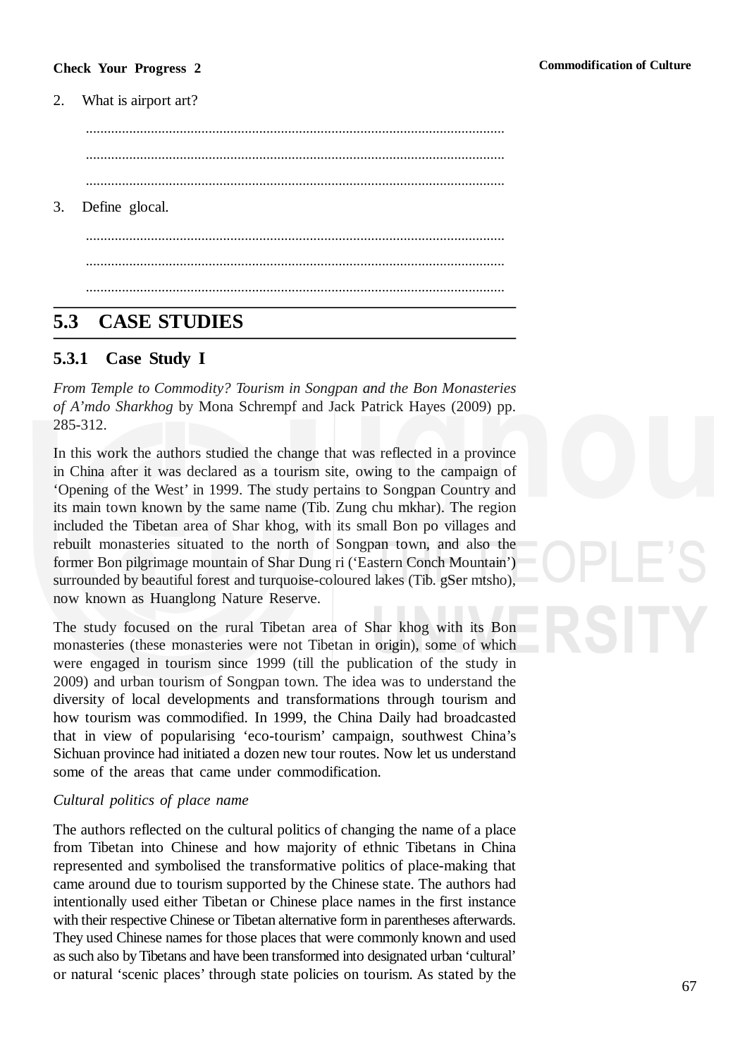**Check Your Progress 2**

2. What is airport art?

...................................................................................................................

...................................................................................................................

...................................................................................................................

3. Define glocal.

...................................................................................................................

...................................................................................................................

...................................................................................................................

## 5.3 CASE STUDIES

### 5.3.1 Case Study I

*From Temple to Commodity? Tourism in Songpan and the Bon Monasteries of A'mdo Sharkhog* by Mona Schrempf and Jack Patrick Hayes (2009) pp. 285-312.

In this work the authors studied the change that was reflected in a province in China after it was declared as a tourism site, owing to the campaign of 'Opening of the West' in 1999. The study pertains to Songpan Country and its main town known by the same name (Tib. Zung chu mkhar). The region included the Tibetan area of Shar khog, with its small Bon po villages and rebuilt monasteries situated to the north of Songpan town, and also the former Bon pilgrimage mountain of Shar Dung ri ('Eastern Conch Mountain') surrounded by beautiful forest and turquoise-coloured lakes (Tib. gSer mtsho), now known as Huanglong Nature Reserve.

The study focused on the rural Tibetan area of Shar khog with its Bon monasteries (these monasteries were not Tibetan in origin), some of which were engaged in tourism since 1999 (till the publication of the study in 2009) and urban tourism of Songpan town. The idea was to understand the diversity of local developments and transformations through tourism and how tourism was commodified. In 1999, the China Daily had broadcasted that in view of popularising 'eco-tourism' campaign, southwest China's Sichuan province had initiated a dozen new tour routes. Now let us understand some of the areas that came under commodification.

*Cultural politics of place name*

The authors reflected on the cultural politics of changing the name of a place from Tibetan into Chinese and how majority of ethnic Tibetans in China represented and symbolised the transformative politics of place-making that came around due to tourism supported by the Chinese state. The authors had intentionally used either Tibetan or Chinese place names in the first instance with their respective Chinese or Tibetan alternative form in parentheses afterwards. They used Chinese names for those places that were commonly known and used as such also by Tibetans and have been transformed into designated urban 'cultural' or natural 'scenic places' through state policies on tourism. As stated by the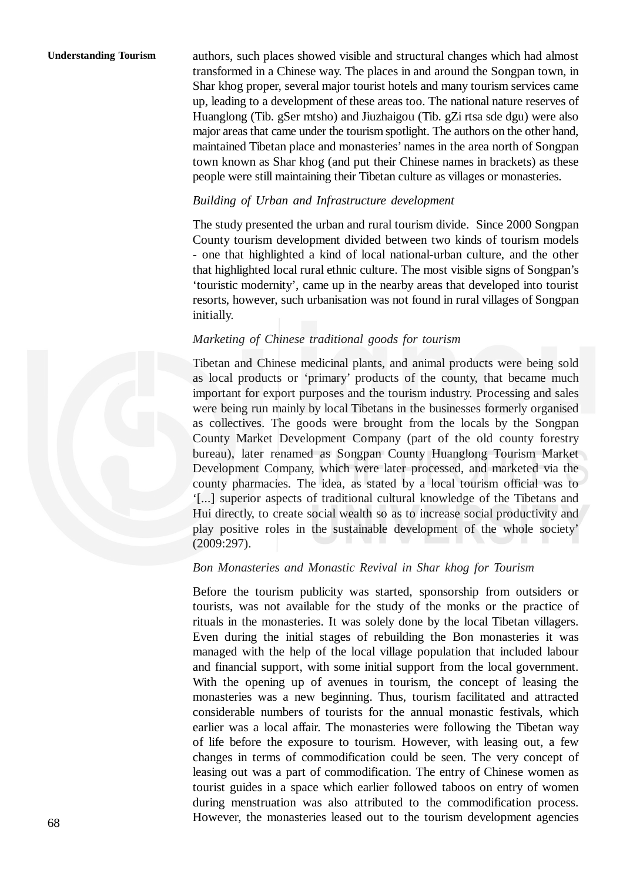authors, such places showed visible and structural changes which had almost transformed in a Chinese way. The places in and around the Songpan town, in Shar khog proper, several major tourist hotels and many tourism services came up, leading to a development of these areas too. The national nature reserves of Huanglong (Tib. gSer mtsho) and Jiuzhaigou (Tib. gZi rtsa sde dgu) were also major areas that came under the tourism spotlight. The authors on the other hand, maintained Tibetan place and monasteries' names in the area north of Songpan town known as Shar khog (and put their Chinese names in brackets) as these people were still maintaining their Tibetan culture as villages or monasteries.

*Building of Urban and Infrastructure development*

The study presented the urban and rural tourism divide. Since 2000 Songpan County tourism development divided between two kinds of tourism models - one that highlighted a kind of local national-urban culture, and the other that highlighted local rural ethnic culture. The most visible signs of Songpan's 'touristic modernity', came up in the nearby areas that developed into tourist resorts, however, such urbanisation was not found in rural villages of Songpan initially.

*Marketing of Chinese traditional goods for tourism*

Tibetan and Chinese medicinal plants, and animal products were being sold as local products or 'primary' products of the county, that became much important for export purposes and the tourism industry. Processing and sales were being run mainly by local Tibetans in the businesses formerly organised as collectives. The goods were brought from the locals by the Songpan County Market Development Company (part of the old county forestry bureau), later renamed as Songpan County Huanglong Tourism Market Development Company, which were later processed, and marketed via the county pharmacies. The idea, as stated by a local tourism official was to '[...] superior aspects of traditional cultural knowledge of the Tibetans and Hui directly, to create social wealth so as to increase social productivity and play positive roles in the sustainable development of the whole society' (2009:297).

*Bon Monasteries and Monastic Revival in Shar khog for Tourism*

Before the tourism publicity was started, sponsorship from outsiders or tourists, was not available for the study of the monks or the practice of rituals in the monasteries. It was solely done by the local Tibetan villagers. Even during the initial stages of rebuilding the Bon monasteries it was managed with the help of the local village population that included labour and financial support, with some initial support from the local government. With the opening up of avenues in tourism, the concept of leasing the monasteries was a new beginning. Thus, tourism facilitated and attracted considerable numbers of tourists for the annual monastic festivals, which earlier was a local affair. The monasteries were following the Tibetan way of life before the exposure to tourism. However, with leasing out, a few changes in terms of commodification could be seen. The very concept of leasing out was a part of commodification. The entry of Chinese women as tourist guides in a space which earlier followed taboos on entry of women during menstruation was also attributed to the commodification process. However, the monasteries leased out to the tourism development agencies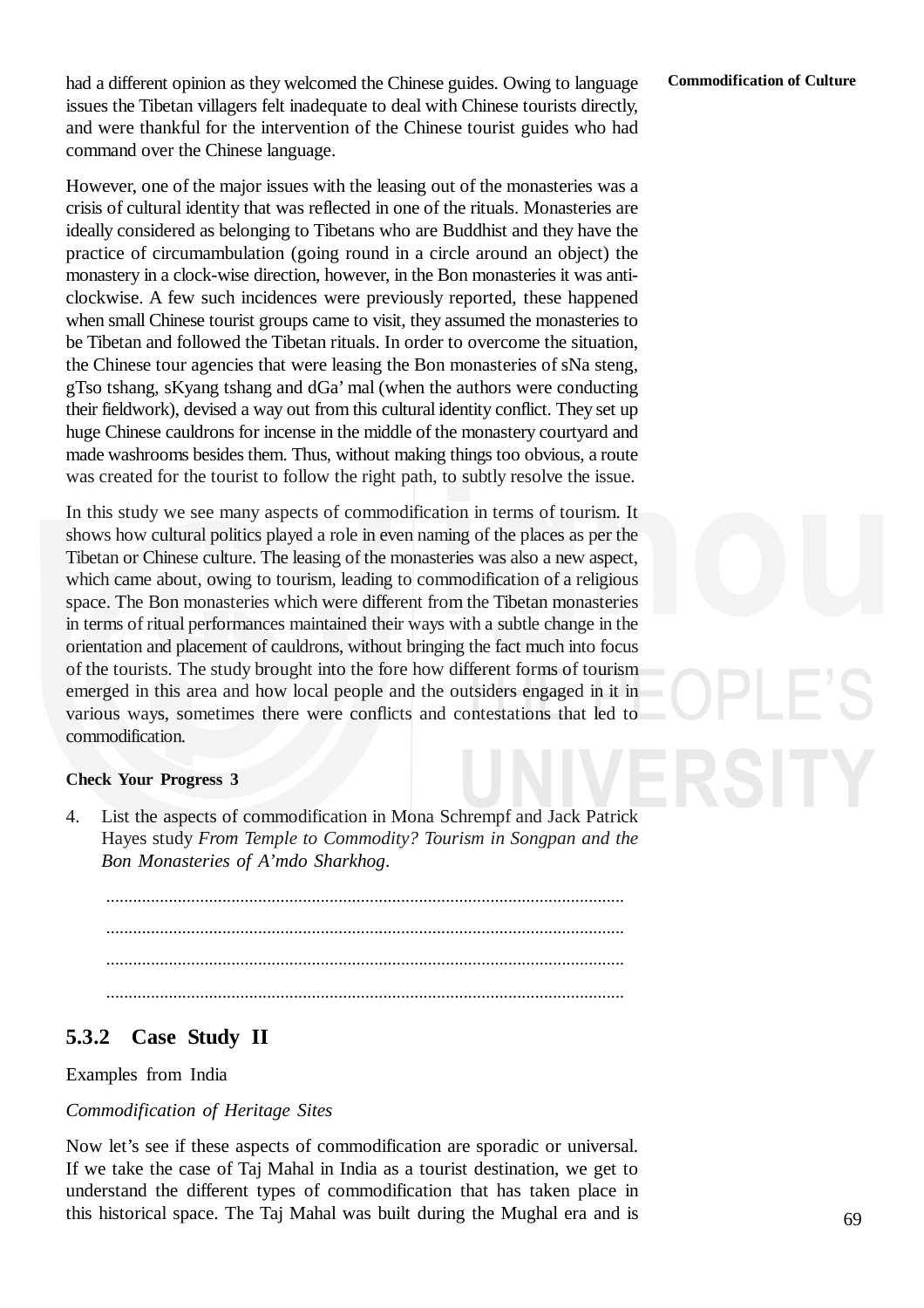had a different opinion as they welcomed the Chinese guides. Owing to language issues the Tibetan villagers felt inadequate to deal with Chinese tourists directly, and were thankful for the intervention of the Chinese tourist guides who had command over the Chinese language.

However, one of the major issues with the leasing out of the monasteries was a crisis of cultural identity that was reflected in one of the rituals. Monasteries are ideally considered as belonging to Tibetans who are Buddhist and they have the practice of circumambulation (going round in a circle around an object) the monastery in a clock-wise direction, however, in the Bon monasteries it was anti-clockwise. A few such incidences were previously reported, these happened when small Chinese tourist groups came to visit, they assumed the monasteries to be Tibetan and followed the Tibetan rituals. In order to overcome the situation, the Chinese tour agencies that were leasing the Bon monasteries of sNa steng, gTso tshang, sKyang tshang and dGa' mal (when the authors were conducting their fieldwork), devised a way out from this cultural identity conflict. They set up huge Chinese cauldrons for incense in the middle of the monastery courtyard and made washrooms besides them. Thus, without making things too obvious, a route was created for the tourist to follow the right path, to subtly resolve the issue.

In this study we see many aspects of commodification in terms of tourism. It shows how cultural politics played a role in even naming of the places as per the Tibetan or Chinese culture. The leasing of the monasteries was also a new aspect, which came about, owing to tourism, leading to commodification of a religious space. The Bon monasteries which were different from the Tibetan monasteries in terms of ritual performances maintained their ways with a subtle change in the orientation and placement of cauldrons, without bringing the fact much into focus of the tourists. The study brought into the fore how different forms of tourism emerged in this area and how local people and the outsiders engaged in it in various ways, sometimes there were conflicts and contestations that led to commodification.

**Check Your Progress 3**

4. List the aspects of commodification in Mona Schrempf and Jack Patrick Hayes study *From Temple to Commodity? Tourism in Songpan and the Bon Monasteries of A'mdo Sharkhog*.

   ....................................................................................................................

   ....................................................................................................................

   ....................................................................................................................

   ....................................................................................................................

### 5.3.2 Case Study II

Examples from India

*Commodification of Heritage Sites*

Now let's see if these aspects of commodification are sporadic or universal. If we take the case of Taj Mahal in India as a tourist destination, we get to understand the different types of commodification that has taken place in this historical space. The Taj Mahal was built during the Mughal era and is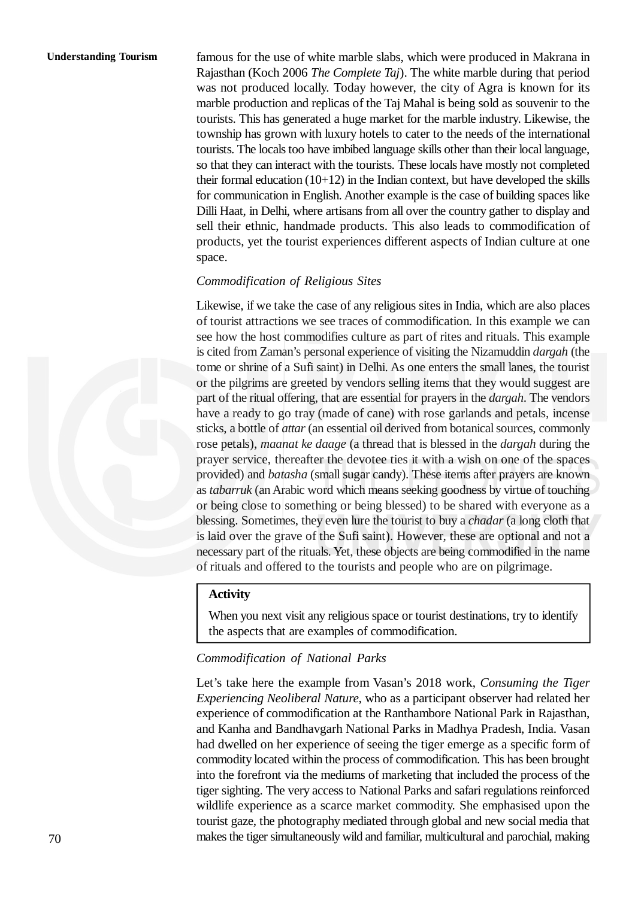famous for the use of white marble slabs, which were produced in Makrana in Rajasthan (Koch 2006 *The Complete Taj*). The white marble during that period was not produced locally. Today however, the city of Agra is known for its marble production and replicas of the Taj Mahal is being sold as souvenir to the tourists. This has generated a huge market for the marble industry. Likewise, the township has grown with luxury hotels to cater to the needs of the international tourists. The locals too have imbibed language skills other than their local language, so that they can interact with the tourists. These locals have mostly not completed their formal education (10+12) in the Indian context, but have developed the skills for communication in English. Another example is the case of building spaces like Dilli Haat, in Delhi, where artisans from all over the country gather to display and sell their ethnic, handmade products. This also leads to commodification of products, yet the tourist experiences different aspects of Indian culture at one space.

*Commodification of Religious Sites*

Likewise, if we take the case of any religious sites in India, which are also places of tourist attractions we see traces of commodification. In this example we can see how the host commodifies culture as part of rites and rituals. This example is cited from Zaman's personal experience of visiting the Nizamuddin *dargah* (the tome or shrine of a Sufi saint) in Delhi. As one enters the small lanes, the tourist or the pilgrims are greeted by vendors selling items that they would suggest are part of the ritual offering, that are essential for prayers in the *dargah*. The vendors have a ready to go tray (made of cane) with rose garlands and petals, incense sticks, a bottle of *attar* (an essential oil derived from botanical sources, commonly rose petals), *maanat ke daage* (a thread that is blessed in the *dargah* during the prayer service, thereafter the devotee ties it with a wish on one of the spaces provided) and *batasha* (small sugar candy). These items after prayers are known as *tabarruk* (an Arabic word which means seeking goodness by virtue of touching or being close to something or being blessed) to be shared with everyone as a blessing. Sometimes, they even lure the tourist to buy a *chadar* (a long cloth that is laid over the grave of the Sufi saint). However, these are optional and not a necessary part of the rituals. Yet, these objects are being commodified in the name of rituals and offered to the tourists and people who are on pilgrimage.

> **Activity**
>
> When you next visit any religious space or tourist destinations, try to identify the aspects that are examples of commodification.

*Commodification of National Parks*

Let's take here the example from Vasan's 2018 work, *Consuming the Tiger Experiencing Neoliberal Nature,* who as a participant observer had related her experience of commodification at the Ranthambore National Park in Rajasthan, and Kanha and Bandhavgarh National Parks in Madhya Pradesh, India. Vasan had dwelled on her experience of seeing the tiger emerge as a specific form of commodity located within the process of commodification. This has been brought into the forefront via the mediums of marketing that included the process of the tiger sighting. The very access to National Parks and safari regulations reinforced wildlife experience as a scarce market commodity. She emphasised upon the tourist gaze, the photography mediated through global and new social media that makes the tiger simultaneously wild and familiar, multicultural and parochial, making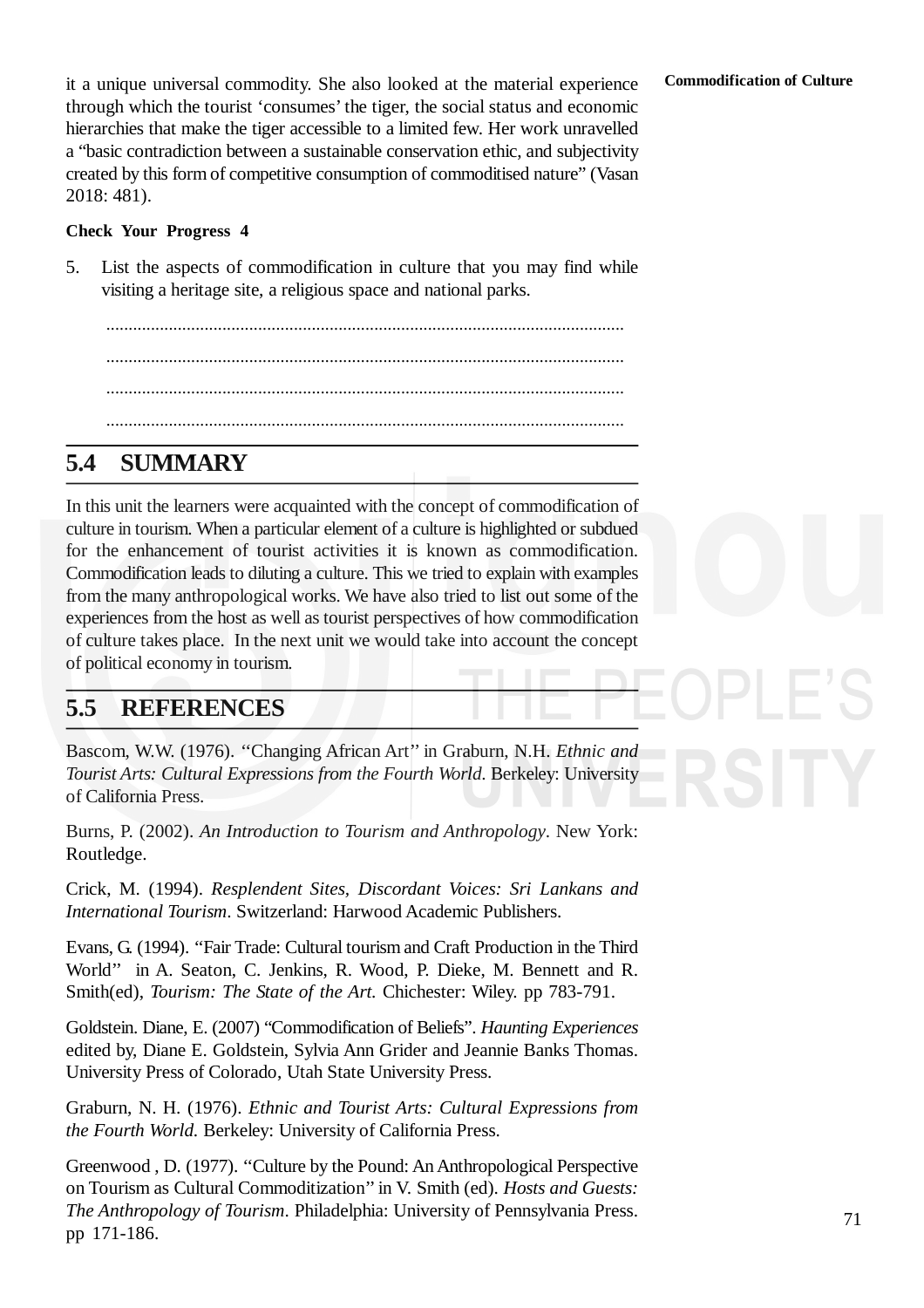it a unique universal commodity. She also looked at the material experience through which the tourist 'consumes' the tiger, the social status and economic hierarchies that make the tiger accessible to a limited few. Her work unravelled a "basic contradiction between a sustainable conservation ethic, and subjectivity created by this form of competitive consumption of commoditised nature" (Vasan 2018: 481).

**Check Your Progress 4**

5. List the aspects of commodification in culture that you may find while visiting a heritage site, a religious space and national parks.

   ....................................................................................................................

   ....................................................................................................................

   ....................................................................................................................

   ....................................................................................................................

## 5.4 SUMMARY

In this unit the learners were acquainted with the concept of commodification of culture in tourism. When a particular element of a culture is highlighted or subdued for the enhancement of tourist activities it is known as commodification. Commodification leads to diluting a culture. This we tried to explain with examples from the many anthropological works. We have also tried to list out some of the experiences from the host as well as tourist perspectives of how commodification of culture takes place. In the next unit we would take into account the concept of political economy in tourism.

## 5.5 REFERENCES

Bascom, W.W. (1976). "Changing African Art" in Graburn, N.H. *Ethnic and Tourist Arts: Cultural Expressions from the Fourth World*. Berkeley: University of California Press.

Burns, P. (2002). *An Introduction to Tourism and Anthropology*. New York: Routledge.

Crick, M. (1994). *Resplendent Sites, Discordant Voices: Sri Lankans and International Tourism*. Switzerland: Harwood Academic Publishers.

Evans, G. (1994). "Fair Trade: Cultural tourism and Craft Production in the Third World" in A. Seaton, C. Jenkins, R. Wood, P. Dieke, M. Bennett and R. Smith(ed), *Tourism: The State of the Art*. Chichester: Wiley. pp 783-791.

Goldstein. Diane, E. (2007) "Commodification of Beliefs". *Haunting Experiences* edited by, Diane E. Goldstein, Sylvia Ann Grider and Jeannie Banks Thomas. University Press of Colorado, Utah State University Press.

Graburn, N. H. (1976). *Ethnic and Tourist Arts: Cultural Expressions from the Fourth World*. Berkeley: University of California Press.

Greenwood , D. (1977). "Culture by the Pound: An Anthropological Perspective on Tourism as Cultural Commoditization" in V. Smith (ed). *Hosts and Guests: The Anthropology of Tourism*. Philadelphia: University of Pennsylvania Press. pp 171-186.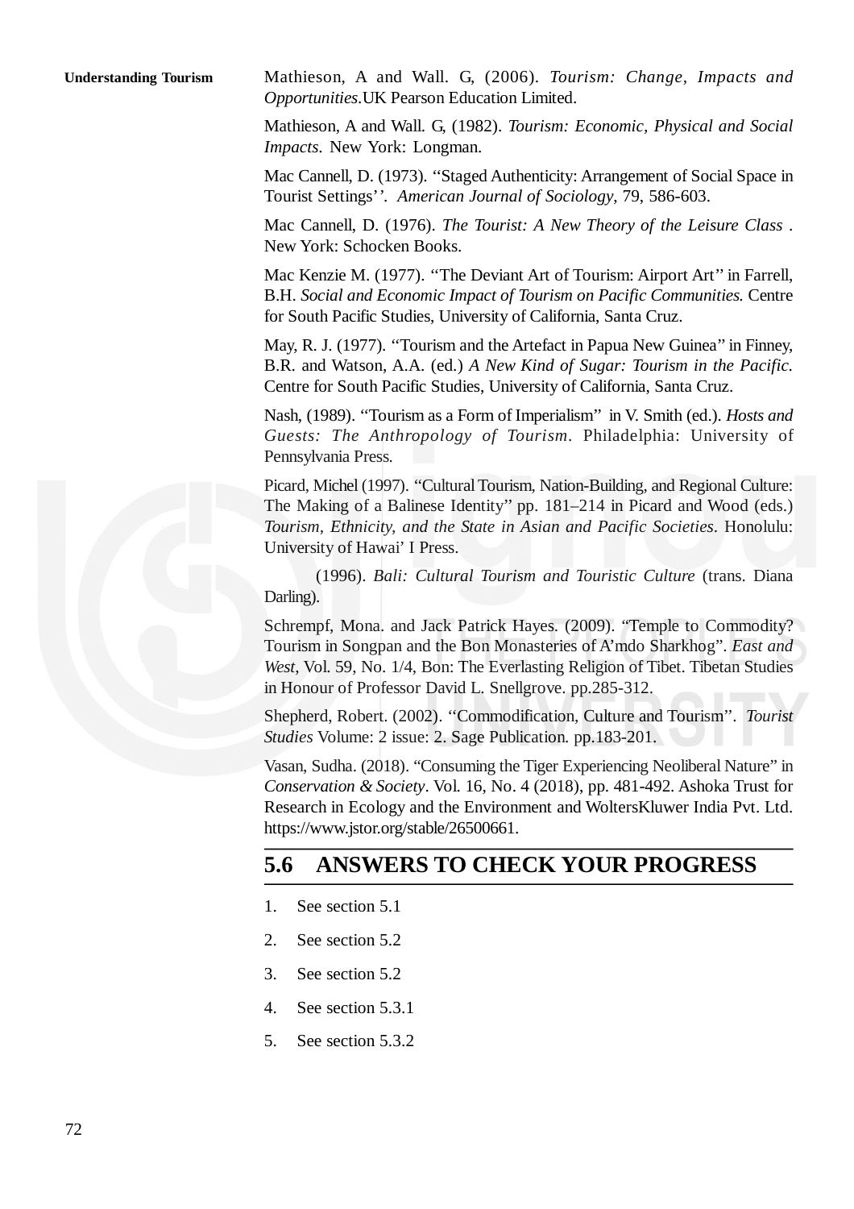Mathieson, A and Wall. G, (2006). *Tourism: Change, Impacts and Opportunities*.UK Pearson Education Limited.

Mathieson, A and Wall. G, (1982). *Tourism: Economic, Physical and Social Impacts*. New York: Longman.

Mac Cannell, D. (1973). ''Staged Authenticity: Arrangement of Social Space in Tourist Settings''. *American Journal of Sociology*, 79, 586-603.

Mac Cannell, D. (1976). *The Tourist: A New Theory of the Leisure Class* . New York: Schocken Books.

Mac Kenzie M. (1977). ''The Deviant Art of Tourism: Airport Art'' in Farrell, B.H. *Social and Economic Impact of Tourism on Pacific Communities.* Centre for South Pacific Studies, University of California, Santa Cruz.

May, R. J. (1977). ''Tourism and the Artefact in Papua New Guinea'' in Finney, B.R. and Watson, A.A. (ed.) *A New Kind of Sugar: Tourism in the Pacific.* Centre for South Pacific Studies, University of California, Santa Cruz.

Nash, (1989). ''Tourism as a Form of Imperialism'' in V. Smith (ed.). *Hosts and Guests: The Anthropology of Tourism*. Philadelphia: University of Pennsylvania Press.

Picard, Michel (1997). ''Cultural Tourism, Nation-Building, and Regional Culture: The Making of a Balinese Identity'' pp. 181–214 in Picard and Wood (eds.) *Tourism, Ethnicity, and the State in Asian and Pacific Societies*. Honolulu: University of Hawai' I Press.

(1996). *Bali: Cultural Tourism and Touristic Culture* (trans. Diana Darling).

Schrempf, Mona. and Jack Patrick Hayes. (2009). "Temple to Commodity? Tourism in Songpan and the Bon Monasteries of A'mdo Sharkhog". *East and West*, Vol. 59, No. 1/4, Bon: The Everlasting Religion of Tibet. Tibetan Studies in Honour of Professor David L. Snellgrove. pp.285-312.

Shepherd, Robert. (2002). ''Commodification, Culture and Tourism''. *Tourist Studies* Volume: 2 issue: 2. Sage Publication. pp.183-201.

Vasan, Sudha. (2018). "Consuming the Tiger Experiencing Neoliberal Nature" in *Conservation & Society*. Vol. 16, No. 4 (2018), pp. 481-492. Ashoka Trust for Research in Ecology and the Environment and WoltersKluwer India Pvt. Ltd. https://www.jstor.org/stable/26500661.

## 5.6 ANSWERS TO CHECK YOUR PROGRESS

1. See section 5.1
2. See section 5.2
3. See section 5.2
4. See section 5.3.1
5. See section 5.3.2